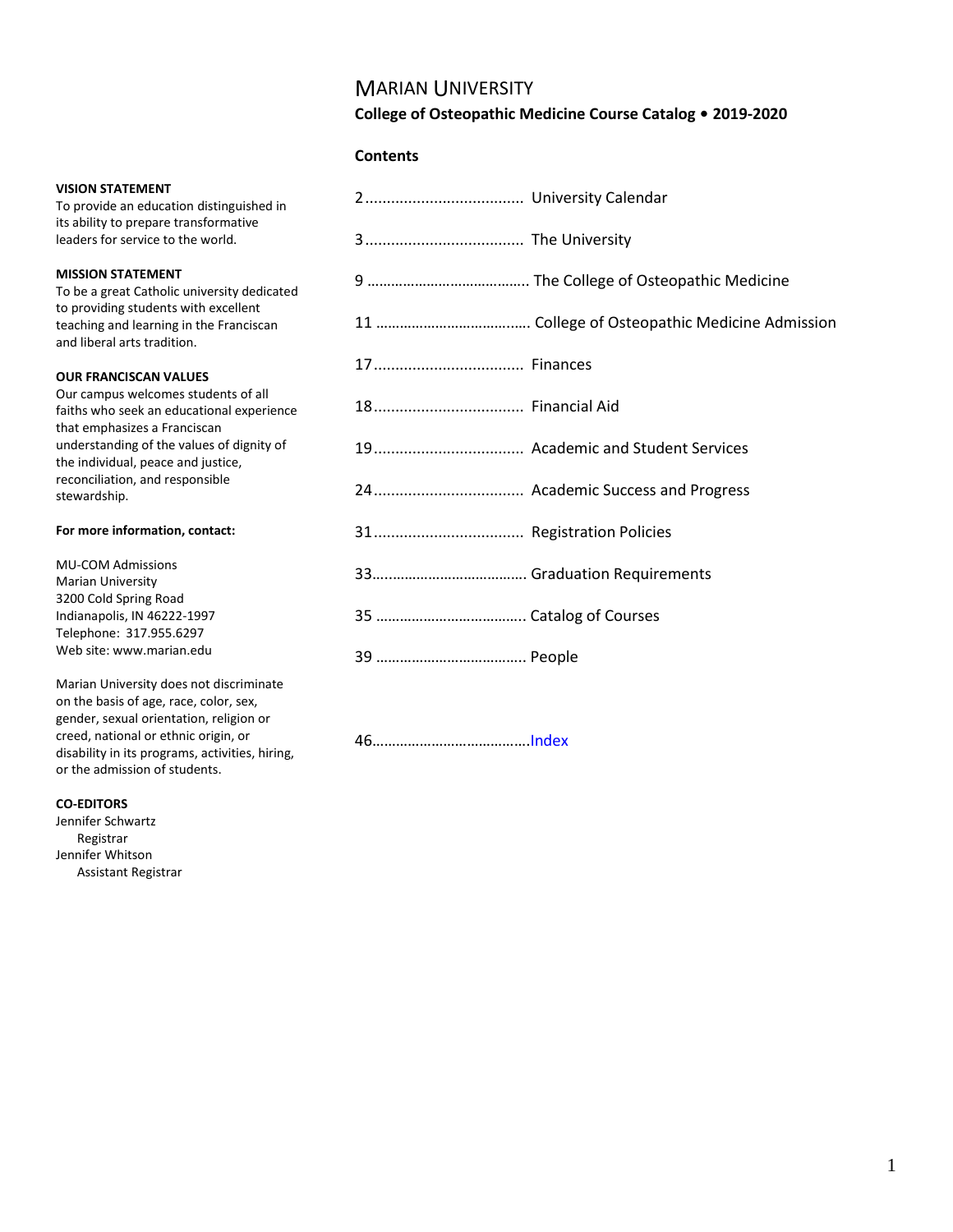# MARIAN UNIVERSITY

**College of Osteopathic Medicine Course Catalog • 2019-2020**

**Contents**

| Page | Section |
|---|---|
| 2 | University Calendar |
| 3 | The University |
| 9 | The College of Osteopathic Medicine |
| 11 | College of Osteopathic Medicine Admission |
| 17 | Finances |
| 18 | Financial Aid |
| 19 | Academic and Student Services |
| 24 | Academic Success and Progress |
| 31 | Registration Policies |
| 33 | Graduation Requirements |
| 35 | Catalog of Courses |
| 39 | People |
| 46 | Index |

**VISION STATEMENT**

To provide an education distinguished in its ability to prepare transformative leaders for service to the world.

**MISSION STATEMENT**

To be a great Catholic university dedicated to providing students with excellent teaching and learning in the Franciscan and liberal arts tradition.

**OUR FRANCISCAN VALUES**

Our campus welcomes students of all faiths who seek an educational experience that emphasizes a Franciscan understanding of the values of dignity of the individual, peace and justice, reconciliation, and responsible stewardship.

**For more information, contact:**

MU-COM Admissions
Marian University
3200 Cold Spring Road
Indianapolis, IN 46222-1997
Telephone: 317.955.6297
Web site: www.marian.edu

Marian University does not discriminate on the basis of age, race, color, sex, gender, sexual orientation, religion or creed, national or ethnic origin, or disability in its programs, activities, hiring, or the admission of students.

**CO-EDITORS**

Jennifer Schwartz
Registrar
Jennifer Whitson
Assistant Registrar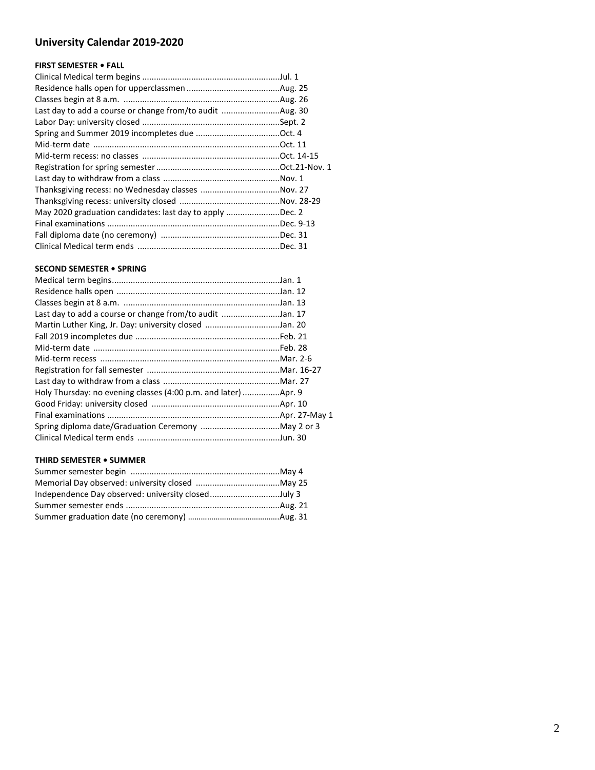## University Calendar 2019-2020

### FIRST SEMESTER • FALL

| | |
|---|---|
| Clinical Medical term begins | Jul. 1 |
| Residence halls open for upperclassmen | Aug. 25 |
| Classes begin at 8 a.m. | Aug. 26 |
| Last day to add a course or change from/to audit | Aug. 30 |
| Labor Day: university closed | Sept. 2 |
| Spring and Summer 2019 incompletes due | Oct. 4 |
| Mid-term date | Oct. 11 |
| Mid-term recess: no classes | Oct. 14-15 |
| Registration for spring semester | Oct.21-Nov. 1 |
| Last day to withdraw from a class | Nov. 1 |
| Thanksgiving recess: no Wednesday classes | Nov. 27 |
| Thanksgiving recess: university closed | Nov. 28-29 |
| May 2020 graduation candidates: last day to apply | Dec. 2 |
| Final examinations | Dec. 9-13 |
| Fall diploma date (no ceremony) | Dec. 31 |
| Clinical Medical term ends | Dec. 31 |

### SECOND SEMESTER • SPRING

| | |
|---|---|
| Medical term begins | Jan. 1 |
| Residence halls open | Jan. 12 |
| Classes begin at 8 a.m. | Jan. 13 |
| Last day to add a course or change from/to audit | Jan. 17 |
| Martin Luther King, Jr. Day: university closed | Jan. 20 |
| Fall 2019 incompletes due | Feb. 21 |
| Mid-term date | Feb. 28 |
| Mid-term recess | Mar. 2-6 |
| Registration for fall semester | Mar. 16-27 |
| Last day to withdraw from a class | Mar. 27 |
| Holy Thursday: no evening classes (4:00 p.m. and later) | Apr. 9 |
| Good Friday: university closed | Apr. 10 |
| Final examinations | Apr. 27-May 1 |
| Spring diploma date/Graduation Ceremony | May 2 or 3 |
| Clinical Medical term ends | Jun. 30 |

### THIRD SEMESTER • SUMMER

| | |
|---|---|
| Summer semester begin | May 4 |
| Memorial Day observed: university closed | May 25 |
| Independence Day observed: university closed | July 3 |
| Summer semester ends | Aug. 21 |
| Summer graduation date (no ceremony) | Aug. 31 |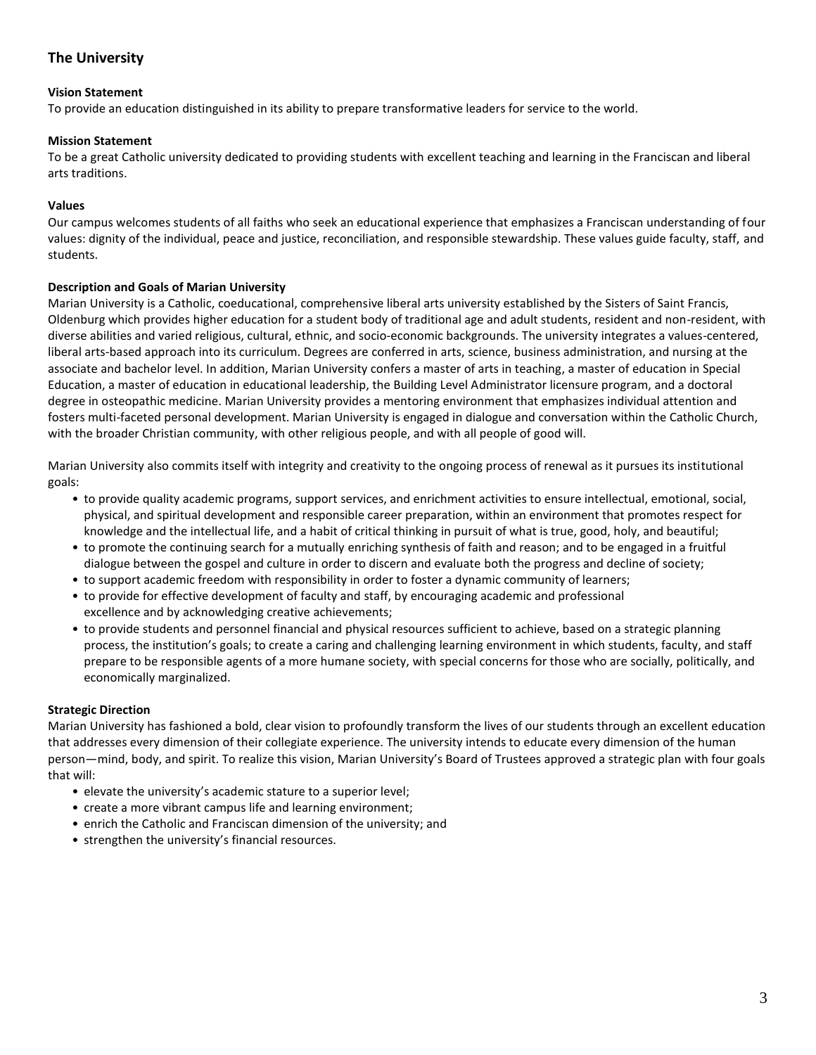## The University

### Vision Statement

To provide an education distinguished in its ability to prepare transformative leaders for service to the world.

### Mission Statement

To be a great Catholic university dedicated to providing students with excellent teaching and learning in the Franciscan and liberal arts traditions.

### Values

Our campus welcomes students of all faiths who seek an educational experience that emphasizes a Franciscan understanding of four values: dignity of the individual, peace and justice, reconciliation, and responsible stewardship. These values guide faculty, staff, and students.

### Description and Goals of Marian University

Marian University is a Catholic, coeducational, comprehensive liberal arts university established by the Sisters of Saint Francis, Oldenburg which provides higher education for a student body of traditional age and adult students, resident and non-resident, with diverse abilities and varied religious, cultural, ethnic, and socio-economic backgrounds. The university integrates a values-centered, liberal arts-based approach into its curriculum. Degrees are conferred in arts, science, business administration, and nursing at the associate and bachelor level. In addition, Marian University confers a master of arts in teaching, a master of education in Special Education, a master of education in educational leadership, the Building Level Administrator licensure program, and a doctoral degree in osteopathic medicine. Marian University provides a mentoring environment that emphasizes individual attention and fosters multi-faceted personal development. Marian University is engaged in dialogue and conversation within the Catholic Church, with the broader Christian community, with other religious people, and with all people of good will.

Marian University also commits itself with integrity and creativity to the ongoing process of renewal as it pursues its institutional goals:

- to provide quality academic programs, support services, and enrichment activities to ensure intellectual, emotional, social, physical, and spiritual development and responsible career preparation, within an environment that promotes respect for knowledge and the intellectual life, and a habit of critical thinking in pursuit of what is true, good, holy, and beautiful;
- to promote the continuing search for a mutually enriching synthesis of faith and reason; and to be engaged in a fruitful dialogue between the gospel and culture in order to discern and evaluate both the progress and decline of society;
- to support academic freedom with responsibility in order to foster a dynamic community of learners;
- to provide for effective development of faculty and staff, by encouraging academic and professional excellence and by acknowledging creative achievements;
- to provide students and personnel financial and physical resources sufficient to achieve, based on a strategic planning process, the institution's goals; to create a caring and challenging learning environment in which students, faculty, and staff prepare to be responsible agents of a more humane society, with special concerns for those who are socially, politically, and economically marginalized.

### Strategic Direction

Marian University has fashioned a bold, clear vision to profoundly transform the lives of our students through an excellent education that addresses every dimension of their collegiate experience. The university intends to educate every dimension of the human person—mind, body, and spirit. To realize this vision, Marian University's Board of Trustees approved a strategic plan with four goals that will:

- elevate the university's academic stature to a superior level;
- create a more vibrant campus life and learning environment;
- enrich the Catholic and Franciscan dimension of the university; and
- strengthen the university's financial resources.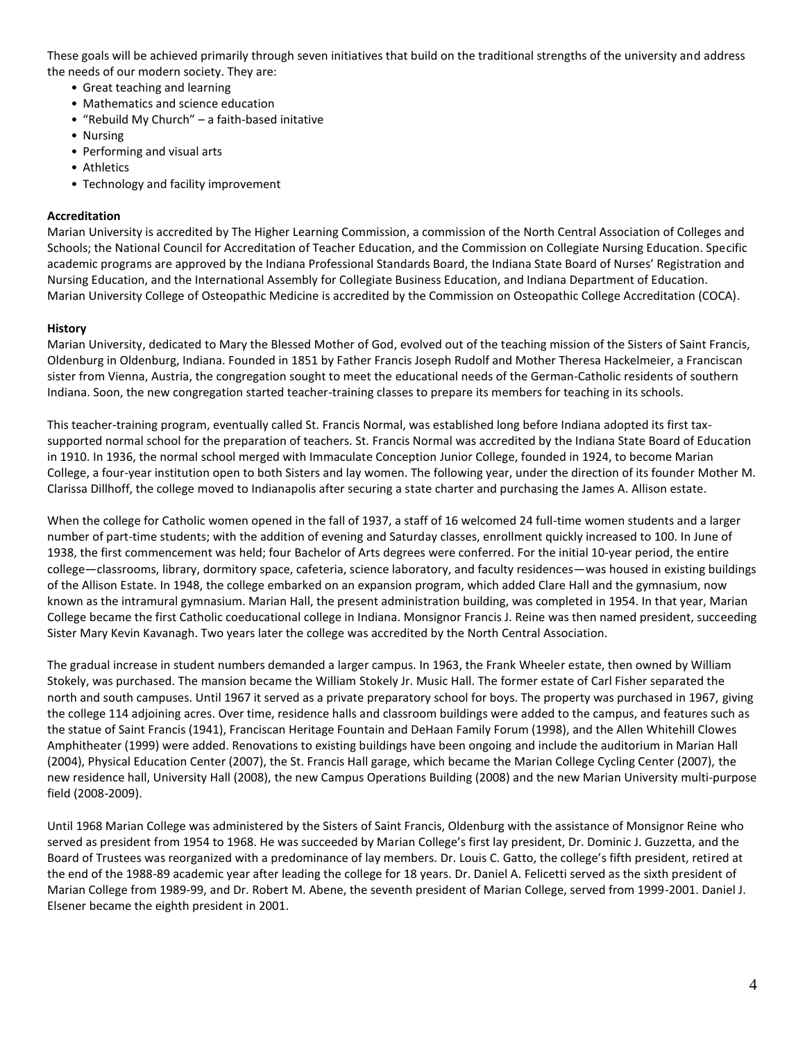These goals will be achieved primarily through seven initiatives that build on the traditional strengths of the university and address the needs of our modern society. They are:

- Great teaching and learning
- Mathematics and science education
- "Rebuild My Church" – a faith-based initative
- Nursing
- Performing and visual arts
- Athletics
- Technology and facility improvement

**Accreditation**

Marian University is accredited by The Higher Learning Commission, a commission of the North Central Association of Colleges and Schools; the National Council for Accreditation of Teacher Education, and the Commission on Collegiate Nursing Education. Specific academic programs are approved by the Indiana Professional Standards Board, the Indiana State Board of Nurses' Registration and Nursing Education, and the International Assembly for Collegiate Business Education, and Indiana Department of Education. Marian University College of Osteopathic Medicine is accredited by the Commission on Osteopathic College Accreditation (COCA).

**History**

Marian University, dedicated to Mary the Blessed Mother of God, evolved out of the teaching mission of the Sisters of Saint Francis, Oldenburg in Oldenburg, Indiana. Founded in 1851 by Father Francis Joseph Rudolf and Mother Theresa Hackelmeier, a Franciscan sister from Vienna, Austria, the congregation sought to meet the educational needs of the German-Catholic residents of southern Indiana. Soon, the new congregation started teacher-training classes to prepare its members for teaching in its schools.

This teacher-training program, eventually called St. Francis Normal, was established long before Indiana adopted its first tax-supported normal school for the preparation of teachers. St. Francis Normal was accredited by the Indiana State Board of Education in 1910. In 1936, the normal school merged with Immaculate Conception Junior College, founded in 1924, to become Marian College, a four-year institution open to both Sisters and lay women. The following year, under the direction of its founder Mother M. Clarissa Dillhoff, the college moved to Indianapolis after securing a state charter and purchasing the James A. Allison estate.

When the college for Catholic women opened in the fall of 1937, a staff of 16 welcomed 24 full-time women students and a larger number of part-time students; with the addition of evening and Saturday classes, enrollment quickly increased to 100. In June of 1938, the first commencement was held; four Bachelor of Arts degrees were conferred. For the initial 10-year period, the entire college—classrooms, library, dormitory space, cafeteria, science laboratory, and faculty residences—was housed in existing buildings of the Allison Estate. In 1948, the college embarked on an expansion program, which added Clare Hall and the gymnasium, now known as the intramural gymnasium. Marian Hall, the present administration building, was completed in 1954. In that year, Marian College became the first Catholic coeducational college in Indiana. Monsignor Francis J. Reine was then named president, succeeding Sister Mary Kevin Kavanagh. Two years later the college was accredited by the North Central Association.

The gradual increase in student numbers demanded a larger campus. In 1963, the Frank Wheeler estate, then owned by William Stokely, was purchased. The mansion became the William Stokely Jr. Music Hall. The former estate of Carl Fisher separated the north and south campuses. Until 1967 it served as a private preparatory school for boys. The property was purchased in 1967, giving the college 114 adjoining acres. Over time, residence halls and classroom buildings were added to the campus, and features such as the statue of Saint Francis (1941), Franciscan Heritage Fountain and DeHaan Family Forum (1998), and the Allen Whitehill Clowes Amphitheater (1999) were added. Renovations to existing buildings have been ongoing and include the auditorium in Marian Hall (2004), Physical Education Center (2007), the St. Francis Hall garage, which became the Marian College Cycling Center (2007), the new residence hall, University Hall (2008), the new Campus Operations Building (2008) and the new Marian University multi-purpose field (2008-2009).

Until 1968 Marian College was administered by the Sisters of Saint Francis, Oldenburg with the assistance of Monsignor Reine who served as president from 1954 to 1968. He was succeeded by Marian College's first lay president, Dr. Dominic J. Guzzetta, and the Board of Trustees was reorganized with a predominance of lay members. Dr. Louis C. Gatto, the college's fifth president, retired at the end of the 1988-89 academic year after leading the college for 18 years. Dr. Daniel A. Felicetti served as the sixth president of Marian College from 1989-99, and Dr. Robert M. Abene, the seventh president of Marian College, served from 1999-2001. Daniel J. Elsener became the eighth president in 2001.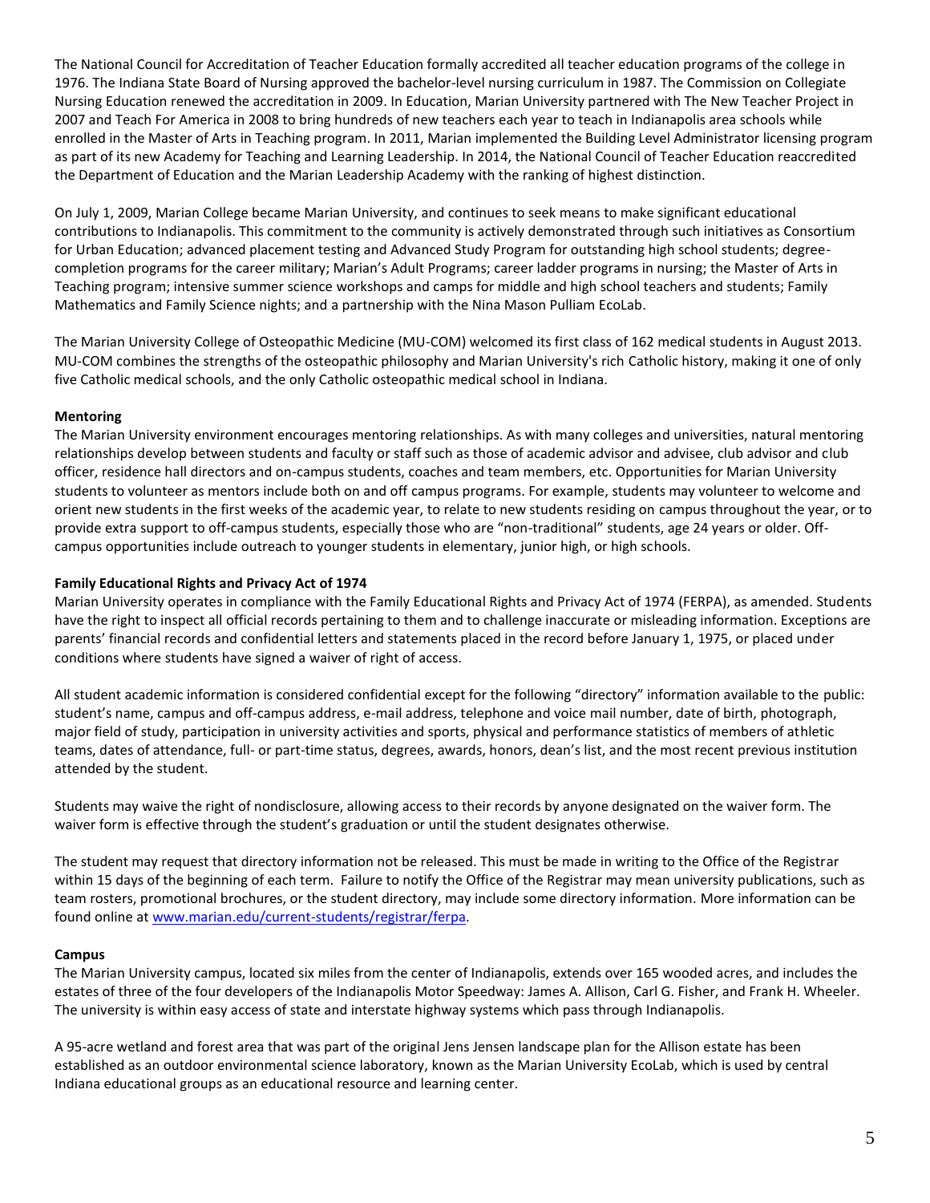The National Council for Accreditation of Teacher Education formally accredited all teacher education programs of the college in 1976. The Indiana State Board of Nursing approved the bachelor-level nursing curriculum in 1987. The Commission on Collegiate Nursing Education renewed the accreditation in 2009. In Education, Marian University partnered with The New Teacher Project in 2007 and Teach For America in 2008 to bring hundreds of new teachers each year to teach in Indianapolis area schools while enrolled in the Master of Arts in Teaching program. In 2011, Marian implemented the Building Level Administrator licensing program as part of its new Academy for Teaching and Learning Leadership. In 2014, the National Council of Teacher Education reaccredited the Department of Education and the Marian Leadership Academy with the ranking of highest distinction.

On July 1, 2009, Marian College became Marian University, and continues to seek means to make significant educational contributions to Indianapolis. This commitment to the community is actively demonstrated through such initiatives as Consortium for Urban Education; advanced placement testing and Advanced Study Program for outstanding high school students; degree-completion programs for the career military; Marian's Adult Programs; career ladder programs in nursing; the Master of Arts in Teaching program; intensive summer science workshops and camps for middle and high school teachers and students; Family Mathematics and Family Science nights; and a partnership with the Nina Mason Pulliam EcoLab.

The Marian University College of Osteopathic Medicine (MU-COM) welcomed its first class of 162 medical students in August 2013. MU-COM combines the strengths of the osteopathic philosophy and Marian University's rich Catholic history, making it one of only five Catholic medical schools, and the only Catholic osteopathic medical school in Indiana.

**Mentoring**

The Marian University environment encourages mentoring relationships. As with many colleges and universities, natural mentoring relationships develop between students and faculty or staff such as those of academic advisor and advisee, club advisor and club officer, residence hall directors and on-campus students, coaches and team members, etc. Opportunities for Marian University students to volunteer as mentors include both on and off campus programs. For example, students may volunteer to welcome and orient new students in the first weeks of the academic year, to relate to new students residing on campus throughout the year, or to provide extra support to off-campus students, especially those who are "non-traditional" students, age 24 years or older. Off-campus opportunities include outreach to younger students in elementary, junior high, or high schools.

**Family Educational Rights and Privacy Act of 1974**

Marian University operates in compliance with the Family Educational Rights and Privacy Act of 1974 (FERPA), as amended. Students have the right to inspect all official records pertaining to them and to challenge inaccurate or misleading information. Exceptions are parents' financial records and confidential letters and statements placed in the record before January 1, 1975, or placed under conditions where students have signed a waiver of right of access.

All student academic information is considered confidential except for the following "directory" information available to the public: student's name, campus and off-campus address, e-mail address, telephone and voice mail number, date of birth, photograph, major field of study, participation in university activities and sports, physical and performance statistics of members of athletic teams, dates of attendance, full- or part-time status, degrees, awards, honors, dean's list, and the most recent previous institution attended by the student.

Students may waive the right of nondisclosure, allowing access to their records by anyone designated on the waiver form. The waiver form is effective through the student's graduation or until the student designates otherwise.

The student may request that directory information not be released. This must be made in writing to the Office of the Registrar within 15 days of the beginning of each term. Failure to notify the Office of the Registrar may mean university publications, such as team rosters, promotional brochures, or the student directory, may include some directory information. More information can be found online at www.marian.edu/current-students/registrar/ferpa.

**Campus**

The Marian University campus, located six miles from the center of Indianapolis, extends over 165 wooded acres, and includes the estates of three of the four developers of the Indianapolis Motor Speedway: James A. Allison, Carl G. Fisher, and Frank H. Wheeler. The university is within easy access of state and interstate highway systems which pass through Indianapolis.

A 95-acre wetland and forest area that was part of the original Jens Jensen landscape plan for the Allison estate has been established as an outdoor environmental science laboratory, known as the Marian University EcoLab, which is used by central Indiana educational groups as an educational resource and learning center.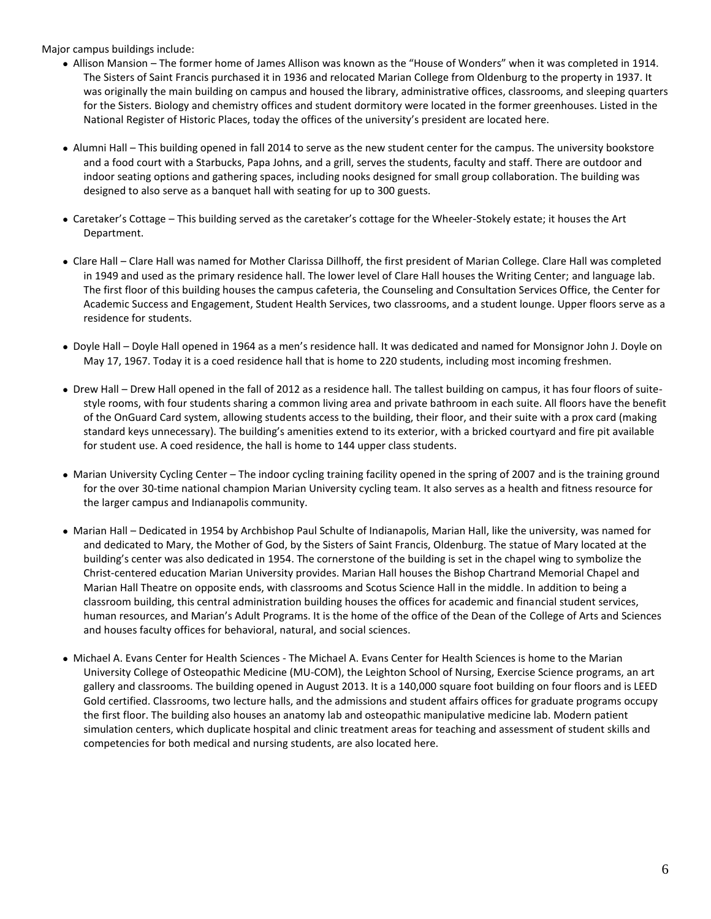Major campus buildings include:

- Allison Mansion – The former home of James Allison was known as the "House of Wonders" when it was completed in 1914. The Sisters of Saint Francis purchased it in 1936 and relocated Marian College from Oldenburg to the property in 1937. It was originally the main building on campus and housed the library, administrative offices, classrooms, and sleeping quarters for the Sisters. Biology and chemistry offices and student dormitory were located in the former greenhouses. Listed in the National Register of Historic Places, today the offices of the university's president are located here.

- Alumni Hall – This building opened in fall 2014 to serve as the new student center for the campus. The university bookstore and a food court with a Starbucks, Papa Johns, and a grill, serves the students, faculty and staff. There are outdoor and indoor seating options and gathering spaces, including nooks designed for small group collaboration. The building was designed to also serve as a banquet hall with seating for up to 300 guests.

- Caretaker's Cottage – This building served as the caretaker's cottage for the Wheeler-Stokely estate; it houses the Art Department.

- Clare Hall – Clare Hall was named for Mother Clarissa Dillhoff, the first president of Marian College. Clare Hall was completed in 1949 and used as the primary residence hall. The lower level of Clare Hall houses the Writing Center; and language lab. The first floor of this building houses the campus cafeteria, the Counseling and Consultation Services Office, the Center for Academic Success and Engagement, Student Health Services, two classrooms, and a student lounge. Upper floors serve as a residence for students.

- Doyle Hall – Doyle Hall opened in 1964 as a men's residence hall. It was dedicated and named for Monsignor John J. Doyle on May 17, 1967. Today it is a coed residence hall that is home to 220 students, including most incoming freshmen.

- Drew Hall – Drew Hall opened in the fall of 2012 as a residence hall. The tallest building on campus, it has four floors of suite-style rooms, with four students sharing a common living area and private bathroom in each suite. All floors have the benefit of the OnGuard Card system, allowing students access to the building, their floor, and their suite with a prox card (making standard keys unnecessary). The building's amenities extend to its exterior, with a bricked courtyard and fire pit available for student use. A coed residence, the hall is home to 144 upper class students.

- Marian University Cycling Center – The indoor cycling training facility opened in the spring of 2007 and is the training ground for the over 30-time national champion Marian University cycling team. It also serves as a health and fitness resource for the larger campus and Indianapolis community.

- Marian Hall – Dedicated in 1954 by Archbishop Paul Schulte of Indianapolis, Marian Hall, like the university, was named for and dedicated to Mary, the Mother of God, by the Sisters of Saint Francis, Oldenburg. The statue of Mary located at the building's center was also dedicated in 1954. The cornerstone of the building is set in the chapel wing to symbolize the Christ-centered education Marian University provides. Marian Hall houses the Bishop Chartrand Memorial Chapel and Marian Hall Theatre on opposite ends, with classrooms and Scotus Science Hall in the middle. In addition to being a classroom building, this central administration building houses the offices for academic and financial student services, human resources, and Marian's Adult Programs. It is the home of the office of the Dean of the College of Arts and Sciences and houses faculty offices for behavioral, natural, and social sciences.

- Michael A. Evans Center for Health Sciences - The Michael A. Evans Center for Health Sciences is home to the Marian University College of Osteopathic Medicine (MU-COM), the Leighton School of Nursing, Exercise Science programs, an art gallery and classrooms. The building opened in August 2013. It is a 140,000 square foot building on four floors and is LEED Gold certified. Classrooms, two lecture halls, and the admissions and student affairs offices for graduate programs occupy the first floor. The building also houses an anatomy lab and osteopathic manipulative medicine lab. Modern patient simulation centers, which duplicate hospital and clinic treatment areas for teaching and assessment of student skills and competencies for both medical and nursing students, are also located here.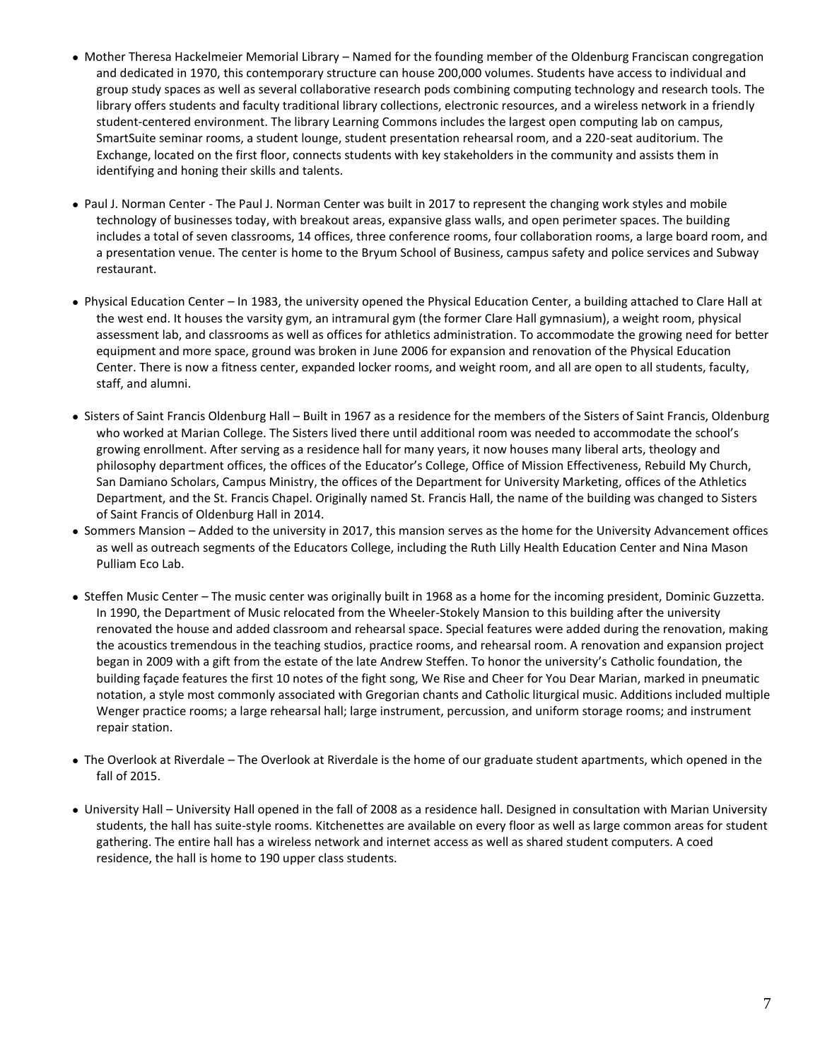- Mother Theresa Hackelmeier Memorial Library – Named for the founding member of the Oldenburg Franciscan congregation and dedicated in 1970, this contemporary structure can house 200,000 volumes. Students have access to individual and group study spaces as well as several collaborative research pods combining computing technology and research tools. The library offers students and faculty traditional library collections, electronic resources, and a wireless network in a friendly student-centered environment. The library Learning Commons includes the largest open computing lab on campus, SmartSuite seminar rooms, a student lounge, student presentation rehearsal room, and a 220-seat auditorium. The Exchange, located on the first floor, connects students with key stakeholders in the community and assists them in identifying and honing their skills and talents.

- Paul J. Norman Center - The Paul J. Norman Center was built in 2017 to represent the changing work styles and mobile technology of businesses today, with breakout areas, expansive glass walls, and open perimeter spaces. The building includes a total of seven classrooms, 14 offices, three conference rooms, four collaboration rooms, a large board room, and a presentation venue. The center is home to the Bryum School of Business, campus safety and police services and Subway restaurant.

- Physical Education Center – In 1983, the university opened the Physical Education Center, a building attached to Clare Hall at the west end. It houses the varsity gym, an intramural gym (the former Clare Hall gymnasium), a weight room, physical assessment lab, and classrooms as well as offices for athletics administration. To accommodate the growing need for better equipment and more space, ground was broken in June 2006 for expansion and renovation of the Physical Education Center. There is now a fitness center, expanded locker rooms, and weight room, and all are open to all students, faculty, staff, and alumni.

- Sisters of Saint Francis Oldenburg Hall – Built in 1967 as a residence for the members of the Sisters of Saint Francis, Oldenburg who worked at Marian College. The Sisters lived there until additional room was needed to accommodate the school's growing enrollment. After serving as a residence hall for many years, it now houses many liberal arts, theology and philosophy department offices, the offices of the Educator's College, Office of Mission Effectiveness, Rebuild My Church, San Damiano Scholars, Campus Ministry, the offices of the Department for University Marketing, offices of the Athletics Department, and the St. Francis Chapel. Originally named St. Francis Hall, the name of the building was changed to Sisters of Saint Francis of Oldenburg Hall in 2014.
- Sommers Mansion – Added to the university in 2017, this mansion serves as the home for the University Advancement offices as well as outreach segments of the Educators College, including the Ruth Lilly Health Education Center and Nina Mason Pulliam Eco Lab.

- Steffen Music Center – The music center was originally built in 1968 as a home for the incoming president, Dominic Guzzetta. In 1990, the Department of Music relocated from the Wheeler-Stokely Mansion to this building after the university renovated the house and added classroom and rehearsal space. Special features were added during the renovation, making the acoustics tremendous in the teaching studios, practice rooms, and rehearsal room. A renovation and expansion project began in 2009 with a gift from the estate of the late Andrew Steffen. To honor the university's Catholic foundation, the building façade features the first 10 notes of the fight song, We Rise and Cheer for You Dear Marian, marked in pneumatic notation, a style most commonly associated with Gregorian chants and Catholic liturgical music. Additions included multiple Wenger practice rooms; a large rehearsal hall; large instrument, percussion, and uniform storage rooms; and instrument repair station.

- The Overlook at Riverdale – The Overlook at Riverdale is the home of our graduate student apartments, which opened in the fall of 2015.

- University Hall – University Hall opened in the fall of 2008 as a residence hall. Designed in consultation with Marian University students, the hall has suite-style rooms. Kitchenettes are available on every floor as well as large common areas for student gathering. The entire hall has a wireless network and internet access as well as shared student computers. A coed residence, the hall is home to 190 upper class students.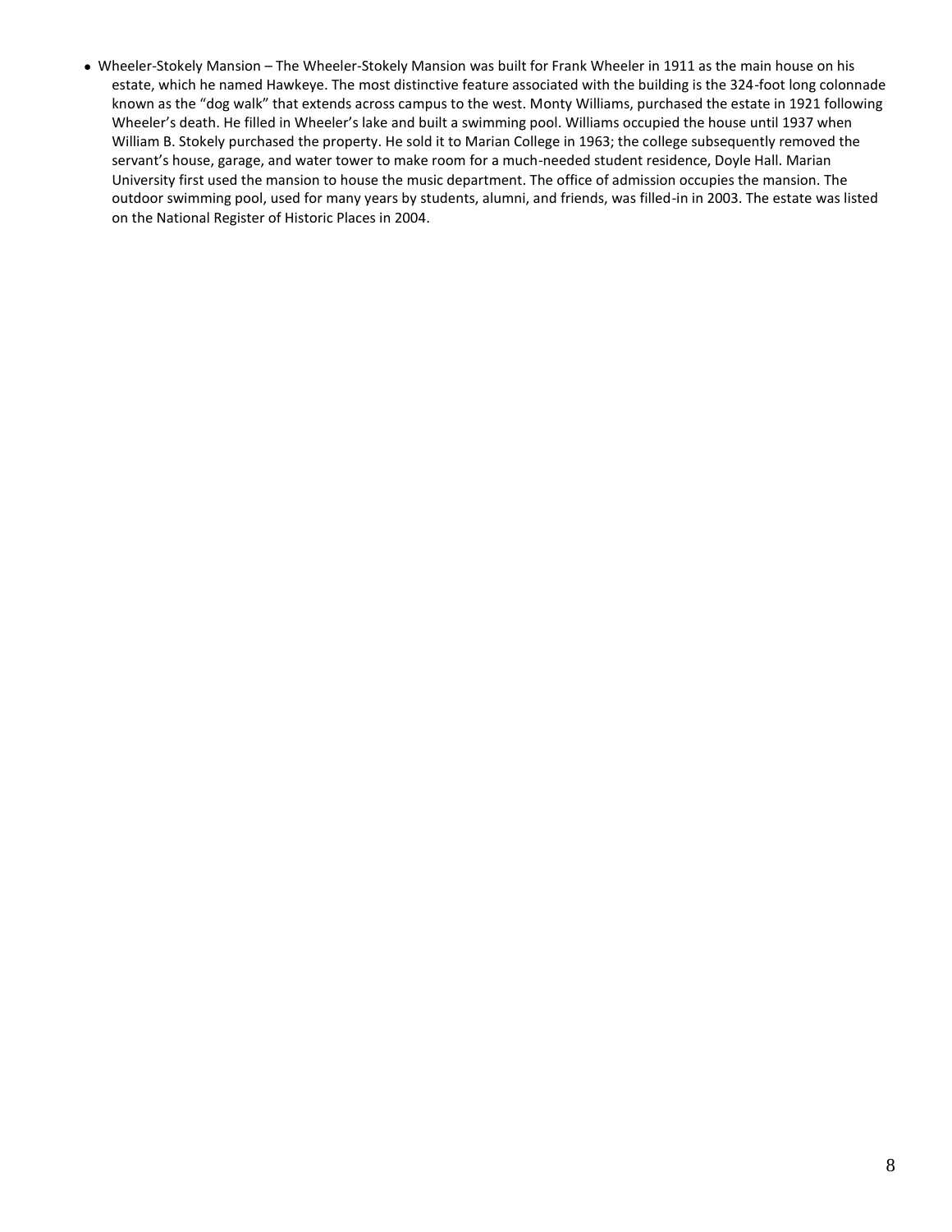- Wheeler-Stokely Mansion – The Wheeler-Stokely Mansion was built for Frank Wheeler in 1911 as the main house on his estate, which he named Hawkeye. The most distinctive feature associated with the building is the 324-foot long colonnade known as the "dog walk" that extends across campus to the west. Monty Williams, purchased the estate in 1921 following Wheeler's death. He filled in Wheeler's lake and built a swimming pool. Williams occupied the house until 1937 when William B. Stokely purchased the property. He sold it to Marian College in 1963; the college subsequently removed the servant's house, garage, and water tower to make room for a much-needed student residence, Doyle Hall. Marian University first used the mansion to house the music department. The office of admission occupies the mansion. The outdoor swimming pool, used for many years by students, alumni, and friends, was filled-in in 2003. The estate was listed on the National Register of Historic Places in 2004.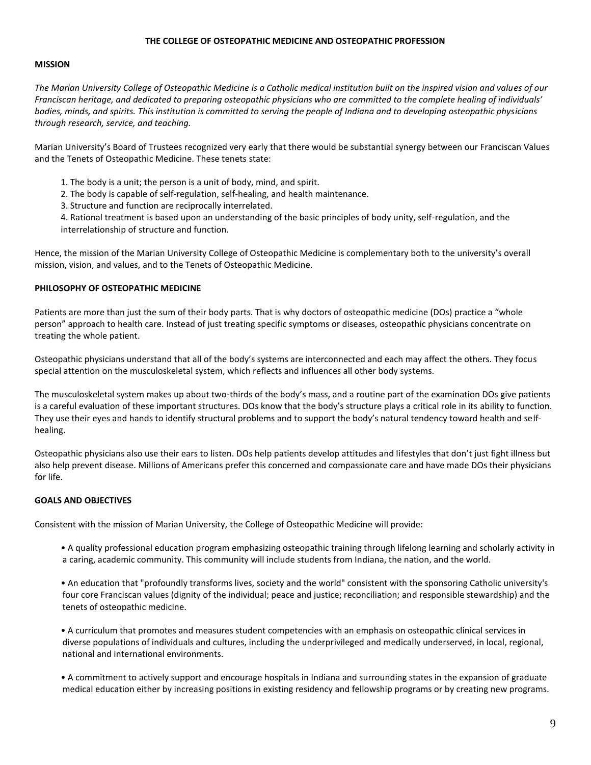# THE COLLEGE OF OSTEOPATHIC MEDICINE AND OSTEOPATHIC PROFESSION

## MISSION

*The Marian University College of Osteopathic Medicine is a Catholic medical institution built on the inspired vision and values of our Franciscan heritage, and dedicated to preparing osteopathic physicians who are committed to the complete healing of individuals' bodies, minds, and spirits. This institution is committed to serving the people of Indiana and to developing osteopathic physicians through research, service, and teaching.*

Marian University's Board of Trustees recognized very early that there would be substantial synergy between our Franciscan Values and the Tenets of Osteopathic Medicine. These tenets state:

1. The body is a unit; the person is a unit of body, mind, and spirit.
2. The body is capable of self-regulation, self-healing, and health maintenance.
3. Structure and function are reciprocally interrelated.
4. Rational treatment is based upon an understanding of the basic principles of body unity, self-regulation, and the interrelationship of structure and function.

Hence, the mission of the Marian University College of Osteopathic Medicine is complementary both to the university's overall mission, vision, and values, and to the Tenets of Osteopathic Medicine.

## PHILOSOPHY OF OSTEOPATHIC MEDICINE

Patients are more than just the sum of their body parts. That is why doctors of osteopathic medicine (DOs) practice a "whole person" approach to health care. Instead of just treating specific symptoms or diseases, osteopathic physicians concentrate on treating the whole patient.

Osteopathic physicians understand that all of the body's systems are interconnected and each may affect the others. They focus special attention on the musculoskeletal system, which reflects and influences all other body systems.

The musculoskeletal system makes up about two-thirds of the body's mass, and a routine part of the examination DOs give patients is a careful evaluation of these important structures. DOs know that the body's structure plays a critical role in its ability to function. They use their eyes and hands to identify structural problems and to support the body's natural tendency toward health and self-healing.

Osteopathic physicians also use their ears to listen. DOs help patients develop attitudes and lifestyles that don't just fight illness but also help prevent disease. Millions of Americans prefer this concerned and compassionate care and have made DOs their physicians for life.

## GOALS AND OBJECTIVES

Consistent with the mission of Marian University, the College of Osteopathic Medicine will provide:

- A quality professional education program emphasizing osteopathic training through lifelong learning and scholarly activity in a caring, academic community. This community will include students from Indiana, the nation, and the world.

- An education that "profoundly transforms lives, society and the world" consistent with the sponsoring Catholic university's four core Franciscan values (dignity of the individual; peace and justice; reconciliation; and responsible stewardship) and the tenets of osteopathic medicine.

- A curriculum that promotes and measures student competencies with an emphasis on osteopathic clinical services in diverse populations of individuals and cultures, including the underprivileged and medically underserved, in local, regional, national and international environments.

- A commitment to actively support and encourage hospitals in Indiana and surrounding states in the expansion of graduate medical education either by increasing positions in existing residency and fellowship programs or by creating new programs.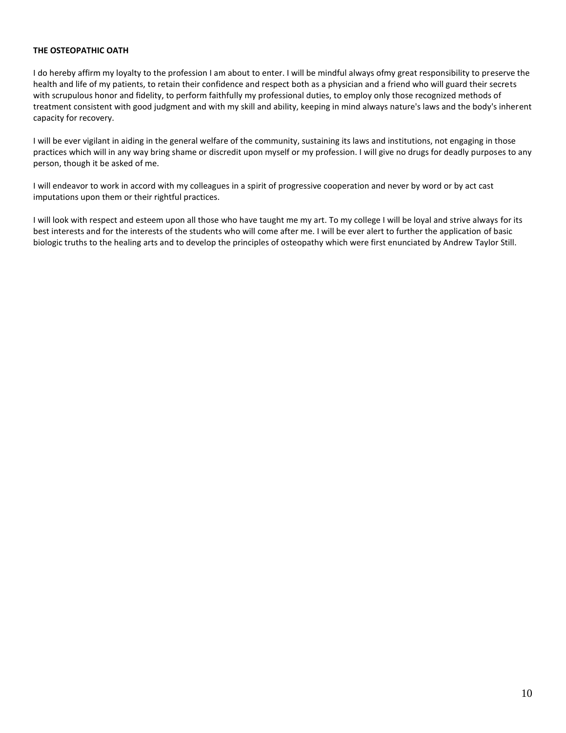**THE OSTEOPATHIC OATH**

I do hereby affirm my loyalty to the profession I am about to enter. I will be mindful always ofmy great responsibility to preserve the health and life of my patients, to retain their confidence and respect both as a physician and a friend who will guard their secrets with scrupulous honor and fidelity, to perform faithfully my professional duties, to employ only those recognized methods of treatment consistent with good judgment and with my skill and ability, keeping in mind always nature's laws and the body's inherent capacity for recovery.

I will be ever vigilant in aiding in the general welfare of the community, sustaining its laws and institutions, not engaging in those practices which will in any way bring shame or discredit upon myself or my profession. I will give no drugs for deadly purposes to any person, though it be asked of me.

I will endeavor to work in accord with my colleagues in a spirit of progressive cooperation and never by word or by act cast imputations upon them or their rightful practices.

I will look with respect and esteem upon all those who have taught me my art. To my college I will be loyal and strive always for its best interests and for the interests of the students who will come after me. I will be ever alert to further the application of basic biologic truths to the healing arts and to develop the principles of osteopathy which were first enunciated by Andrew Taylor Still.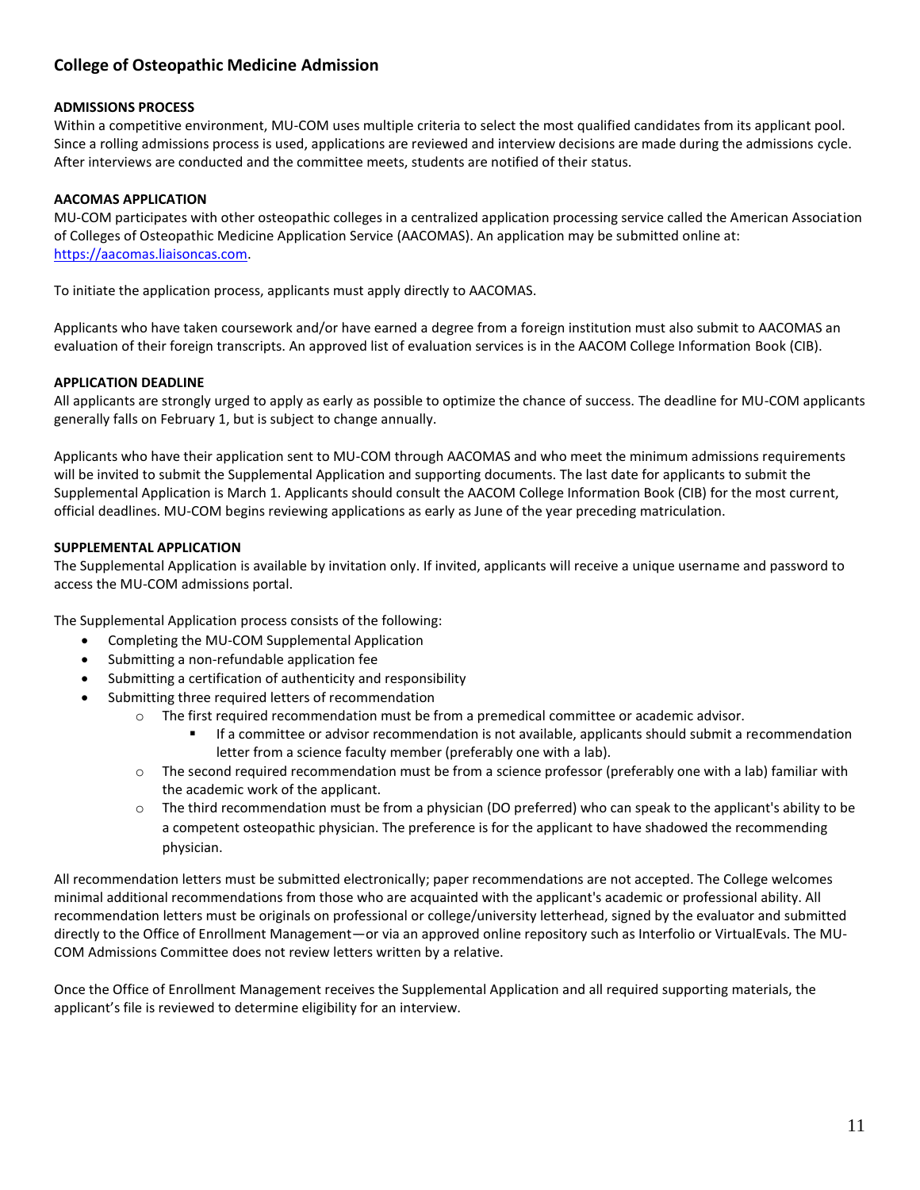## College of Osteopathic Medicine Admission

**ADMISSIONS PROCESS**

Within a competitive environment, MU-COM uses multiple criteria to select the most qualified candidates from its applicant pool. Since a rolling admissions process is used, applications are reviewed and interview decisions are made during the admissions cycle. After interviews are conducted and the committee meets, students are notified of their status.

**AACOMAS APPLICATION**

MU-COM participates with other osteopathic colleges in a centralized application processing service called the American Association of Colleges of Osteopathic Medicine Application Service (AACOMAS). An application may be submitted online at: https://aacomas.liaisoncas.com.

To initiate the application process, applicants must apply directly to AACOMAS.

Applicants who have taken coursework and/or have earned a degree from a foreign institution must also submit to AACOMAS an evaluation of their foreign transcripts. An approved list of evaluation services is in the AACOM College Information Book (CIB).

**APPLICATION DEADLINE**

All applicants are strongly urged to apply as early as possible to optimize the chance of success. The deadline for MU-COM applicants generally falls on February 1, but is subject to change annually.

Applicants who have their application sent to MU-COM through AACOMAS and who meet the minimum admissions requirements will be invited to submit the Supplemental Application and supporting documents. The last date for applicants to submit the Supplemental Application is March 1. Applicants should consult the AACOM College Information Book (CIB) for the most current, official deadlines. MU-COM begins reviewing applications as early as June of the year preceding matriculation.

**SUPPLEMENTAL APPLICATION**

The Supplemental Application is available by invitation only. If invited, applicants will receive a unique username and password to access the MU-COM admissions portal.

The Supplemental Application process consists of the following:

- Completing the MU-COM Supplemental Application
- Submitting a non-refundable application fee
- Submitting a certification of authenticity and responsibility
- Submitting three required letters of recommendation
  - The first required recommendation must be from a premedical committee or academic advisor.
    - If a committee or advisor recommendation is not available, applicants should submit a recommendation letter from a science faculty member (preferably one with a lab).
  - The second required recommendation must be from a science professor (preferably one with a lab) familiar with the academic work of the applicant.
  - The third recommendation must be from a physician (DO preferred) who can speak to the applicant's ability to be a competent osteopathic physician. The preference is for the applicant to have shadowed the recommending physician.

All recommendation letters must be submitted electronically; paper recommendations are not accepted. The College welcomes minimal additional recommendations from those who are acquainted with the applicant's academic or professional ability. All recommendation letters must be originals on professional or college/university letterhead, signed by the evaluator and submitted directly to the Office of Enrollment Management—or via an approved online repository such as Interfolio or VirtualEvals. The MU-COM Admissions Committee does not review letters written by a relative.

Once the Office of Enrollment Management receives the Supplemental Application and all required supporting materials, the applicant's file is reviewed to determine eligibility for an interview.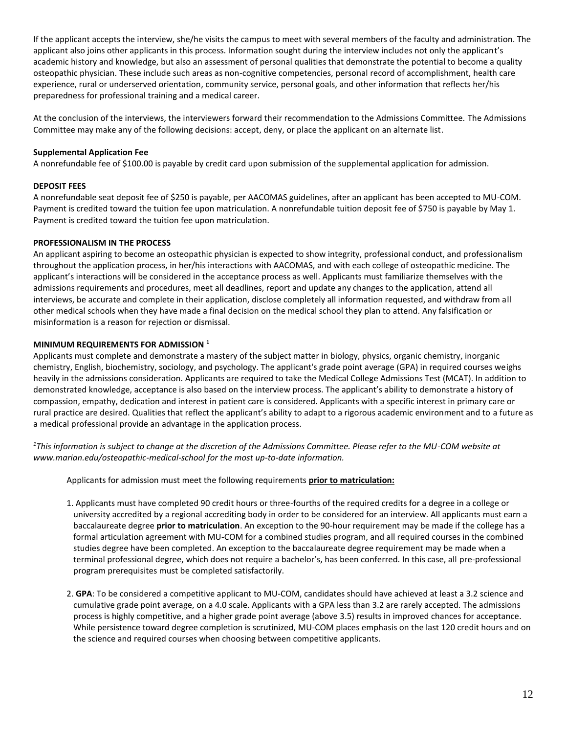If the applicant accepts the interview, she/he visits the campus to meet with several members of the faculty and administration. The applicant also joins other applicants in this process. Information sought during the interview includes not only the applicant's academic history and knowledge, but also an assessment of personal qualities that demonstrate the potential to become a quality osteopathic physician. These include such areas as non-cognitive competencies, personal record of accomplishment, health care experience, rural or underserved orientation, community service, personal goals, and other information that reflects her/his preparedness for professional training and a medical career.

At the conclusion of the interviews, the interviewers forward their recommendation to the Admissions Committee. The Admissions Committee may make any of the following decisions: accept, deny, or place the applicant on an alternate list.

**Supplemental Application Fee**

A nonrefundable fee of $100.00 is payable by credit card upon submission of the supplemental application for admission.

**DEPOSIT FEES**

A nonrefundable seat deposit fee of $250 is payable, per AACOMAS guidelines, after an applicant has been accepted to MU-COM. Payment is credited toward the tuition fee upon matriculation. A nonrefundable tuition deposit fee of $750 is payable by May 1. Payment is credited toward the tuition fee upon matriculation.

**PROFESSIONALISM IN THE PROCESS**

An applicant aspiring to become an osteopathic physician is expected to show integrity, professional conduct, and professionalism throughout the application process, in her/his interactions with AACOMAS, and with each college of osteopathic medicine. The applicant's interactions will be considered in the acceptance process as well. Applicants must familiarize themselves with the admissions requirements and procedures, meet all deadlines, report and update any changes to the application, attend all interviews, be accurate and complete in their application, disclose completely all information requested, and withdraw from all other medical schools when they have made a final decision on the medical school they plan to attend. Any falsification or misinformation is a reason for rejection or dismissal.

**MINIMUM REQUIREMENTS FOR ADMISSION [1]**

Applicants must complete and demonstrate a mastery of the subject matter in biology, physics, organic chemistry, inorganic chemistry, English, biochemistry, sociology, and psychology. The applicant's grade point average (GPA) in required courses weighs heavily in the admissions consideration. Applicants are required to take the Medical College Admissions Test (MCAT). In addition to demonstrated knowledge, acceptance is also based on the interview process. The applicant's ability to demonstrate a history of compassion, empathy, dedication and interest in patient care is considered. Applicants with a specific interest in primary care or rural practice are desired. Qualities that reflect the applicant's ability to adapt to a rigorous academic environment and to a future as a medical professional provide an advantage in the application process.

*[1]This information is subject to change at the discretion of the Admissions Committee. Please refer to the MU-COM website at www.marian.edu/osteopathic-medical-school for the most up-to-date information.*

Applicants for admission must meet the following requirements **prior to matriculation:**

1. Applicants must have completed 90 credit hours or three-fourths of the required credits for a degree in a college or university accredited by a regional accrediting body in order to be considered for an interview. All applicants must earn a baccalaureate degree **prior to matriculation**. An exception to the 90-hour requirement may be made if the college has a formal articulation agreement with MU-COM for a combined studies program, and all required courses in the combined studies degree have been completed. An exception to the baccalaureate degree requirement may be made when a terminal professional degree, which does not require a bachelor's, has been conferred. In this case, all pre-professional program prerequisites must be completed satisfactorily.

2. **GPA**: To be considered a competitive applicant to MU-COM, candidates should have achieved at least a 3.2 science and cumulative grade point average, on a 4.0 scale. Applicants with a GPA less than 3.2 are rarely accepted. The admissions process is highly competitive, and a higher grade point average (above 3.5) results in improved chances for acceptance. While persistence toward degree completion is scrutinized, MU-COM places emphasis on the last 120 credit hours and on the science and required courses when choosing between competitive applicants.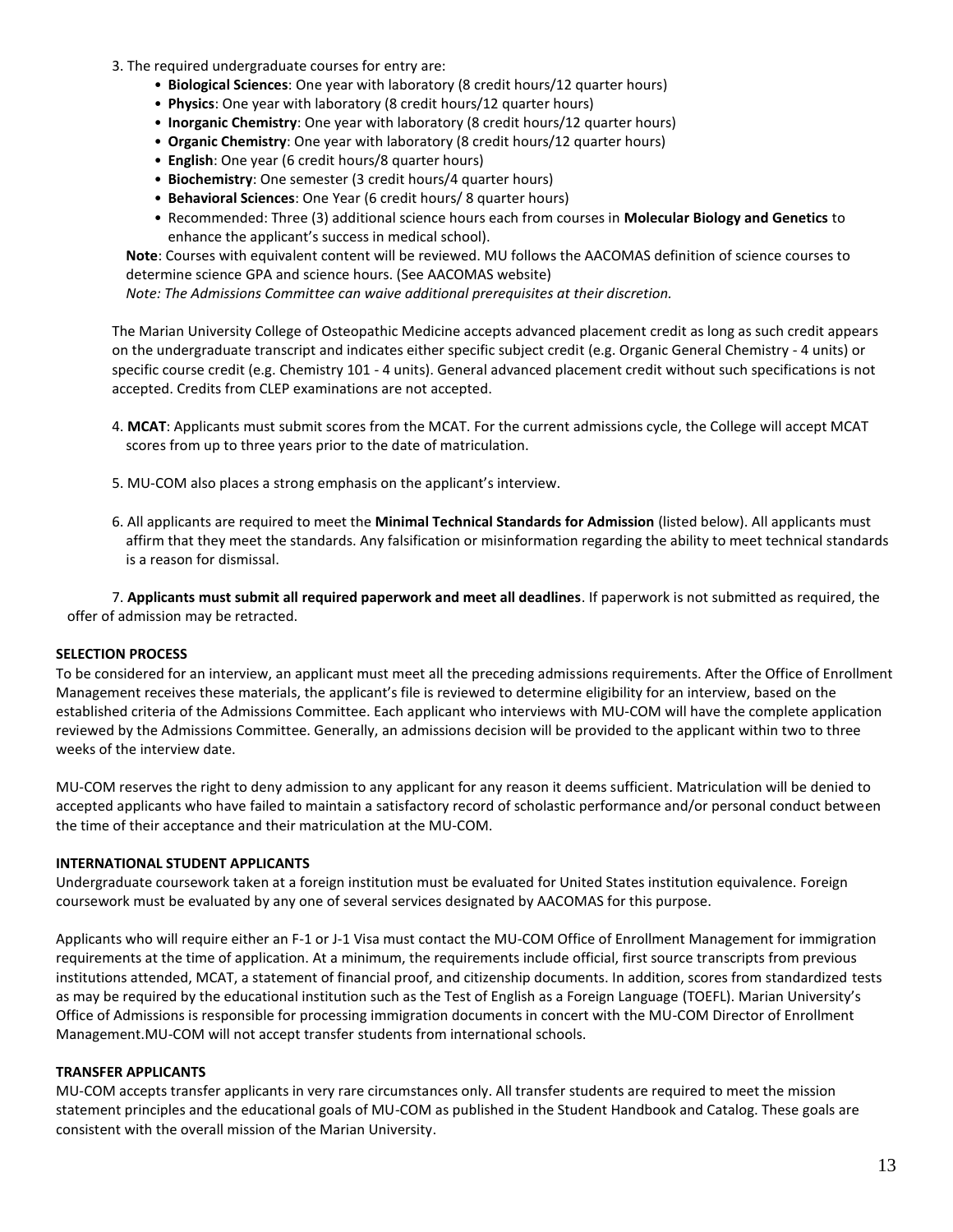3. The required undergraduate courses for entry are:
   - **Biological Sciences**: One year with laboratory (8 credit hours/12 quarter hours)
   - **Physics**: One year with laboratory (8 credit hours/12 quarter hours)
   - **Inorganic Chemistry**: One year with laboratory (8 credit hours/12 quarter hours)
   - **Organic Chemistry**: One year with laboratory (8 credit hours/12 quarter hours)
   - **English**: One year (6 credit hours/8 quarter hours)
   - **Biochemistry**: One semester (3 credit hours/4 quarter hours)
   - **Behavioral Sciences**: One Year (6 credit hours/ 8 quarter hours)
   - Recommended: Three (3) additional science hours each from courses in **Molecular Biology and Genetics** to enhance the applicant's success in medical school).

   **Note**: Courses with equivalent content will be reviewed. MU follows the AACOMAS definition of science courses to determine science GPA and science hours. (See AACOMAS website)

   *Note: The Admissions Committee can waive additional prerequisites at their discretion.*

   The Marian University College of Osteopathic Medicine accepts advanced placement credit as long as such credit appears on the undergraduate transcript and indicates either specific subject credit (e.g. Organic General Chemistry - 4 units) or specific course credit (e.g. Chemistry 101 - 4 units). General advanced placement credit without such specifications is not accepted. Credits from CLEP examinations are not accepted.

4. **MCAT**: Applicants must submit scores from the MCAT. For the current admissions cycle, the College will accept MCAT scores from up to three years prior to the date of matriculation.

5. MU-COM also places a strong emphasis on the applicant's interview.

6. All applicants are required to meet the **Minimal Technical Standards for Admission** (listed below). All applicants must affirm that they meet the standards. Any falsification or misinformation regarding the ability to meet technical standards is a reason for dismissal.

7. **Applicants must submit all required paperwork and meet all deadlines**. If paperwork is not submitted as required, the offer of admission may be retracted.

**SELECTION PROCESS**

To be considered for an interview, an applicant must meet all the preceding admissions requirements. After the Office of Enrollment Management receives these materials, the applicant's file is reviewed to determine eligibility for an interview, based on the established criteria of the Admissions Committee. Each applicant who interviews with MU-COM will have the complete application reviewed by the Admissions Committee. Generally, an admissions decision will be provided to the applicant within two to three weeks of the interview date.

MU-COM reserves the right to deny admission to any applicant for any reason it deems sufficient. Matriculation will be denied to accepted applicants who have failed to maintain a satisfactory record of scholastic performance and/or personal conduct between the time of their acceptance and their matriculation at the MU-COM.

**INTERNATIONAL STUDENT APPLICANTS**

Undergraduate coursework taken at a foreign institution must be evaluated for United States institution equivalence. Foreign coursework must be evaluated by any one of several services designated by AACOMAS for this purpose.

Applicants who will require either an F-1 or J-1 Visa must contact the MU-COM Office of Enrollment Management for immigration requirements at the time of application. At a minimum, the requirements include official, first source transcripts from previous institutions attended, MCAT, a statement of financial proof, and citizenship documents. In addition, scores from standardized tests as may be required by the educational institution such as the Test of English as a Foreign Language (TOEFL). Marian University's Office of Admissions is responsible for processing immigration documents in concert with the MU-COM Director of Enrollment Management.MU-COM will not accept transfer students from international schools.

**TRANSFER APPLICANTS**

MU-COM accepts transfer applicants in very rare circumstances only. All transfer students are required to meet the mission statement principles and the educational goals of MU-COM as published in the Student Handbook and Catalog. These goals are consistent with the overall mission of the Marian University.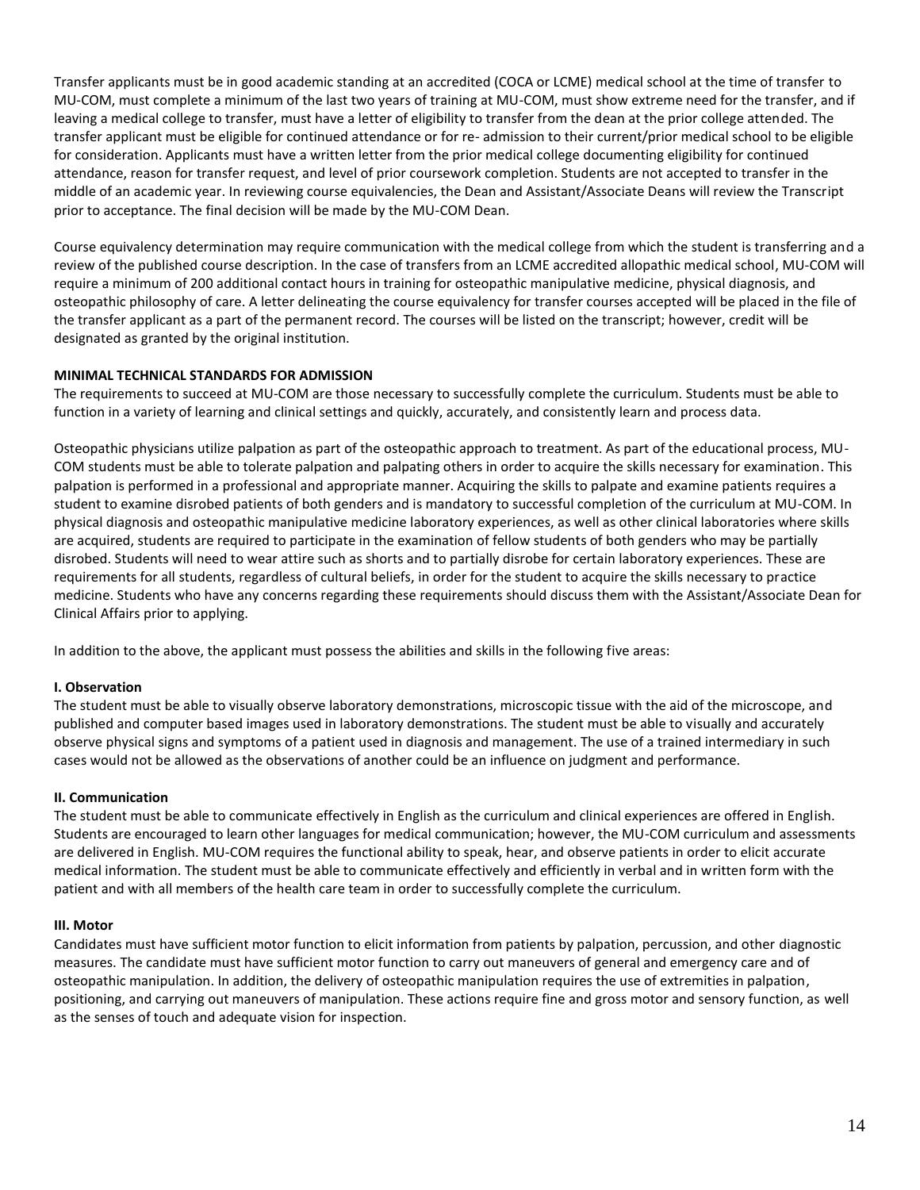Transfer applicants must be in good academic standing at an accredited (COCA or LCME) medical school at the time of transfer to MU-COM, must complete a minimum of the last two years of training at MU-COM, must show extreme need for the transfer, and if leaving a medical college to transfer, must have a letter of eligibility to transfer from the dean at the prior college attended. The transfer applicant must be eligible for continued attendance or for re- admission to their current/prior medical school to be eligible for consideration. Applicants must have a written letter from the prior medical college documenting eligibility for continued attendance, reason for transfer request, and level of prior coursework completion. Students are not accepted to transfer in the middle of an academic year. In reviewing course equivalencies, the Dean and Assistant/Associate Deans will review the Transcript prior to acceptance. The final decision will be made by the MU-COM Dean.

Course equivalency determination may require communication with the medical college from which the student is transferring and a review of the published course description. In the case of transfers from an LCME accredited allopathic medical school, MU-COM will require a minimum of 200 additional contact hours in training for osteopathic manipulative medicine, physical diagnosis, and osteopathic philosophy of care. A letter delineating the course equivalency for transfer courses accepted will be placed in the file of the transfer applicant as a part of the permanent record. The courses will be listed on the transcript; however, credit will be designated as granted by the original institution.

## MINIMAL TECHNICAL STANDARDS FOR ADMISSION

The requirements to succeed at MU-COM are those necessary to successfully complete the curriculum. Students must be able to function in a variety of learning and clinical settings and quickly, accurately, and consistently learn and process data.

Osteopathic physicians utilize palpation as part of the osteopathic approach to treatment. As part of the educational process, MU-COM students must be able to tolerate palpation and palpating others in order to acquire the skills necessary for examination. This palpation is performed in a professional and appropriate manner. Acquiring the skills to palpate and examine patients requires a student to examine disrobed patients of both genders and is mandatory to successful completion of the curriculum at MU-COM. In physical diagnosis and osteopathic manipulative medicine laboratory experiences, as well as other clinical laboratories where skills are acquired, students are required to participate in the examination of fellow students of both genders who may be partially disrobed. Students will need to wear attire such as shorts and to partially disrobe for certain laboratory experiences. These are requirements for all students, regardless of cultural beliefs, in order for the student to acquire the skills necessary to practice medicine. Students who have any concerns regarding these requirements should discuss them with the Assistant/Associate Dean for Clinical Affairs prior to applying.

In addition to the above, the applicant must possess the abilities and skills in the following five areas:

### I. Observation

The student must be able to visually observe laboratory demonstrations, microscopic tissue with the aid of the microscope, and published and computer based images used in laboratory demonstrations. The student must be able to visually and accurately observe physical signs and symptoms of a patient used in diagnosis and management. The use of a trained intermediary in such cases would not be allowed as the observations of another could be an influence on judgment and performance.

### II. Communication

The student must be able to communicate effectively in English as the curriculum and clinical experiences are offered in English. Students are encouraged to learn other languages for medical communication; however, the MU-COM curriculum and assessments are delivered in English. MU-COM requires the functional ability to speak, hear, and observe patients in order to elicit accurate medical information. The student must be able to communicate effectively and efficiently in verbal and in written form with the patient and with all members of the health care team in order to successfully complete the curriculum.

### III. Motor

Candidates must have sufficient motor function to elicit information from patients by palpation, percussion, and other diagnostic measures. The candidate must have sufficient motor function to carry out maneuvers of general and emergency care and of osteopathic manipulation. In addition, the delivery of osteopathic manipulation requires the use of extremities in palpation, positioning, and carrying out maneuvers of manipulation. These actions require fine and gross motor and sensory function, as well as the senses of touch and adequate vision for inspection.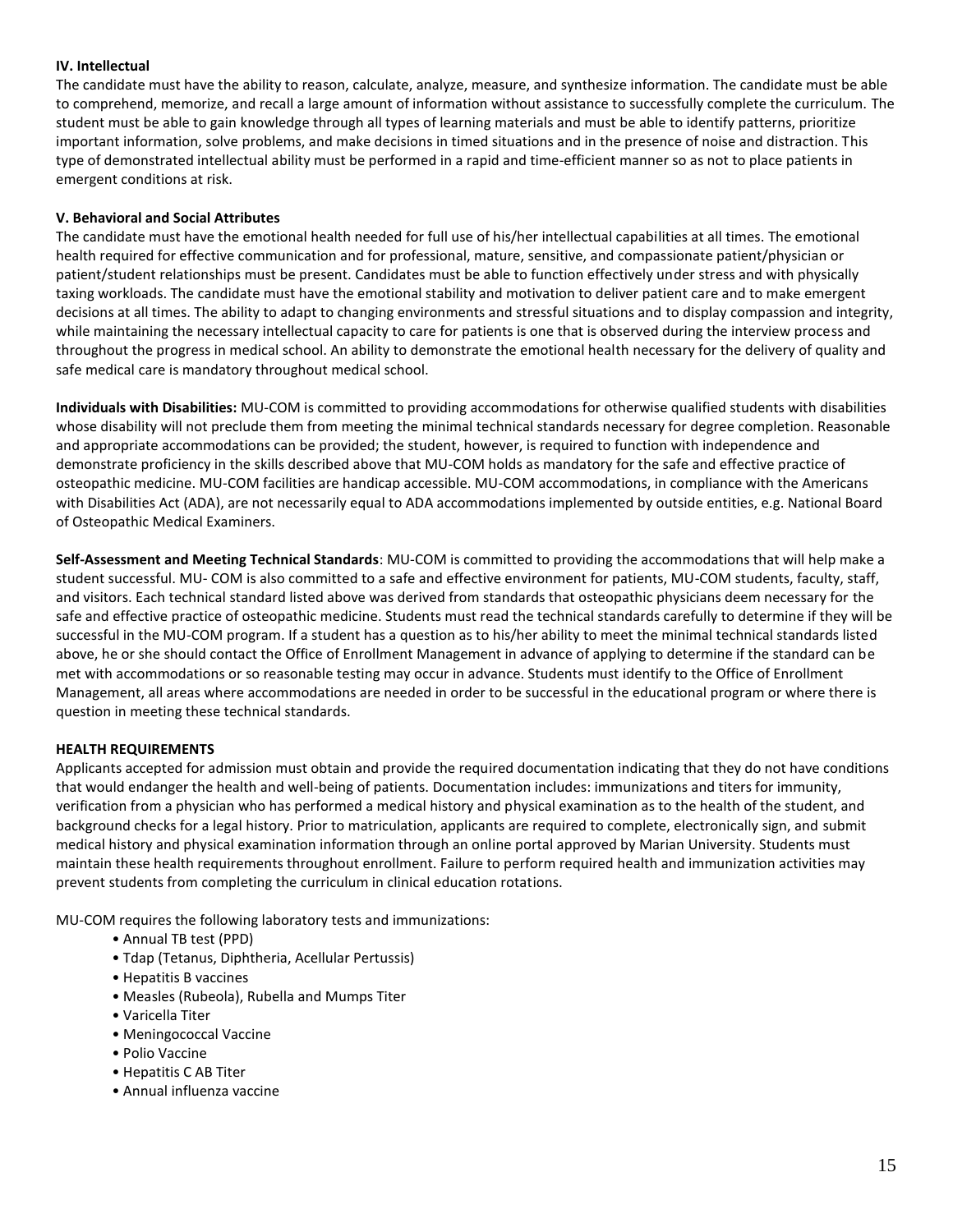**IV. Intellectual**

The candidate must have the ability to reason, calculate, analyze, measure, and synthesize information. The candidate must be able to comprehend, memorize, and recall a large amount of information without assistance to successfully complete the curriculum. The student must be able to gain knowledge through all types of learning materials and must be able to identify patterns, prioritize important information, solve problems, and make decisions in timed situations and in the presence of noise and distraction. This type of demonstrated intellectual ability must be performed in a rapid and time-efficient manner so as not to place patients in emergent conditions at risk.

**V. Behavioral and Social Attributes**

The candidate must have the emotional health needed for full use of his/her intellectual capabilities at all times. The emotional health required for effective communication and for professional, mature, sensitive, and compassionate patient/physician or patient/student relationships must be present. Candidates must be able to function effectively under stress and with physically taxing workloads. The candidate must have the emotional stability and motivation to deliver patient care and to make emergent decisions at all times. The ability to adapt to changing environments and stressful situations and to display compassion and integrity, while maintaining the necessary intellectual capacity to care for patients is one that is observed during the interview process and throughout the progress in medical school. An ability to demonstrate the emotional health necessary for the delivery of quality and safe medical care is mandatory throughout medical school.

**Individuals with Disabilities:** MU-COM is committed to providing accommodations for otherwise qualified students with disabilities whose disability will not preclude them from meeting the minimal technical standards necessary for degree completion. Reasonable and appropriate accommodations can be provided; the student, however, is required to function with independence and demonstrate proficiency in the skills described above that MU-COM holds as mandatory for the safe and effective practice of osteopathic medicine. MU-COM facilities are handicap accessible. MU-COM accommodations, in compliance with the Americans with Disabilities Act (ADA), are not necessarily equal to ADA accommodations implemented by outside entities, e.g. National Board of Osteopathic Medical Examiners.

**Self-Assessment and Meeting Technical Standards**: MU-COM is committed to providing the accommodations that will help make a student successful. MU- COM is also committed to a safe and effective environment for patients, MU-COM students, faculty, staff, and visitors. Each technical standard listed above was derived from standards that osteopathic physicians deem necessary for the safe and effective practice of osteopathic medicine. Students must read the technical standards carefully to determine if they will be successful in the MU-COM program. If a student has a question as to his/her ability to meet the minimal technical standards listed above, he or she should contact the Office of Enrollment Management in advance of applying to determine if the standard can be met with accommodations or so reasonable testing may occur in advance. Students must identify to the Office of Enrollment Management, all areas where accommodations are needed in order to be successful in the educational program or where there is question in meeting these technical standards.

**HEALTH REQUIREMENTS**

Applicants accepted for admission must obtain and provide the required documentation indicating that they do not have conditions that would endanger the health and well-being of patients. Documentation includes: immunizations and titers for immunity, verification from a physician who has performed a medical history and physical examination as to the health of the student, and background checks for a legal history. Prior to matriculation, applicants are required to complete, electronically sign, and submit medical history and physical examination information through an online portal approved by Marian University. Students must maintain these health requirements throughout enrollment. Failure to perform required health and immunization activities may prevent students from completing the curriculum in clinical education rotations.

MU-COM requires the following laboratory tests and immunizations:

- Annual TB test (PPD)
- Tdap (Tetanus, Diphtheria, Acellular Pertussis)
- Hepatitis B vaccines
- Measles (Rubeola), Rubella and Mumps Titer
- Varicella Titer
- Meningococcal Vaccine
- Polio Vaccine
- Hepatitis C AB Titer
- Annual influenza vaccine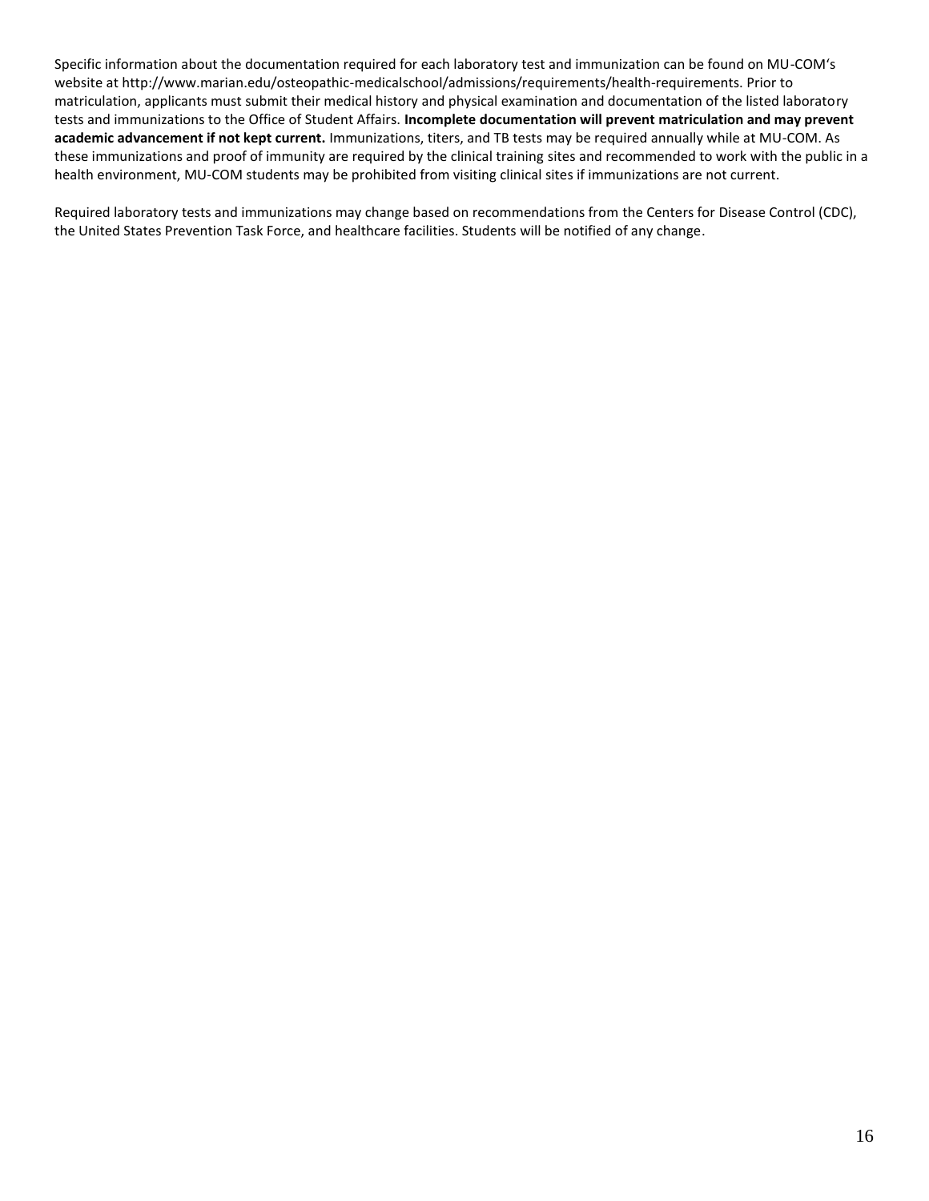Specific information about the documentation required for each laboratory test and immunization can be found on MU-COM's website at http://www.marian.edu/osteopathic-medicalschool/admissions/requirements/health-requirements. Prior to matriculation, applicants must submit their medical history and physical examination and documentation of the listed laboratory tests and immunizations to the Office of Student Affairs. **Incomplete documentation will prevent matriculation and may prevent academic advancement if not kept current.** Immunizations, titers, and TB tests may be required annually while at MU-COM. As these immunizations and proof of immunity are required by the clinical training sites and recommended to work with the public in a health environment, MU-COM students may be prohibited from visiting clinical sites if immunizations are not current.

Required laboratory tests and immunizations may change based on recommendations from the Centers for Disease Control (CDC), the United States Prevention Task Force, and healthcare facilities. Students will be notified of any change.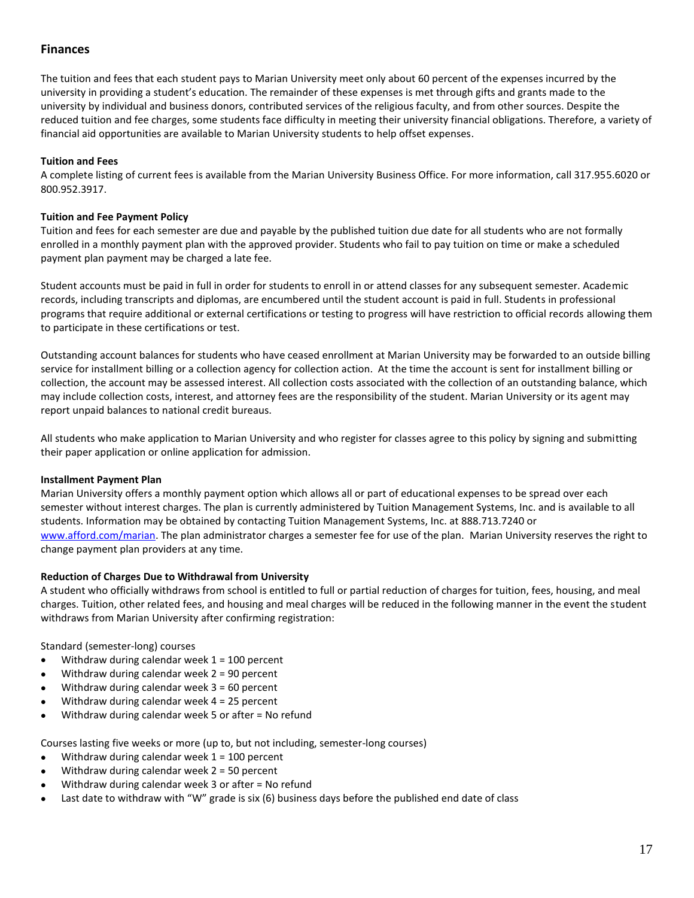## Finances

The tuition and fees that each student pays to Marian University meet only about 60 percent of the expenses incurred by the university in providing a student's education. The remainder of these expenses is met through gifts and grants made to the university by individual and business donors, contributed services of the religious faculty, and from other sources. Despite the reduced tuition and fee charges, some students face difficulty in meeting their university financial obligations. Therefore, a variety of financial aid opportunities are available to Marian University students to help offset expenses.

**Tuition and Fees**

A complete listing of current fees is available from the Marian University Business Office. For more information, call 317.955.6020 or 800.952.3917.

**Tuition and Fee Payment Policy**

Tuition and fees for each semester are due and payable by the published tuition due date for all students who are not formally enrolled in a monthly payment plan with the approved provider. Students who fail to pay tuition on time or make a scheduled payment plan payment may be charged a late fee.

Student accounts must be paid in full in order for students to enroll in or attend classes for any subsequent semester. Academic records, including transcripts and diplomas, are encumbered until the student account is paid in full. Students in professional programs that require additional or external certifications or testing to progress will have restriction to official records allowing them to participate in these certifications or test.

Outstanding account balances for students who have ceased enrollment at Marian University may be forwarded to an outside billing service for installment billing or a collection agency for collection action. At the time the account is sent for installment billing or collection, the account may be assessed interest. All collection costs associated with the collection of an outstanding balance, which may include collection costs, interest, and attorney fees are the responsibility of the student. Marian University or its agent may report unpaid balances to national credit bureaus.

All students who make application to Marian University and who register for classes agree to this policy by signing and submitting their paper application or online application for admission.

**Installment Payment Plan**

Marian University offers a monthly payment option which allows all or part of educational expenses to be spread over each semester without interest charges. The plan is currently administered by Tuition Management Systems, Inc. and is available to all students. Information may be obtained by contacting Tuition Management Systems, Inc. at 888.713.7240 or www.afford.com/marian. The plan administrator charges a semester fee for use of the plan. Marian University reserves the right to change payment plan providers at any time.

**Reduction of Charges Due to Withdrawal from University**

A student who officially withdraws from school is entitled to full or partial reduction of charges for tuition, fees, housing, and meal charges. Tuition, other related fees, and housing and meal charges will be reduced in the following manner in the event the student withdraws from Marian University after confirming registration:

Standard (semester-long) courses

- Withdraw during calendar week 1 = 100 percent
- Withdraw during calendar week 2 = 90 percent
- Withdraw during calendar week 3 = 60 percent
- Withdraw during calendar week 4 = 25 percent
- Withdraw during calendar week 5 or after = No refund

Courses lasting five weeks or more (up to, but not including, semester-long courses)

- Withdraw during calendar week 1 = 100 percent
- Withdraw during calendar week 2 = 50 percent
- Withdraw during calendar week 3 or after = No refund
- Last date to withdraw with "W" grade is six (6) business days before the published end date of class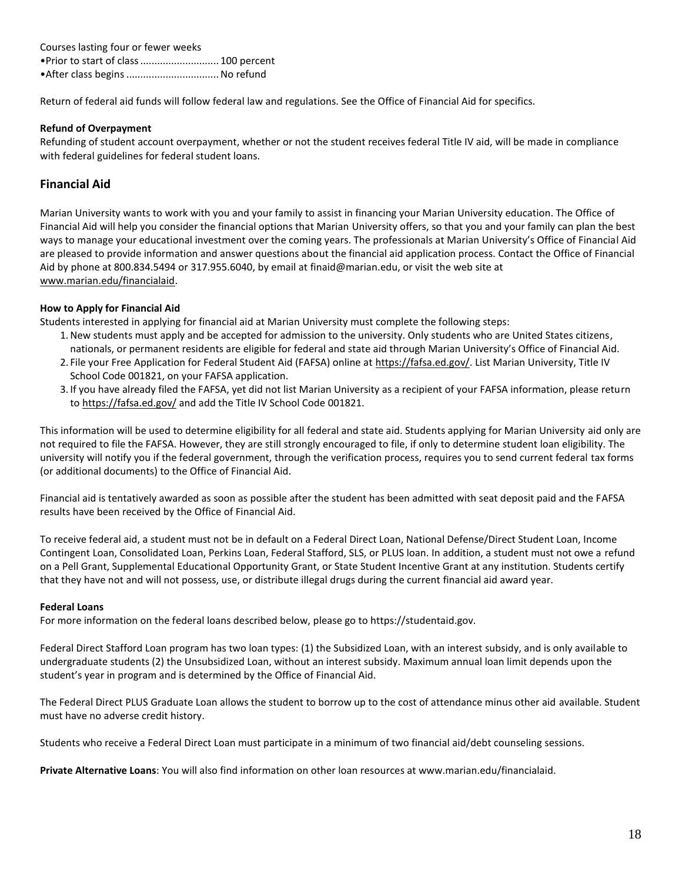Courses lasting four or fewer weeks

- Prior to start of class ............................ 100 percent
- After class begins ................................ No refund

Return of federal aid funds will follow federal law and regulations. See the Office of Financial Aid for specifics.

**Refund of Overpayment**

Refunding of student account overpayment, whether or not the student receives federal Title IV aid, will be made in compliance with federal guidelines for federal student loans.

## Financial Aid

Marian University wants to work with you and your family to assist in financing your Marian University education. The Office of Financial Aid will help you consider the financial options that Marian University offers, so that you and your family can plan the best ways to manage your educational investment over the coming years. The professionals at Marian University's Office of Financial Aid are pleased to provide information and answer questions about the financial aid application process. Contact the Office of Financial Aid by phone at 800.834.5494 or 317.955.6040, by email at finaid@marian.edu, or visit the web site at www.marian.edu/financialaid.

**How to Apply for Financial Aid**

Students interested in applying for financial aid at Marian University must complete the following steps:

1. New students must apply and be accepted for admission to the university. Only students who are United States citizens, nationals, or permanent residents are eligible for federal and state aid through Marian University's Office of Financial Aid.
2. File your Free Application for Federal Student Aid (FAFSA) online at https://fafsa.ed.gov/. List Marian University, Title IV School Code 001821, on your FAFSA application.
3. If you have already filed the FAFSA, yet did not list Marian University as a recipient of your FAFSA information, please return to https://fafsa.ed.gov/ and add the Title IV School Code 001821.

This information will be used to determine eligibility for all federal and state aid. Students applying for Marian University aid only are not required to file the FAFSA. However, they are still strongly encouraged to file, if only to determine student loan eligibility. The university will notify you if the federal government, through the verification process, requires you to send current federal tax forms (or additional documents) to the Office of Financial Aid.

Financial aid is tentatively awarded as soon as possible after the student has been admitted with seat deposit paid and the FAFSA results have been received by the Office of Financial Aid.

To receive federal aid, a student must not be in default on a Federal Direct Loan, National Defense/Direct Student Loan, Income Contingent Loan, Consolidated Loan, Perkins Loan, Federal Stafford, SLS, or PLUS loan. In addition, a student must not owe a refund on a Pell Grant, Supplemental Educational Opportunity Grant, or State Student Incentive Grant at any institution. Students certify that they have not and will not possess, use, or distribute illegal drugs during the current financial aid award year.

**Federal Loans**

For more information on the federal loans described below, please go to https://studentaid.gov.

Federal Direct Stafford Loan program has two loan types: (1) the Subsidized Loan, with an interest subsidy, and is only available to undergraduate students (2) the Unsubsidized Loan, without an interest subsidy. Maximum annual loan limit depends upon the student's year in program and is determined by the Office of Financial Aid.

The Federal Direct PLUS Graduate Loan allows the student to borrow up to the cost of attendance minus other aid available. Student must have no adverse credit history.

Students who receive a Federal Direct Loan must participate in a minimum of two financial aid/debt counseling sessions.

**Private Alternative Loans**: You will also find information on other loan resources at www.marian.edu/financialaid.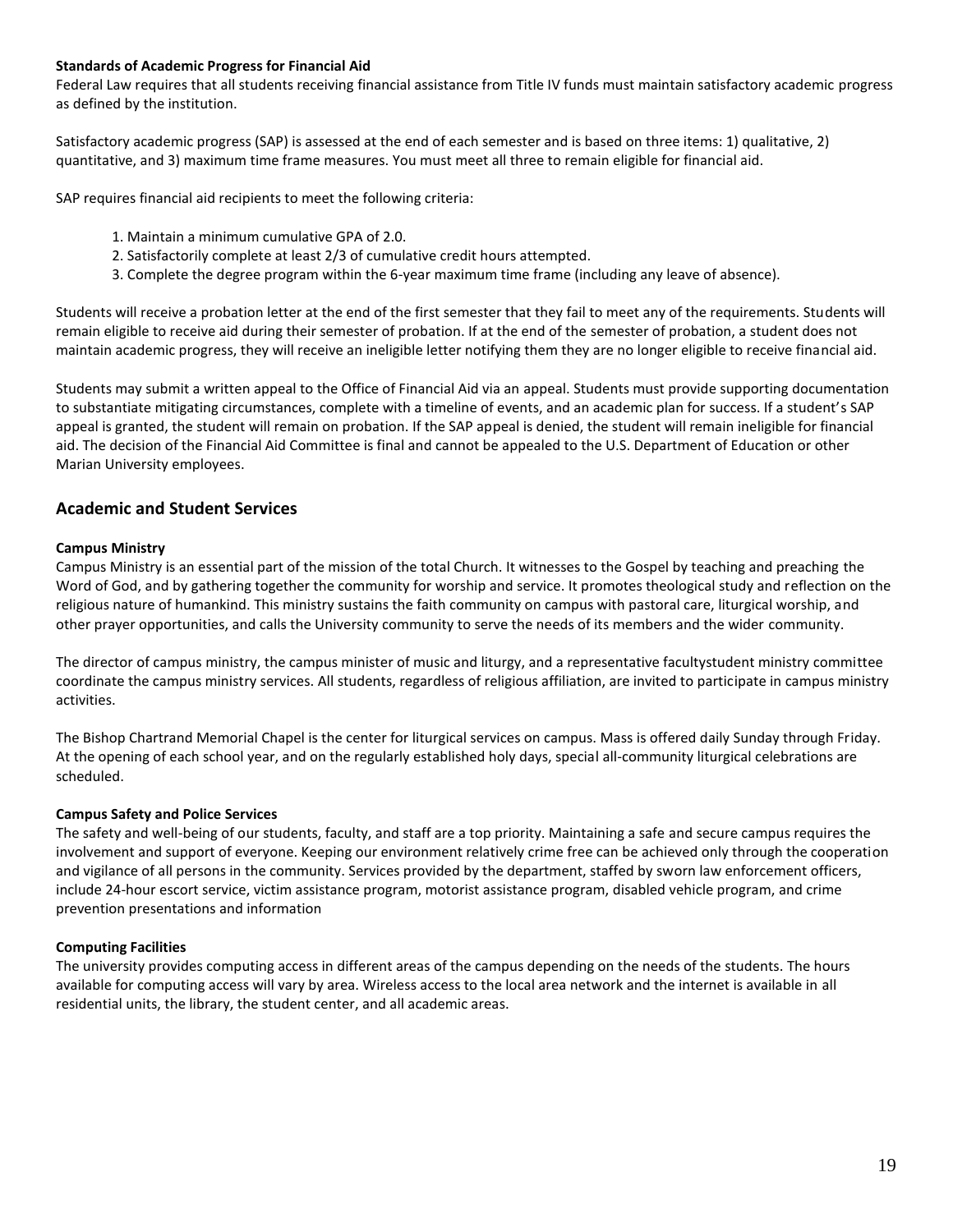**Standards of Academic Progress for Financial Aid**

Federal Law requires that all students receiving financial assistance from Title IV funds must maintain satisfactory academic progress as defined by the institution.

Satisfactory academic progress (SAP) is assessed at the end of each semester and is based on three items: 1) qualitative, 2) quantitative, and 3) maximum time frame measures. You must meet all three to remain eligible for financial aid.

SAP requires financial aid recipients to meet the following criteria:

1. Maintain a minimum cumulative GPA of 2.0.
2. Satisfactorily complete at least 2/3 of cumulative credit hours attempted.
3. Complete the degree program within the 6-year maximum time frame (including any leave of absence).

Students will receive a probation letter at the end of the first semester that they fail to meet any of the requirements. Students will remain eligible to receive aid during their semester of probation. If at the end of the semester of probation, a student does not maintain academic progress, they will receive an ineligible letter notifying them they are no longer eligible to receive financial aid.

Students may submit a written appeal to the Office of Financial Aid via an appeal. Students must provide supporting documentation to substantiate mitigating circumstances, complete with a timeline of events, and an academic plan for success. If a student's SAP appeal is granted, the student will remain on probation. If the SAP appeal is denied, the student will remain ineligible for financial aid. The decision of the Financial Aid Committee is final and cannot be appealed to the U.S. Department of Education or other Marian University employees.

## Academic and Student Services

**Campus Ministry**

Campus Ministry is an essential part of the mission of the total Church. It witnesses to the Gospel by teaching and preaching the Word of God, and by gathering together the community for worship and service. It promotes theological study and reflection on the religious nature of humankind. This ministry sustains the faith community on campus with pastoral care, liturgical worship, and other prayer opportunities, and calls the University community to serve the needs of its members and the wider community.

The director of campus ministry, the campus minister of music and liturgy, and a representative facultystudent ministry committee coordinate the campus ministry services. All students, regardless of religious affiliation, are invited to participate in campus ministry activities.

The Bishop Chartrand Memorial Chapel is the center for liturgical services on campus. Mass is offered daily Sunday through Friday. At the opening of each school year, and on the regularly established holy days, special all-community liturgical celebrations are scheduled.

**Campus Safety and Police Services**

The safety and well-being of our students, faculty, and staff are a top priority. Maintaining a safe and secure campus requires the involvement and support of everyone. Keeping our environment relatively crime free can be achieved only through the cooperation and vigilance of all persons in the community. Services provided by the department, staffed by sworn law enforcement officers, include 24-hour escort service, victim assistance program, motorist assistance program, disabled vehicle program, and crime prevention presentations and information

**Computing Facilities**

The university provides computing access in different areas of the campus depending on the needs of the students. The hours available for computing access will vary by area. Wireless access to the local area network and the internet is available in all residential units, the library, the student center, and all academic areas.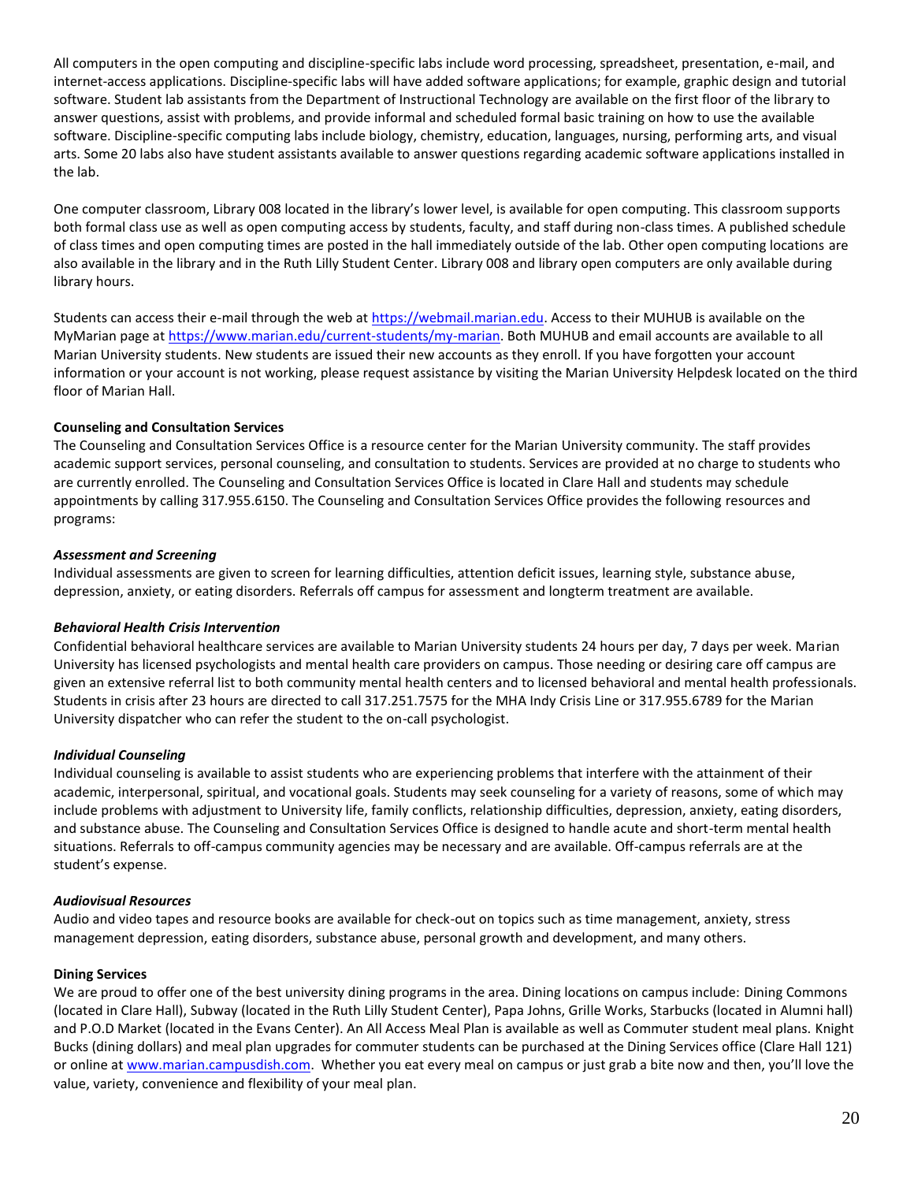All computers in the open computing and discipline-specific labs include word processing, spreadsheet, presentation, e-mail, and internet-access applications. Discipline-specific labs will have added software applications; for example, graphic design and tutorial software. Student lab assistants from the Department of Instructional Technology are available on the first floor of the library to answer questions, assist with problems, and provide informal and scheduled formal basic training on how to use the available software. Discipline-specific computing labs include biology, chemistry, education, languages, nursing, performing arts, and visual arts. Some 20 labs also have student assistants available to answer questions regarding academic software applications installed in the lab.

One computer classroom, Library 008 located in the library's lower level, is available for open computing. This classroom supports both formal class use as well as open computing access by students, faculty, and staff during non-class times. A published schedule of class times and open computing times are posted in the hall immediately outside of the lab. Other open computing locations are also available in the library and in the Ruth Lilly Student Center. Library 008 and library open computers are only available during library hours.

Students can access their e-mail through the web at https://webmail.marian.edu. Access to their MUHUB is available on the MyMarian page at https://www.marian.edu/current-students/my-marian. Both MUHUB and email accounts are available to all Marian University students. New students are issued their new accounts as they enroll. If you have forgotten your account information or your account is not working, please request assistance by visiting the Marian University Helpdesk located on the third floor of Marian Hall.

**Counseling and Consultation Services**

The Counseling and Consultation Services Office is a resource center for the Marian University community. The staff provides academic support services, personal counseling, and consultation to students. Services are provided at no charge to students who are currently enrolled. The Counseling and Consultation Services Office is located in Clare Hall and students may schedule appointments by calling 317.955.6150. The Counseling and Consultation Services Office provides the following resources and programs:

***Assessment and Screening***

Individual assessments are given to screen for learning difficulties, attention deficit issues, learning style, substance abuse, depression, anxiety, or eating disorders. Referrals off campus for assessment and longterm treatment are available.

***Behavioral Health Crisis Intervention***

Confidential behavioral healthcare services are available to Marian University students 24 hours per day, 7 days per week. Marian University has licensed psychologists and mental health care providers on campus. Those needing or desiring care off campus are given an extensive referral list to both community mental health centers and to licensed behavioral and mental health professionals. Students in crisis after 23 hours are directed to call 317.251.7575 for the MHA Indy Crisis Line or 317.955.6789 for the Marian University dispatcher who can refer the student to the on-call psychologist.

***Individual Counseling***

Individual counseling is available to assist students who are experiencing problems that interfere with the attainment of their academic, interpersonal, spiritual, and vocational goals. Students may seek counseling for a variety of reasons, some of which may include problems with adjustment to University life, family conflicts, relationship difficulties, depression, anxiety, eating disorders, and substance abuse. The Counseling and Consultation Services Office is designed to handle acute and short-term mental health situations. Referrals to off-campus community agencies may be necessary and are available. Off-campus referrals are at the student's expense.

***Audiovisual Resources***

Audio and video tapes and resource books are available for check-out on topics such as time management, anxiety, stress management depression, eating disorders, substance abuse, personal growth and development, and many others.

**Dining Services**

We are proud to offer one of the best university dining programs in the area. Dining locations on campus include: Dining Commons (located in Clare Hall), Subway (located in the Ruth Lilly Student Center), Papa Johns, Grille Works, Starbucks (located in Alumni hall) and P.O.D Market (located in the Evans Center). An All Access Meal Plan is available as well as Commuter student meal plans. Knight Bucks (dining dollars) and meal plan upgrades for commuter students can be purchased at the Dining Services office (Clare Hall 121) or online at www.marian.campusdish.com. Whether you eat every meal on campus or just grab a bite now and then, you'll love the value, variety, convenience and flexibility of your meal plan.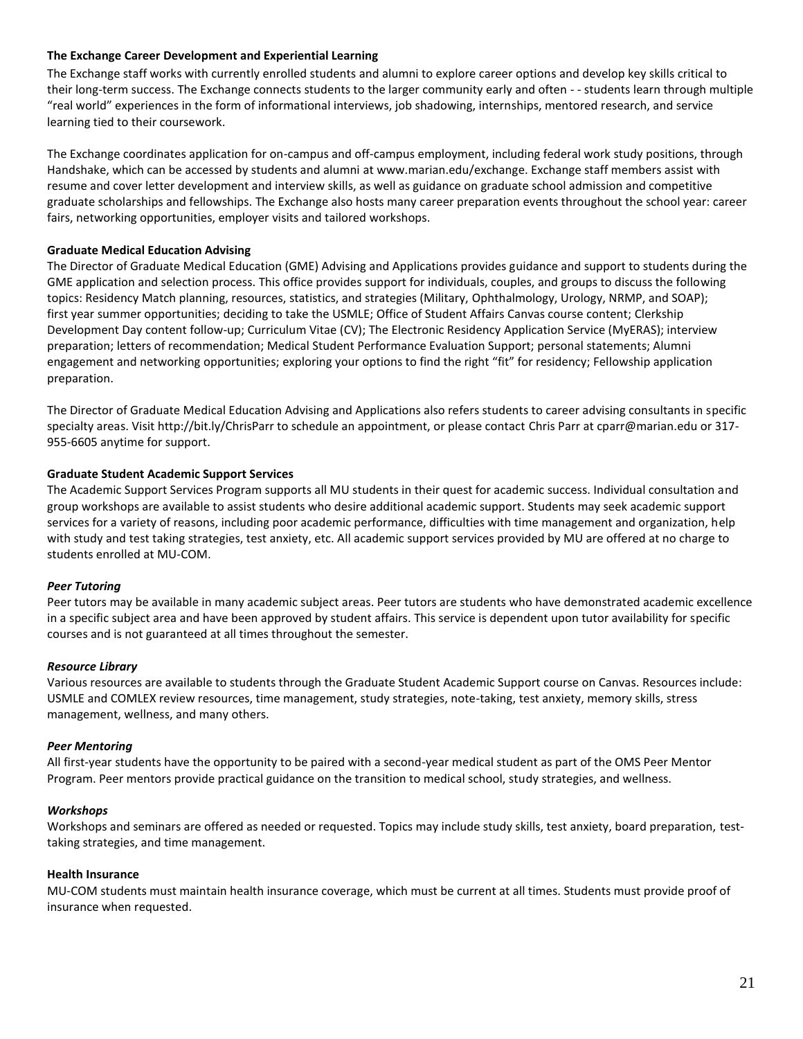**The Exchange Career Development and Experiential Learning**

The Exchange staff works with currently enrolled students and alumni to explore career options and develop key skills critical to their long-term success. The Exchange connects students to the larger community early and often - - students learn through multiple "real world" experiences in the form of informational interviews, job shadowing, internships, mentored research, and service learning tied to their coursework.

The Exchange coordinates application for on-campus and off-campus employment, including federal work study positions, through Handshake, which can be accessed by students and alumni at www.marian.edu/exchange. Exchange staff members assist with resume and cover letter development and interview skills, as well as guidance on graduate school admission and competitive graduate scholarships and fellowships. The Exchange also hosts many career preparation events throughout the school year: career fairs, networking opportunities, employer visits and tailored workshops.

**Graduate Medical Education Advising**

The Director of Graduate Medical Education (GME) Advising and Applications provides guidance and support to students during the GME application and selection process. This office provides support for individuals, couples, and groups to discuss the following topics: Residency Match planning, resources, statistics, and strategies (Military, Ophthalmology, Urology, NRMP, and SOAP); first year summer opportunities; deciding to take the USMLE; Office of Student Affairs Canvas course content; Clerkship Development Day content follow-up; Curriculum Vitae (CV); The Electronic Residency Application Service (MyERAS); interview preparation; letters of recommendation; Medical Student Performance Evaluation Support; personal statements; Alumni engagement and networking opportunities; exploring your options to find the right "fit" for residency; Fellowship application preparation.

The Director of Graduate Medical Education Advising and Applications also refers students to career advising consultants in specific specialty areas. Visit http://bit.ly/ChrisParr to schedule an appointment, or please contact Chris Parr at cparr@marian.edu or 317-955-6605 anytime for support.

**Graduate Student Academic Support Services**

The Academic Support Services Program supports all MU students in their quest for academic success. Individual consultation and group workshops are available to assist students who desire additional academic support. Students may seek academic support services for a variety of reasons, including poor academic performance, difficulties with time management and organization, help with study and test taking strategies, test anxiety, etc. All academic support services provided by MU are offered at no charge to students enrolled at MU-COM.

***Peer Tutoring***

Peer tutors may be available in many academic subject areas. Peer tutors are students who have demonstrated academic excellence in a specific subject area and have been approved by student affairs. This service is dependent upon tutor availability for specific courses and is not guaranteed at all times throughout the semester.

***Resource Library***

Various resources are available to students through the Graduate Student Academic Support course on Canvas. Resources include: USMLE and COMLEX review resources, time management, study strategies, note-taking, test anxiety, memory skills, stress management, wellness, and many others.

***Peer Mentoring***

All first-year students have the opportunity to be paired with a second-year medical student as part of the OMS Peer Mentor Program. Peer mentors provide practical guidance on the transition to medical school, study strategies, and wellness.

***Workshops***

Workshops and seminars are offered as needed or requested. Topics may include study skills, test anxiety, board preparation, test-taking strategies, and time management.

**Health Insurance**

MU-COM students must maintain health insurance coverage, which must be current at all times. Students must provide proof of insurance when requested.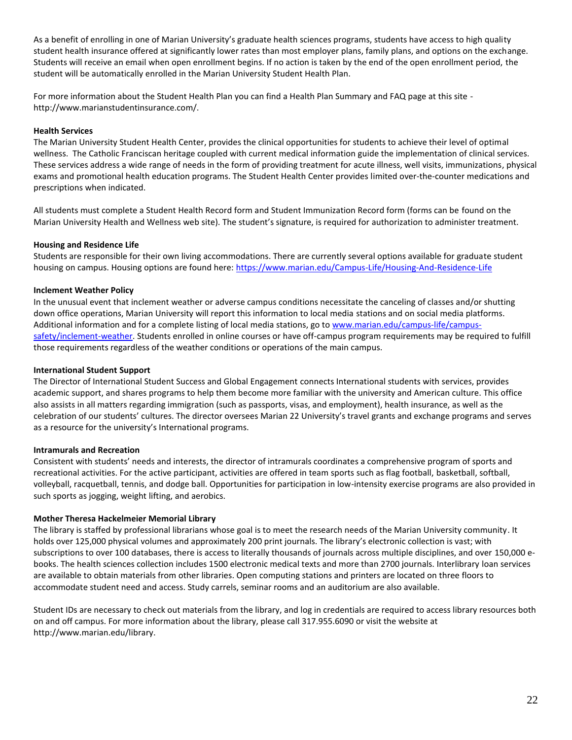As a benefit of enrolling in one of Marian University's graduate health sciences programs, students have access to high quality student health insurance offered at significantly lower rates than most employer plans, family plans, and options on the exchange. Students will receive an email when open enrollment begins. If no action is taken by the end of the open enrollment period, the student will be automatically enrolled in the Marian University Student Health Plan.

For more information about the Student Health Plan you can find a Health Plan Summary and FAQ page at this site - http://www.marianstudentinsurance.com/.

**Health Services**

The Marian University Student Health Center, provides the clinical opportunities for students to achieve their level of optimal wellness. The Catholic Franciscan heritage coupled with current medical information guide the implementation of clinical services. These services address a wide range of needs in the form of providing treatment for acute illness, well visits, immunizations, physical exams and promotional health education programs. The Student Health Center provides limited over-the-counter medications and prescriptions when indicated.

All students must complete a Student Health Record form and Student Immunization Record form (forms can be found on the Marian University Health and Wellness web site). The student's signature, is required for authorization to administer treatment.

**Housing and Residence Life**

Students are responsible for their own living accommodations. There are currently several options available for graduate student housing on campus. Housing options are found here: https://www.marian.edu/Campus-Life/Housing-And-Residence-Life

**Inclement Weather Policy**

In the unusual event that inclement weather or adverse campus conditions necessitate the canceling of classes and/or shutting down office operations, Marian University will report this information to local media stations and on social media platforms. Additional information and for a complete listing of local media stations, go to www.marian.edu/campus-life/campus-safety/inclement-weather. Students enrolled in online courses or have off-campus program requirements may be required to fulfill those requirements regardless of the weather conditions or operations of the main campus.

**International Student Support**

The Director of International Student Success and Global Engagement connects International students with services, provides academic support, and shares programs to help them become more familiar with the university and American culture. This office also assists in all matters regarding immigration (such as passports, visas, and employment), health insurance, as well as the celebration of our students' cultures. The director oversees Marian 22 University's travel grants and exchange programs and serves as a resource for the university's International programs.

**Intramurals and Recreation**

Consistent with students' needs and interests, the director of intramurals coordinates a comprehensive program of sports and recreational activities. For the active participant, activities are offered in team sports such as flag football, basketball, softball, volleyball, racquetball, tennis, and dodge ball. Opportunities for participation in low-intensity exercise programs are also provided in such sports as jogging, weight lifting, and aerobics.

**Mother Theresa Hackelmeier Memorial Library**

The library is staffed by professional librarians whose goal is to meet the research needs of the Marian University community. It holds over 125,000 physical volumes and approximately 200 print journals. The library's electronic collection is vast; with subscriptions to over 100 databases, there is access to literally thousands of journals across multiple disciplines, and over 150,000 e-books. The health sciences collection includes 1500 electronic medical texts and more than 2700 journals. Interlibrary loan services are available to obtain materials from other libraries. Open computing stations and printers are located on three floors to accommodate student need and access. Study carrels, seminar rooms and an auditorium are also available.

Student IDs are necessary to check out materials from the library, and log in credentials are required to access library resources both on and off campus. For more information about the library, please call 317.955.6090 or visit the website at http://www.marian.edu/library.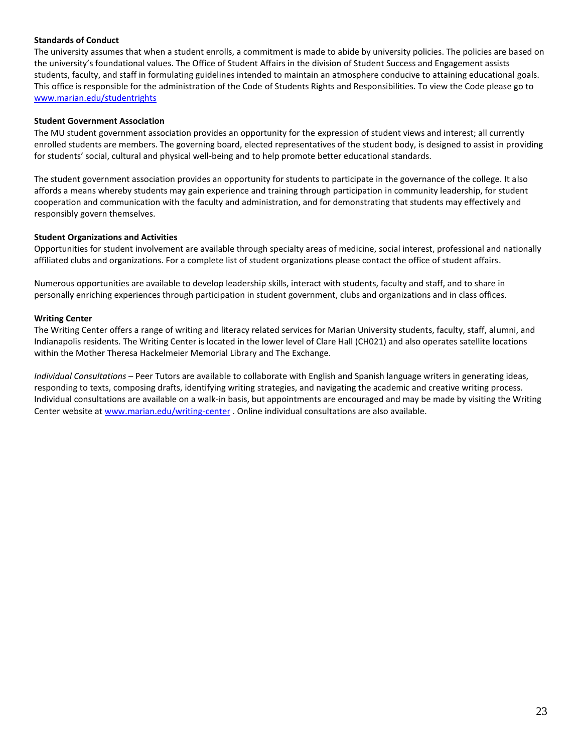**Standards of Conduct**

The university assumes that when a student enrolls, a commitment is made to abide by university policies. The policies are based on the university's foundational values. The Office of Student Affairs in the division of Student Success and Engagement assists students, faculty, and staff in formulating guidelines intended to maintain an atmosphere conducive to attaining educational goals. This office is responsible for the administration of the Code of Students Rights and Responsibilities. To view the Code please go to www.marian.edu/studentrights

**Student Government Association**

The MU student government association provides an opportunity for the expression of student views and interest; all currently enrolled students are members. The governing board, elected representatives of the student body, is designed to assist in providing for students' social, cultural and physical well-being and to help promote better educational standards.

The student government association provides an opportunity for students to participate in the governance of the college. It also affords a means whereby students may gain experience and training through participation in community leadership, for student cooperation and communication with the faculty and administration, and for demonstrating that students may effectively and responsibly govern themselves.

**Student Organizations and Activities**

Opportunities for student involvement are available through specialty areas of medicine, social interest, professional and nationally affiliated clubs and organizations. For a complete list of student organizations please contact the office of student affairs.

Numerous opportunities are available to develop leadership skills, interact with students, faculty and staff, and to share in personally enriching experiences through participation in student government, clubs and organizations and in class offices.

**Writing Center**

The Writing Center offers a range of writing and literacy related services for Marian University students, faculty, staff, alumni, and Indianapolis residents. The Writing Center is located in the lower level of Clare Hall (CH021) and also operates satellite locations within the Mother Theresa Hackelmeier Memorial Library and The Exchange.

*Individual Consultations* – Peer Tutors are available to collaborate with English and Spanish language writers in generating ideas, responding to texts, composing drafts, identifying writing strategies, and navigating the academic and creative writing process. Individual consultations are available on a walk-in basis, but appointments are encouraged and may be made by visiting the Writing Center website at www.marian.edu/writing-center . Online individual consultations are also available.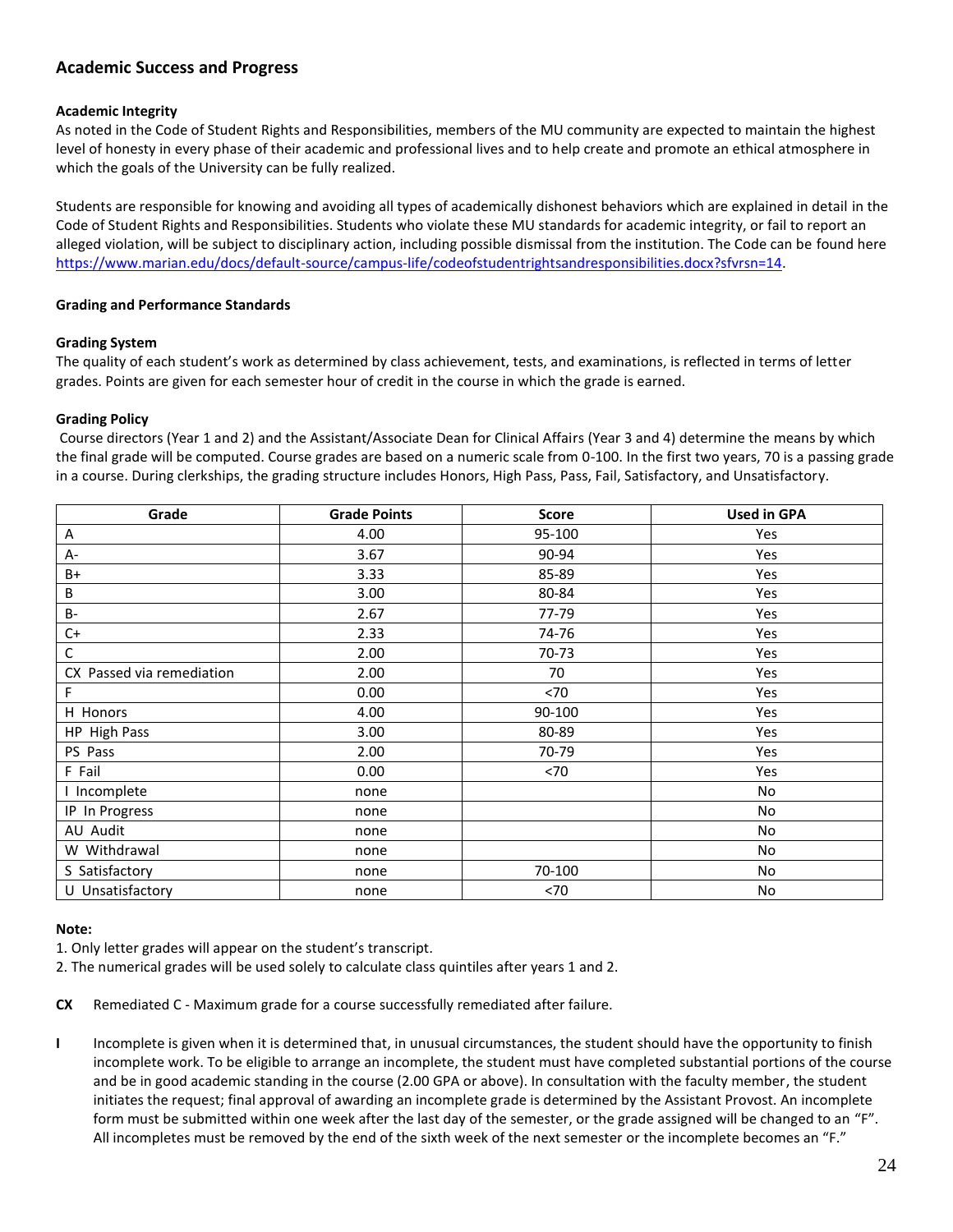## Academic Success and Progress

### Academic Integrity

As noted in the Code of Student Rights and Responsibilities, members of the MU community are expected to maintain the highest level of honesty in every phase of their academic and professional lives and to help create and promote an ethical atmosphere in which the goals of the University can be fully realized.

Students are responsible for knowing and avoiding all types of academically dishonest behaviors which are explained in detail in the Code of Student Rights and Responsibilities. Students who violate these MU standards for academic integrity, or fail to report an alleged violation, will be subject to disciplinary action, including possible dismissal from the institution. The Code can be found here https://www.marian.edu/docs/default-source/campus-life/codeofstudentrightsandresponsibilities.docx?sfvrsn=14.

### Grading and Performance Standards

#### Grading System

The quality of each student's work as determined by class achievement, tests, and examinations, is reflected in terms of letter grades. Points are given for each semester hour of credit in the course in which the grade is earned.

#### Grading Policy

Course directors (Year 1 and 2) and the Assistant/Associate Dean for Clinical Affairs (Year 3 and 4) determine the means by which the final grade will be computed. Course grades are based on a numeric scale from 0-100. In the first two years, 70 is a passing grade in a course. During clerkships, the grading structure includes Honors, High Pass, Pass, Fail, Satisfactory, and Unsatisfactory.

| Grade | Grade Points | Score | Used in GPA |
|---|---|---|---|
| A | 4.00 | 95-100 | Yes |
| A- | 3.67 | 90-94 | Yes |
| B+ | 3.33 | 85-89 | Yes |
| B | 3.00 | 80-84 | Yes |
| B- | 2.67 | 77-79 | Yes |
| C+ | 2.33 | 74-76 | Yes |
| C | 2.00 | 70-73 | Yes |
| CX Passed via remediation | 2.00 | 70 | Yes |
| F | 0.00 | <70 | Yes |
| H Honors | 4.00 | 90-100 | Yes |
| HP High Pass | 3.00 | 80-89 | Yes |
| PS Pass | 2.00 | 70-79 | Yes |
| F Fail | 0.00 | <70 | Yes |
| I Incomplete | none | | No |
| IP In Progress | none | | No |
| AU Audit | none | | No |
| W Withdrawal | none | | No |
| S Satisfactory | none | 70-100 | No |
| U Unsatisfactory | none | <70 | No |

**Note:**

1. Only letter grades will appear on the student's transcript.
2. The numerical grades will be used solely to calculate class quintiles after years 1 and 2.

**CX** Remediated C - Maximum grade for a course successfully remediated after failure.

**I** Incomplete is given when it is determined that, in unusual circumstances, the student should have the opportunity to finish incomplete work. To be eligible to arrange an incomplete, the student must have completed substantial portions of the course and be in good academic standing in the course (2.00 GPA or above). In consultation with the faculty member, the student initiates the request; final approval of awarding an incomplete grade is determined by the Assistant Provost. An incomplete form must be submitted within one week after the last day of the semester, or the grade assigned will be changed to an "F". All incompletes must be removed by the end of the sixth week of the next semester or the incomplete becomes an "F."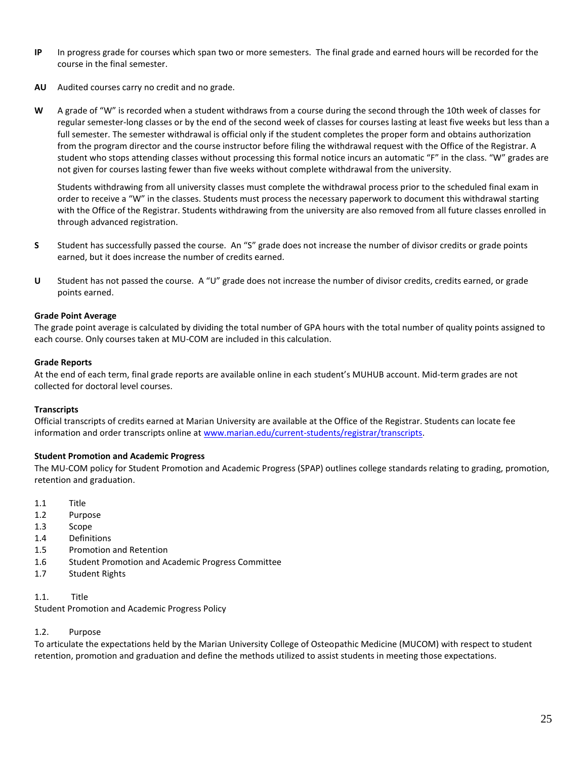**IP** In progress grade for courses which span two or more semesters. The final grade and earned hours will be recorded for the course in the final semester.

**AU** Audited courses carry no credit and no grade.

**W** A grade of "W" is recorded when a student withdraws from a course during the second through the 10th week of classes for regular semester-long classes or by the end of the second week of classes for courses lasting at least five weeks but less than a full semester. The semester withdrawal is official only if the student completes the proper form and obtains authorization from the program director and the course instructor before filing the withdrawal request with the Office of the Registrar. A student who stops attending classes without processing this formal notice incurs an automatic "F" in the class. "W" grades are not given for courses lasting fewer than five weeks without complete withdrawal from the university.

Students withdrawing from all university classes must complete the withdrawal process prior to the scheduled final exam in order to receive a "W" in the classes. Students must process the necessary paperwork to document this withdrawal starting with the Office of the Registrar. Students withdrawing from the university are also removed from all future classes enrolled in through advanced registration.

**S** Student has successfully passed the course. An "S" grade does not increase the number of divisor credits or grade points earned, but it does increase the number of credits earned.

**U** Student has not passed the course. A "U" grade does not increase the number of divisor credits, credits earned, or grade points earned.

**Grade Point Average**
The grade point average is calculated by dividing the total number of GPA hours with the total number of quality points assigned to each course. Only courses taken at MU-COM are included in this calculation.

**Grade Reports**
At the end of each term, final grade reports are available online in each student's MUHUB account. Mid-term grades are not collected for doctoral level courses.

**Transcripts**
Official transcripts of credits earned at Marian University are available at the Office of the Registrar. Students can locate fee information and order transcripts online at www.marian.edu/current-students/registrar/transcripts.

**Student Promotion and Academic Progress**
The MU-COM policy for Student Promotion and Academic Progress (SPAP) outlines college standards relating to grading, promotion, retention and graduation.

1.1 Title
1.2 Purpose
1.3 Scope
1.4 Definitions
1.5 Promotion and Retention
1.6 Student Promotion and Academic Progress Committee
1.7 Student Rights

1.1. Title
Student Promotion and Academic Progress Policy

1.2. Purpose
To articulate the expectations held by the Marian University College of Osteopathic Medicine (MUCOM) with respect to student retention, promotion and graduation and define the methods utilized to assist students in meeting those expectations.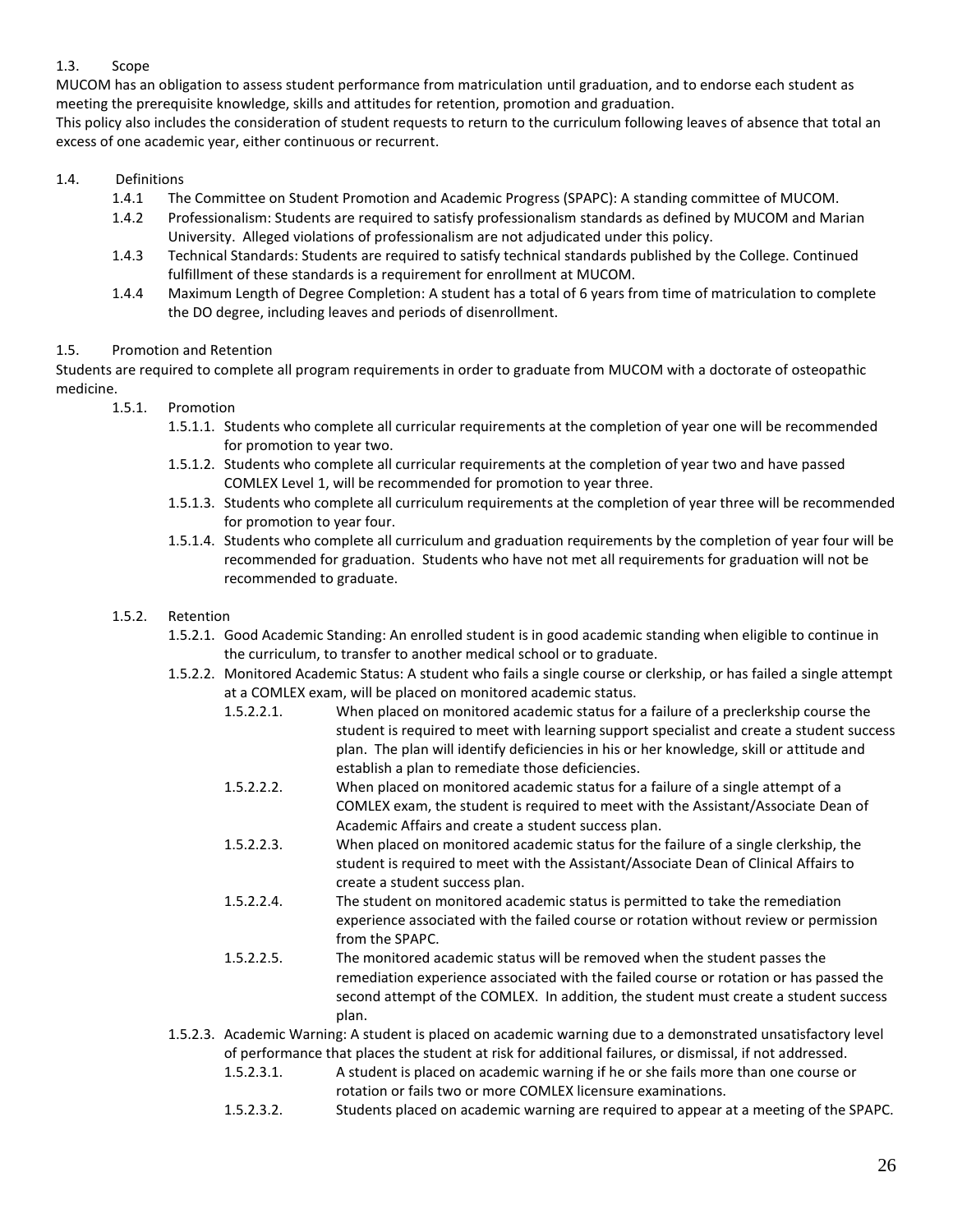### 1.3. Scope

MUCOM has an obligation to assess student performance from matriculation until graduation, and to endorse each student as meeting the prerequisite knowledge, skills and attitudes for retention, promotion and graduation.

This policy also includes the consideration of student requests to return to the curriculum following leaves of absence that total an excess of one academic year, either continuous or recurrent.

### 1.4. Definitions

- 1.4.1 The Committee on Student Promotion and Academic Progress (SPAPC): A standing committee of MUCOM.
- 1.4.2 Professionalism: Students are required to satisfy professionalism standards as defined by MUCOM and Marian University. Alleged violations of professionalism are not adjudicated under this policy.
- 1.4.3 Technical Standards: Students are required to satisfy technical standards published by the College. Continued fulfillment of these standards is a requirement for enrollment at MUCOM.
- 1.4.4 Maximum Length of Degree Completion: A student has a total of 6 years from time of matriculation to complete the DO degree, including leaves and periods of disenrollment.

### 1.5. Promotion and Retention

Students are required to complete all program requirements in order to graduate from MUCOM with a doctorate of osteopathic medicine.

- 1.5.1. Promotion
  - 1.5.1.1. Students who complete all curricular requirements at the completion of year one will be recommended for promotion to year two.
  - 1.5.1.2. Students who complete all curricular requirements at the completion of year two and have passed COMLEX Level 1, will be recommended for promotion to year three.
  - 1.5.1.3. Students who complete all curriculum requirements at the completion of year three will be recommended for promotion to year four.
  - 1.5.1.4. Students who complete all curriculum and graduation requirements by the completion of year four will be recommended for graduation. Students who have not met all requirements for graduation will not be recommended to graduate.

- 1.5.2. Retention
  - 1.5.2.1. Good Academic Standing: An enrolled student is in good academic standing when eligible to continue in the curriculum, to transfer to another medical school or to graduate.
  - 1.5.2.2. Monitored Academic Status: A student who fails a single course or clerkship, or has failed a single attempt at a COMLEX exam, will be placed on monitored academic status.
    - 1.5.2.2.1. When placed on monitored academic status for a failure of a preclerkship course the student is required to meet with learning support specialist and create a student success plan. The plan will identify deficiencies in his or her knowledge, skill or attitude and establish a plan to remediate those deficiencies.
    - 1.5.2.2.2. When placed on monitored academic status for a failure of a single attempt of a COMLEX exam, the student is required to meet with the Assistant/Associate Dean of Academic Affairs and create a student success plan.
    - 1.5.2.2.3. When placed on monitored academic status for the failure of a single clerkship, the student is required to meet with the Assistant/Associate Dean of Clinical Affairs to create a student success plan.
    - 1.5.2.2.4. The student on monitored academic status is permitted to take the remediation experience associated with the failed course or rotation without review or permission from the SPAPC.
    - 1.5.2.2.5. The monitored academic status will be removed when the student passes the remediation experience associated with the failed course or rotation or has passed the second attempt of the COMLEX. In addition, the student must create a student success plan.
  - 1.5.2.3. Academic Warning: A student is placed on academic warning due to a demonstrated unsatisfactory level of performance that places the student at risk for additional failures, or dismissal, if not addressed.
    - 1.5.2.3.1. A student is placed on academic warning if he or she fails more than one course or rotation or fails two or more COMLEX licensure examinations.
    - 1.5.2.3.2. Students placed on academic warning are required to appear at a meeting of the SPAPC.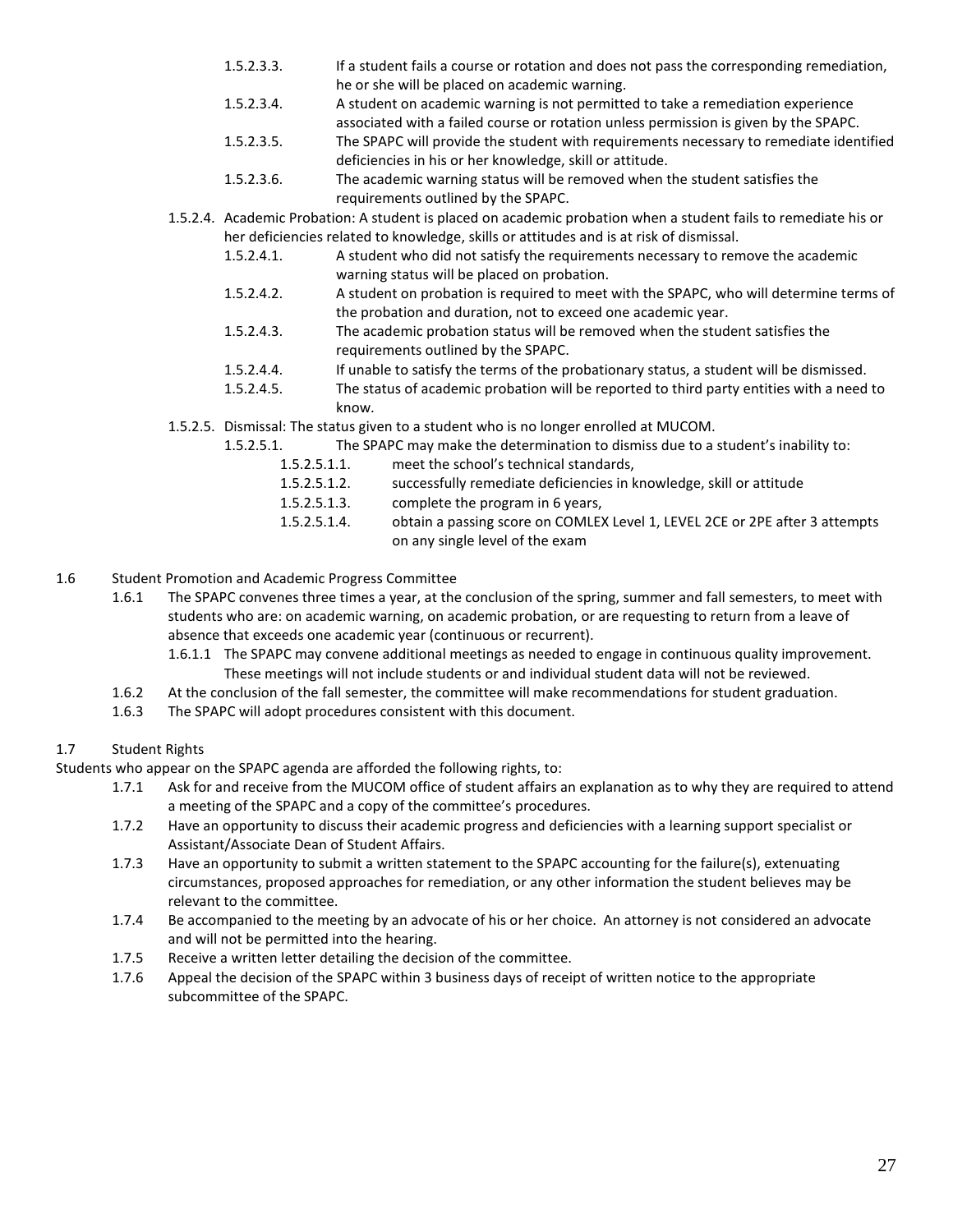- 1.5.2.3.3. If a student fails a course or rotation and does not pass the corresponding remediation, he or she will be placed on academic warning.
- 1.5.2.3.4. A student on academic warning is not permitted to take a remediation experience associated with a failed course or rotation unless permission is given by the SPAPC.
- 1.5.2.3.5. The SPAPC will provide the student with requirements necessary to remediate identified deficiencies in his or her knowledge, skill or attitude.
- 1.5.2.3.6. The academic warning status will be removed when the student satisfies the requirements outlined by the SPAPC.

1.5.2.4. Academic Probation: A student is placed on academic probation when a student fails to remediate his or her deficiencies related to knowledge, skills or attitudes and is at risk of dismissal.

- 1.5.2.4.1. A student who did not satisfy the requirements necessary to remove the academic warning status will be placed on probation.
- 1.5.2.4.2. A student on probation is required to meet with the SPAPC, who will determine terms of the probation and duration, not to exceed one academic year.
- 1.5.2.4.3. The academic probation status will be removed when the student satisfies the requirements outlined by the SPAPC.
- 1.5.2.4.4. If unable to satisfy the terms of the probationary status, a student will be dismissed.
- 1.5.2.4.5. The status of academic probation will be reported to third party entities with a need to know.

1.5.2.5. Dismissal: The status given to a student who is no longer enrolled at MUCOM.

- 1.5.2.5.1. The SPAPC may make the determination to dismiss due to a student's inability to:
  - 1.5.2.5.1.1. meet the school's technical standards,
  - 1.5.2.5.1.2. successfully remediate deficiencies in knowledge, skill or attitude
  - 1.5.2.5.1.3. complete the program in 6 years,
  - 1.5.2.5.1.4. obtain a passing score on COMLEX Level 1, LEVEL 2CE or 2PE after 3 attempts on any single level of the exam

## 1.6 Student Promotion and Academic Progress Committee

- 1.6.1 The SPAPC convenes three times a year, at the conclusion of the spring, summer and fall semesters, to meet with students who are: on academic warning, on academic probation, or are requesting to return from a leave of absence that exceeds one academic year (continuous or recurrent).
  - 1.6.1.1 The SPAPC may convene additional meetings as needed to engage in continuous quality improvement. These meetings will not include students or and individual student data will not be reviewed.
- 1.6.2 At the conclusion of the fall semester, the committee will make recommendations for student graduation.
- 1.6.3 The SPAPC will adopt procedures consistent with this document.

## 1.7 Student Rights

Students who appear on the SPAPC agenda are afforded the following rights, to:

- 1.7.1 Ask for and receive from the MUCOM office of student affairs an explanation as to why they are required to attend a meeting of the SPAPC and a copy of the committee's procedures.
- 1.7.2 Have an opportunity to discuss their academic progress and deficiencies with a learning support specialist or Assistant/Associate Dean of Student Affairs.
- 1.7.3 Have an opportunity to submit a written statement to the SPAPC accounting for the failure(s), extenuating circumstances, proposed approaches for remediation, or any other information the student believes may be relevant to the committee.
- 1.7.4 Be accompanied to the meeting by an advocate of his or her choice. An attorney is not considered an advocate and will not be permitted into the hearing.
- 1.7.5 Receive a written letter detailing the decision of the committee.
- 1.7.6 Appeal the decision of the SPAPC within 3 business days of receipt of written notice to the appropriate subcommittee of the SPAPC.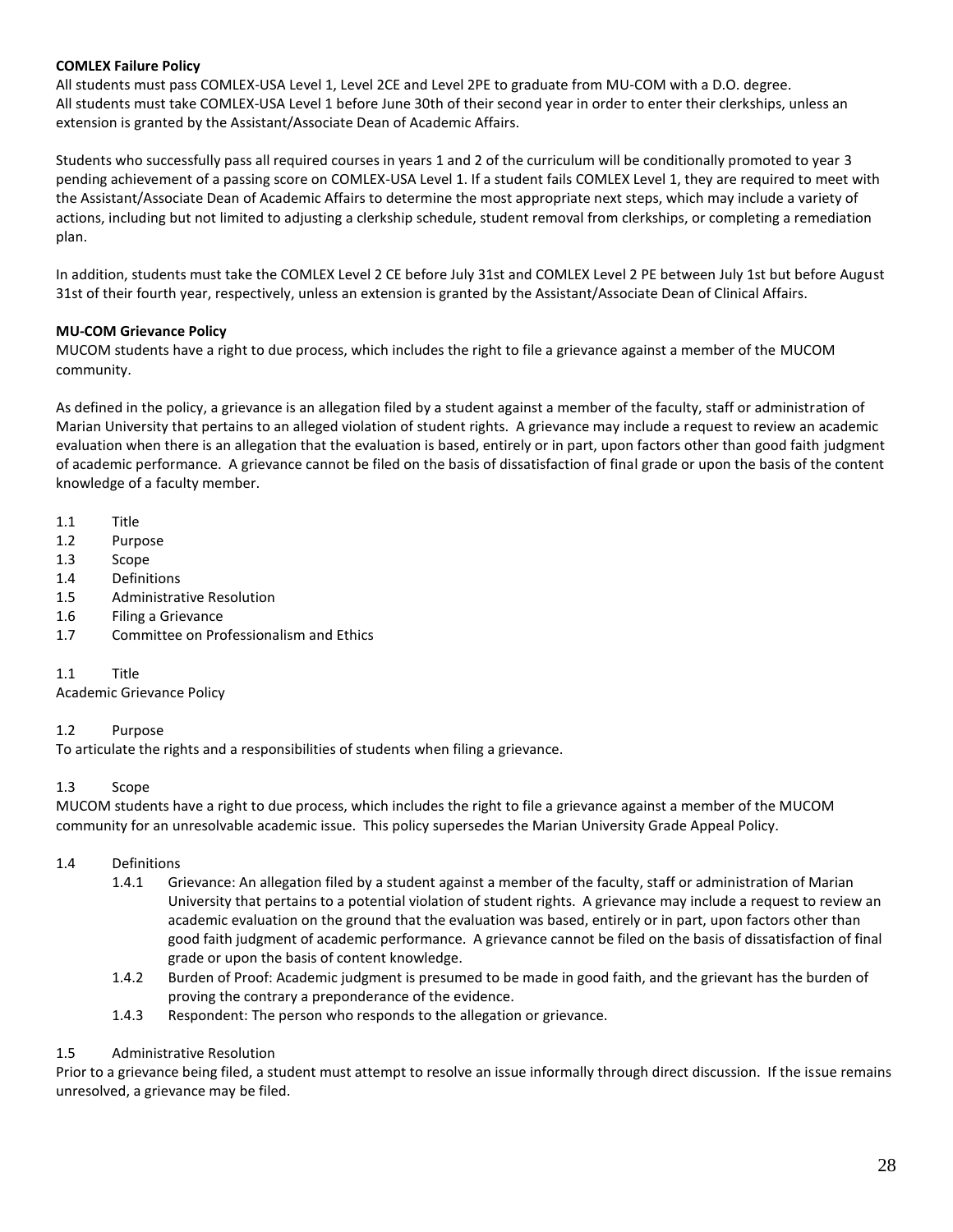**COMLEX Failure Policy**

All students must pass COMLEX-USA Level 1, Level 2CE and Level 2PE to graduate from MU-COM with a D.O. degree.
All students must take COMLEX-USA Level 1 before June 30th of their second year in order to enter their clerkships, unless an extension is granted by the Assistant/Associate Dean of Academic Affairs.

Students who successfully pass all required courses in years 1 and 2 of the curriculum will be conditionally promoted to year 3 pending achievement of a passing score on COMLEX-USA Level 1. If a student fails COMLEX Level 1, they are required to meet with the Assistant/Associate Dean of Academic Affairs to determine the most appropriate next steps, which may include a variety of actions, including but not limited to adjusting a clerkship schedule, student removal from clerkships, or completing a remediation plan.

In addition, students must take the COMLEX Level 2 CE before July 31st and COMLEX Level 2 PE between July 1st but before August 31st of their fourth year, respectively, unless an extension is granted by the Assistant/Associate Dean of Clinical Affairs.

**MU-COM Grievance Policy**

MUCOM students have a right to due process, which includes the right to file a grievance against a member of the MUCOM community.

As defined in the policy, a grievance is an allegation filed by a student against a member of the faculty, staff or administration of Marian University that pertains to an alleged violation of student rights. A grievance may include a request to review an academic evaluation when there is an allegation that the evaluation is based, entirely or in part, upon factors other than good faith judgment of academic performance. A grievance cannot be filed on the basis of dissatisfaction of final grade or upon the basis of the content knowledge of a faculty member.

1.1 Title
1.2 Purpose
1.3 Scope
1.4 Definitions
1.5 Administrative Resolution
1.6 Filing a Grievance
1.7 Committee on Professionalism and Ethics

1.1 Title
Academic Grievance Policy

1.2 Purpose
To articulate the rights and a responsibilities of students when filing a grievance.

1.3 Scope
MUCOM students have a right to due process, which includes the right to file a grievance against a member of the MUCOM community for an unresolvable academic issue. This policy supersedes the Marian University Grade Appeal Policy.

1.4 Definitions

- 1.4.1 Grievance: An allegation filed by a student against a member of the faculty, staff or administration of Marian University that pertains to a potential violation of student rights. A grievance may include a request to review an academic evaluation on the ground that the evaluation was based, entirely or in part, upon factors other than good faith judgment of academic performance. A grievance cannot be filed on the basis of dissatisfaction of final grade or upon the basis of content knowledge.
- 1.4.2 Burden of Proof: Academic judgment is presumed to be made in good faith, and the grievant has the burden of proving the contrary a preponderance of the evidence.
- 1.4.3 Respondent: The person who responds to the allegation or grievance.

1.5 Administrative Resolution
Prior to a grievance being filed, a student must attempt to resolve an issue informally through direct discussion. If the issue remains unresolved, a grievance may be filed.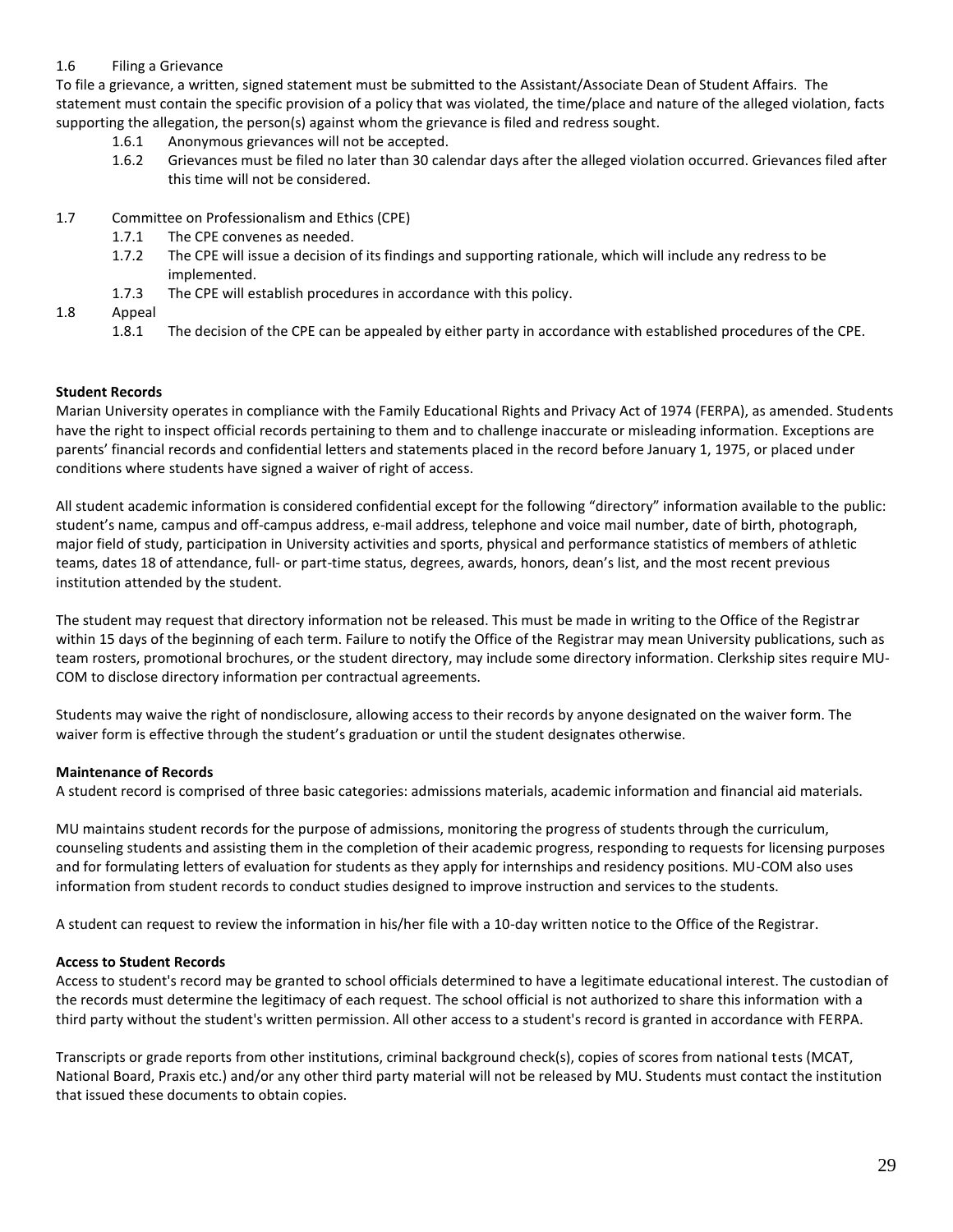1.6 Filing a Grievance

To file a grievance, a written, signed statement must be submitted to the Assistant/Associate Dean of Student Affairs. The statement must contain the specific provision of a policy that was violated, the time/place and nature of the alleged violation, facts supporting the allegation, the person(s) against whom the grievance is filed and redress sought.

- 1.6.1 Anonymous grievances will not be accepted.
- 1.6.2 Grievances must be filed no later than 30 calendar days after the alleged violation occurred. Grievances filed after this time will not be considered.

1.7 Committee on Professionalism and Ethics (CPE)

- 1.7.1 The CPE convenes as needed.
- 1.7.2 The CPE will issue a decision of its findings and supporting rationale, which will include any redress to be implemented.
- 1.7.3 The CPE will establish procedures in accordance with this policy.

1.8 Appeal

- 1.8.1 The decision of the CPE can be appealed by either party in accordance with established procedures of the CPE.

**Student Records**

Marian University operates in compliance with the Family Educational Rights and Privacy Act of 1974 (FERPA), as amended. Students have the right to inspect official records pertaining to them and to challenge inaccurate or misleading information. Exceptions are parents' financial records and confidential letters and statements placed in the record before January 1, 1975, or placed under conditions where students have signed a waiver of right of access.

All student academic information is considered confidential except for the following "directory" information available to the public: student's name, campus and off-campus address, e-mail address, telephone and voice mail number, date of birth, photograph, major field of study, participation in University activities and sports, physical and performance statistics of members of athletic teams, dates 18 of attendance, full- or part-time status, degrees, awards, honors, dean's list, and the most recent previous institution attended by the student.

The student may request that directory information not be released. This must be made in writing to the Office of the Registrar within 15 days of the beginning of each term. Failure to notify the Office of the Registrar may mean University publications, such as team rosters, promotional brochures, or the student directory, may include some directory information. Clerkship sites require MU-COM to disclose directory information per contractual agreements.

Students may waive the right of nondisclosure, allowing access to their records by anyone designated on the waiver form. The waiver form is effective through the student's graduation or until the student designates otherwise.

**Maintenance of Records**

A student record is comprised of three basic categories: admissions materials, academic information and financial aid materials.

MU maintains student records for the purpose of admissions, monitoring the progress of students through the curriculum, counseling students and assisting them in the completion of their academic progress, responding to requests for licensing purposes and for formulating letters of evaluation for students as they apply for internships and residency positions. MU-COM also uses information from student records to conduct studies designed to improve instruction and services to the students.

A student can request to review the information in his/her file with a 10-day written notice to the Office of the Registrar.

**Access to Student Records**

Access to student's record may be granted to school officials determined to have a legitimate educational interest. The custodian of the records must determine the legitimacy of each request. The school official is not authorized to share this information with a third party without the student's written permission. All other access to a student's record is granted in accordance with FERPA.

Transcripts or grade reports from other institutions, criminal background check(s), copies of scores from national tests (MCAT, National Board, Praxis etc.) and/or any other third party material will not be released by MU. Students must contact the institution that issued these documents to obtain copies.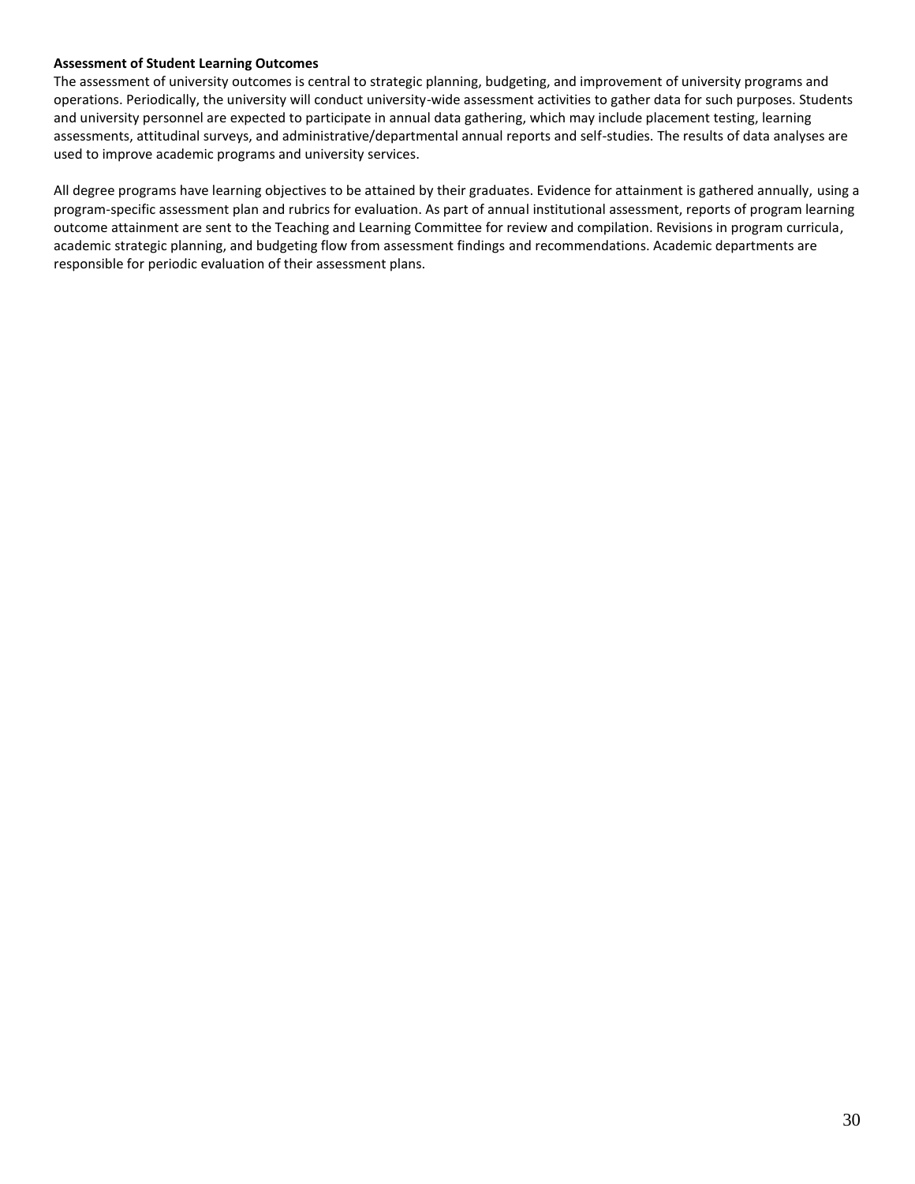**Assessment of Student Learning Outcomes**

The assessment of university outcomes is central to strategic planning, budgeting, and improvement of university programs and operations. Periodically, the university will conduct university-wide assessment activities to gather data for such purposes. Students and university personnel are expected to participate in annual data gathering, which may include placement testing, learning assessments, attitudinal surveys, and administrative/departmental annual reports and self-studies. The results of data analyses are used to improve academic programs and university services.

All degree programs have learning objectives to be attained by their graduates. Evidence for attainment is gathered annually, using a program-specific assessment plan and rubrics for evaluation. As part of annual institutional assessment, reports of program learning outcome attainment are sent to the Teaching and Learning Committee for review and compilation. Revisions in program curricula, academic strategic planning, and budgeting flow from assessment findings and recommendations. Academic departments are responsible for periodic evaluation of their assessment plans.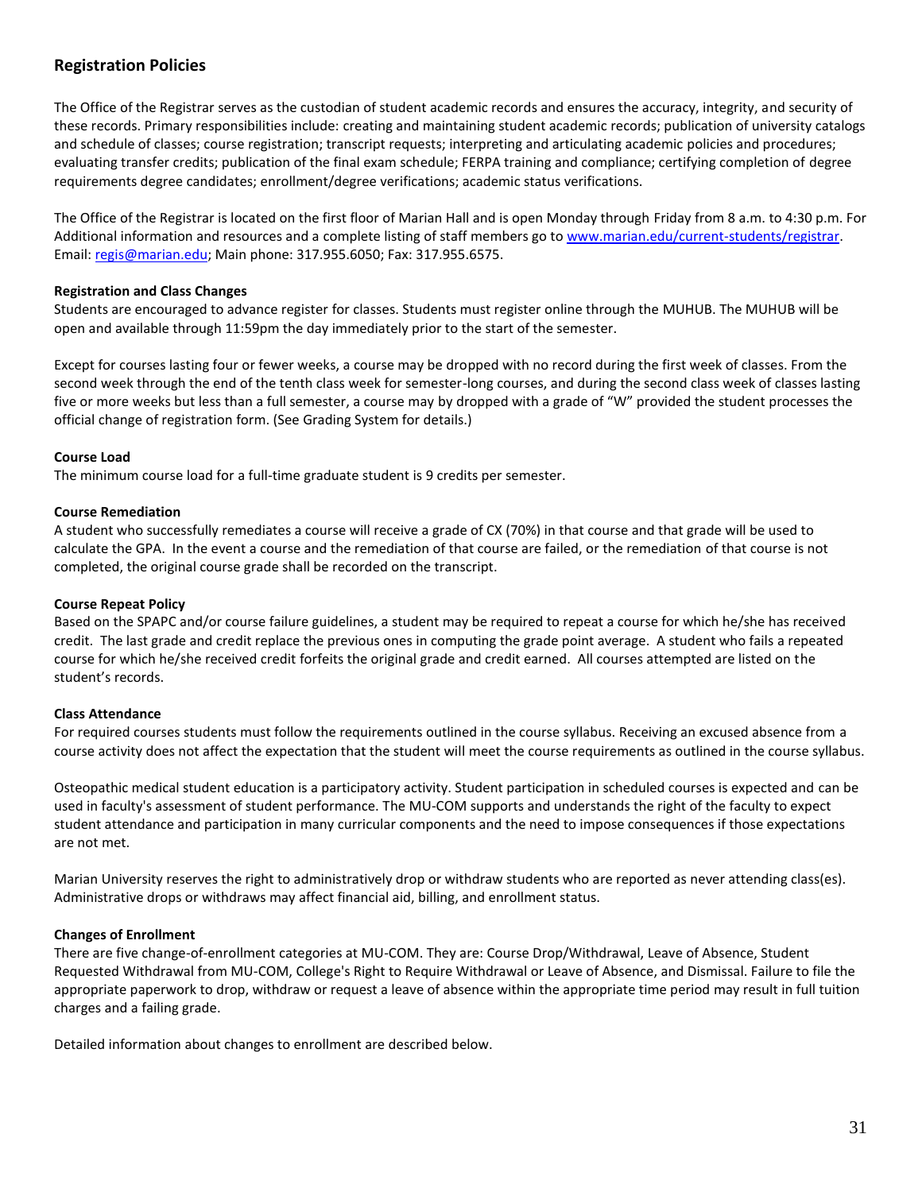## Registration Policies

The Office of the Registrar serves as the custodian of student academic records and ensures the accuracy, integrity, and security of these records. Primary responsibilities include: creating and maintaining student academic records; publication of university catalogs and schedule of classes; course registration; transcript requests; interpreting and articulating academic policies and procedures; evaluating transfer credits; publication of the final exam schedule; FERPA training and compliance; certifying completion of degree requirements degree candidates; enrollment/degree verifications; academic status verifications.

The Office of the Registrar is located on the first floor of Marian Hall and is open Monday through Friday from 8 a.m. to 4:30 p.m. For Additional information and resources and a complete listing of staff members go to [www.marian.edu/current-students/registrar](www.marian.edu/current-students/registrar). Email: [regis@marian.edu](mailto:regis@marian.edu); Main phone: 317.955.6050; Fax: 317.955.6575.

**Registration and Class Changes**

Students are encouraged to advance register for classes. Students must register online through the MUHUB. The MUHUB will be open and available through 11:59pm the day immediately prior to the start of the semester.

Except for courses lasting four or fewer weeks, a course may be dropped with no record during the first week of classes. From the second week through the end of the tenth class week for semester-long courses, and during the second class week of classes lasting five or more weeks but less than a full semester, a course may by dropped with a grade of "W" provided the student processes the official change of registration form. (See Grading System for details.)

**Course Load**

The minimum course load for a full-time graduate student is 9 credits per semester.

**Course Remediation**

A student who successfully remediates a course will receive a grade of CX (70%) in that course and that grade will be used to calculate the GPA. In the event a course and the remediation of that course are failed, or the remediation of that course is not completed, the original course grade shall be recorded on the transcript.

**Course Repeat Policy**

Based on the SPAPC and/or course failure guidelines, a student may be required to repeat a course for which he/she has received credit. The last grade and credit replace the previous ones in computing the grade point average. A student who fails a repeated course for which he/she received credit forfeits the original grade and credit earned. All courses attempted are listed on the student's records.

**Class Attendance**

For required courses students must follow the requirements outlined in the course syllabus. Receiving an excused absence from a course activity does not affect the expectation that the student will meet the course requirements as outlined in the course syllabus.

Osteopathic medical student education is a participatory activity. Student participation in scheduled courses is expected and can be used in faculty's assessment of student performance. The MU-COM supports and understands the right of the faculty to expect student attendance and participation in many curricular components and the need to impose consequences if those expectations are not met.

Marian University reserves the right to administratively drop or withdraw students who are reported as never attending class(es). Administrative drops or withdraws may affect financial aid, billing, and enrollment status.

**Changes of Enrollment**

There are five change-of-enrollment categories at MU-COM. They are: Course Drop/Withdrawal, Leave of Absence, Student Requested Withdrawal from MU-COM, College's Right to Require Withdrawal or Leave of Absence, and Dismissal. Failure to file the appropriate paperwork to drop, withdraw or request a leave of absence within the appropriate time period may result in full tuition charges and a failing grade.

Detailed information about changes to enrollment are described below.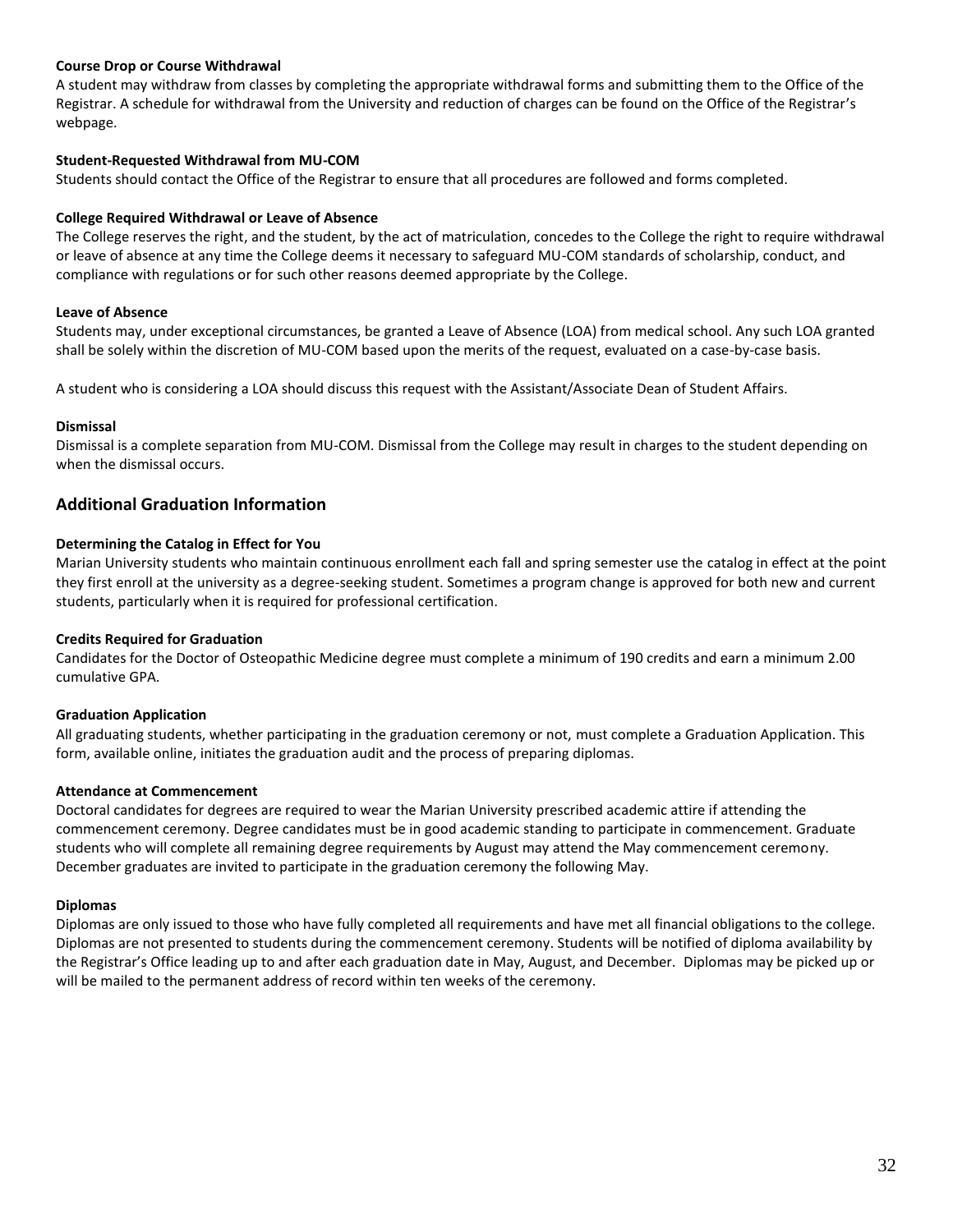**Course Drop or Course Withdrawal**

A student may withdraw from classes by completing the appropriate withdrawal forms and submitting them to the Office of the Registrar. A schedule for withdrawal from the University and reduction of charges can be found on the Office of the Registrar's webpage.

**Student-Requested Withdrawal from MU-COM**

Students should contact the Office of the Registrar to ensure that all procedures are followed and forms completed.

**College Required Withdrawal or Leave of Absence**

The College reserves the right, and the student, by the act of matriculation, concedes to the College the right to require withdrawal or leave of absence at any time the College deems it necessary to safeguard MU-COM standards of scholarship, conduct, and compliance with regulations or for such other reasons deemed appropriate by the College.

**Leave of Absence**

Students may, under exceptional circumstances, be granted a Leave of Absence (LOA) from medical school. Any such LOA granted shall be solely within the discretion of MU-COM based upon the merits of the request, evaluated on a case-by-case basis.

A student who is considering a LOA should discuss this request with the Assistant/Associate Dean of Student Affairs.

**Dismissal**

Dismissal is a complete separation from MU-COM. Dismissal from the College may result in charges to the student depending on when the dismissal occurs.

## Additional Graduation Information

**Determining the Catalog in Effect for You**

Marian University students who maintain continuous enrollment each fall and spring semester use the catalog in effect at the point they first enroll at the university as a degree-seeking student. Sometimes a program change is approved for both new and current students, particularly when it is required for professional certification.

**Credits Required for Graduation**

Candidates for the Doctor of Osteopathic Medicine degree must complete a minimum of 190 credits and earn a minimum 2.00 cumulative GPA.

**Graduation Application**

All graduating students, whether participating in the graduation ceremony or not, must complete a Graduation Application. This form, available online, initiates the graduation audit and the process of preparing diplomas.

**Attendance at Commencement**

Doctoral candidates for degrees are required to wear the Marian University prescribed academic attire if attending the commencement ceremony. Degree candidates must be in good academic standing to participate in commencement. Graduate students who will complete all remaining degree requirements by August may attend the May commencement ceremony. December graduates are invited to participate in the graduation ceremony the following May.

**Diplomas**

Diplomas are only issued to those who have fully completed all requirements and have met all financial obligations to the college. Diplomas are not presented to students during the commencement ceremony. Students will be notified of diploma availability by the Registrar's Office leading up to and after each graduation date in May, August, and December. Diplomas may be picked up or will be mailed to the permanent address of record within ten weeks of the ceremony.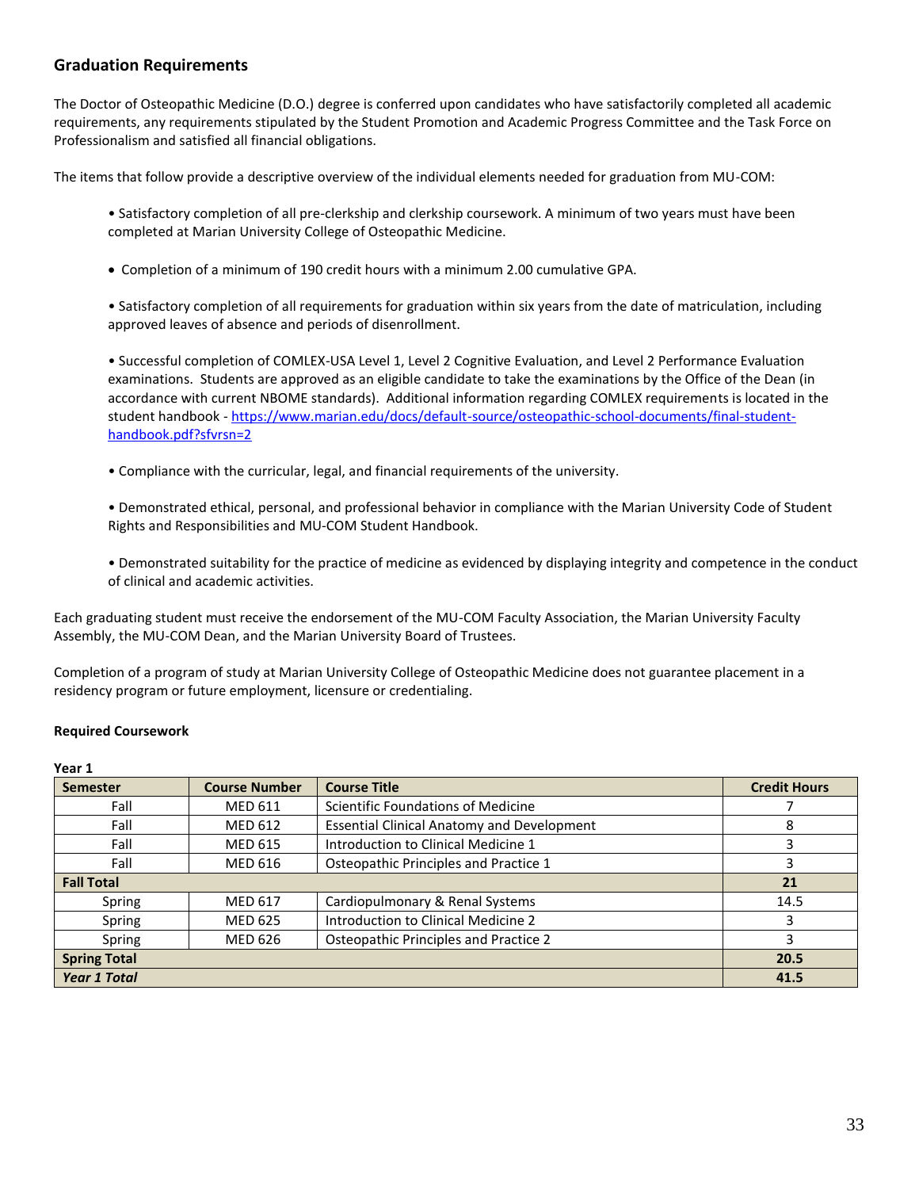## Graduation Requirements

The Doctor of Osteopathic Medicine (D.O.) degree is conferred upon candidates who have satisfactorily completed all academic requirements, any requirements stipulated by the Student Promotion and Academic Progress Committee and the Task Force on Professionalism and satisfied all financial obligations.

The items that follow provide a descriptive overview of the individual elements needed for graduation from MU-COM:

- Satisfactory completion of all pre-clerkship and clerkship coursework. A minimum of two years must have been completed at Marian University College of Osteopathic Medicine.

- Completion of a minimum of 190 credit hours with a minimum 2.00 cumulative GPA.

- Satisfactory completion of all requirements for graduation within six years from the date of matriculation, including approved leaves of absence and periods of disenrollment.

- Successful completion of COMLEX-USA Level 1, Level 2 Cognitive Evaluation, and Level 2 Performance Evaluation examinations. Students are approved as an eligible candidate to take the examinations by the Office of the Dean (in accordance with current NBOME standards). Additional information regarding COMLEX requirements is located in the student handbook - https://www.marian.edu/docs/default-source/osteopathic-school-documents/final-student-handbook.pdf?sfvrsn=2

- Compliance with the curricular, legal, and financial requirements of the university.

- Demonstrated ethical, personal, and professional behavior in compliance with the Marian University Code of Student Rights and Responsibilities and MU-COM Student Handbook.

- Demonstrated suitability for the practice of medicine as evidenced by displaying integrity and competence in the conduct of clinical and academic activities.

Each graduating student must receive the endorsement of the MU-COM Faculty Association, the Marian University Faculty Assembly, the MU-COM Dean, and the Marian University Board of Trustees.

Completion of a program of study at Marian University College of Osteopathic Medicine does not guarantee placement in a residency program or future employment, licensure or credentialing.

**Required Coursework**

**Year 1**

| Semester | Course Number | Course Title | Credit Hours |
|---|---|---|---|
| Fall | MED 611 | Scientific Foundations of Medicine | 7 |
| Fall | MED 612 | Essential Clinical Anatomy and Development | 8 |
| Fall | MED 615 | Introduction to Clinical Medicine 1 | 3 |
| Fall | MED 616 | Osteopathic Principles and Practice 1 | 3 |
| **Fall Total** | | | **21** |
| Spring | MED 617 | Cardiopulmonary & Renal Systems | 14.5 |
| Spring | MED 625 | Introduction to Clinical Medicine 2 | 3 |
| Spring | MED 626 | Osteopathic Principles and Practice 2 | 3 |
| **Spring Total** | | | **20.5** |
| ***Year 1 Total*** | | | **41.5** |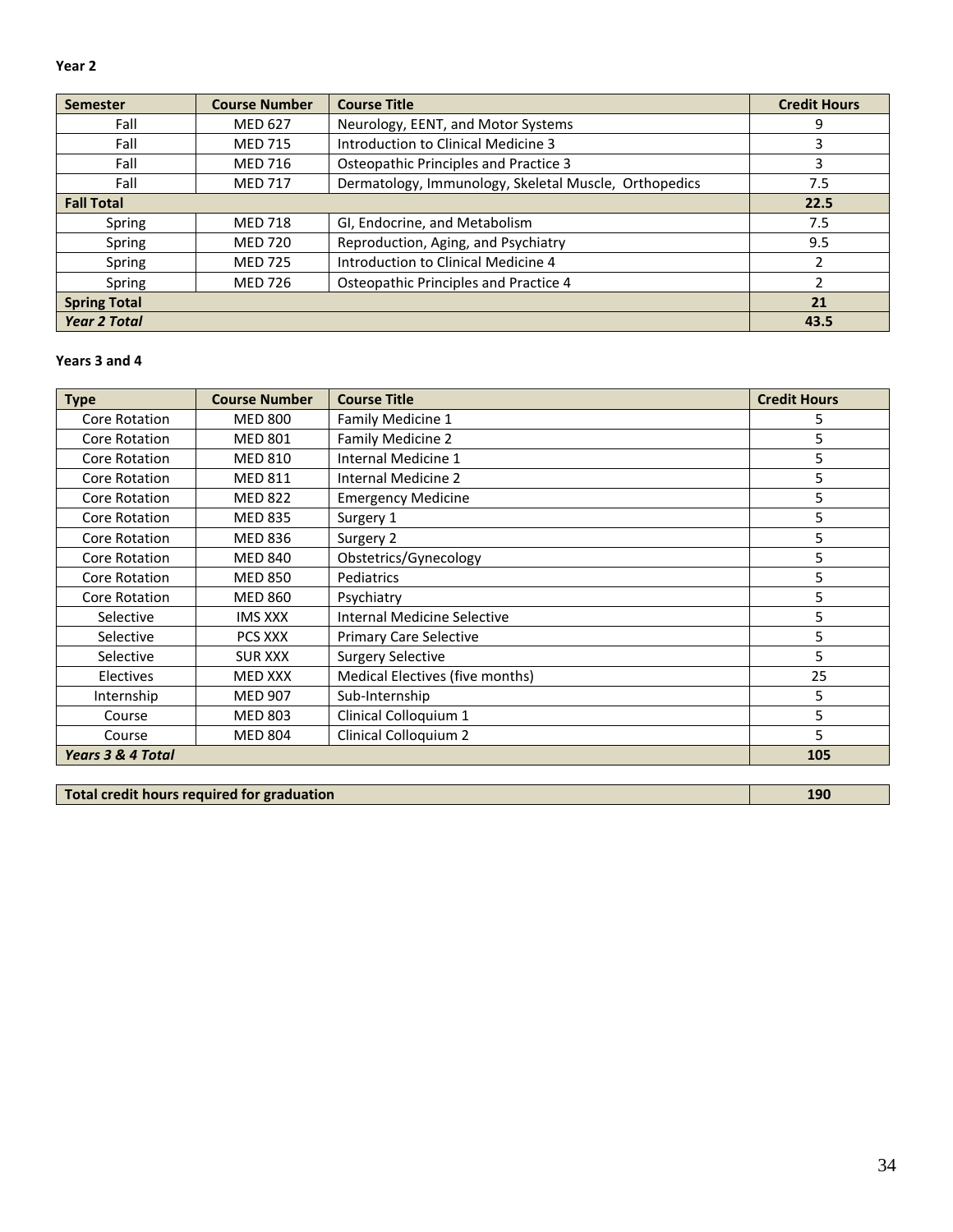**Year 2**

| Semester | Course Number | Course Title | Credit Hours |
|---|---|---|---|
| Fall | MED 627 | Neurology, EENT, and Motor Systems | 9 |
| Fall | MED 715 | Introduction to Clinical Medicine 3 | 3 |
| Fall | MED 716 | Osteopathic Principles and Practice 3 | 3 |
| Fall | MED 717 | Dermatology, Immunology, Skeletal Muscle, Orthopedics | 7.5 |
| **Fall Total** | | | **22.5** |
| Spring | MED 718 | GI, Endocrine, and Metabolism | 7.5 |
| Spring | MED 720 | Reproduction, Aging, and Psychiatry | 9.5 |
| Spring | MED 725 | Introduction to Clinical Medicine 4 | 2 |
| Spring | MED 726 | Osteopathic Principles and Practice 4 | 2 |
| **Spring Total** | | | **21** |
| ***Year 2 Total*** | | | **43.5** |

**Years 3 and 4**

| Type | Course Number | Course Title | Credit Hours |
|---|---|---|---|
| Core Rotation | MED 800 | Family Medicine 1 | 5 |
| Core Rotation | MED 801 | Family Medicine 2 | 5 |
| Core Rotation | MED 810 | Internal Medicine 1 | 5 |
| Core Rotation | MED 811 | Internal Medicine 2 | 5 |
| Core Rotation | MED 822 | Emergency Medicine | 5 |
| Core Rotation | MED 835 | Surgery 1 | 5 |
| Core Rotation | MED 836 | Surgery 2 | 5 |
| Core Rotation | MED 840 | Obstetrics/Gynecology | 5 |
| Core Rotation | MED 850 | Pediatrics | 5 |
| Core Rotation | MED 860 | Psychiatry | 5 |
| Selective | IMS XXX | Internal Medicine Selective | 5 |
| Selective | PCS XXX | Primary Care Selective | 5 |
| Selective | SUR XXX | Surgery Selective | 5 |
| Electives | MED XXX | Medical Electives (five months) | 25 |
| Internship | MED 907 | Sub-Internship | 5 |
| Course | MED 803 | Clinical Colloquium 1 | 5 |
| Course | MED 804 | Clinical Colloquium 2 | 5 |
| ***Years 3 & 4 Total*** | | | **105** |

| **Total credit hours required for graduation** | **190** |
|---|---|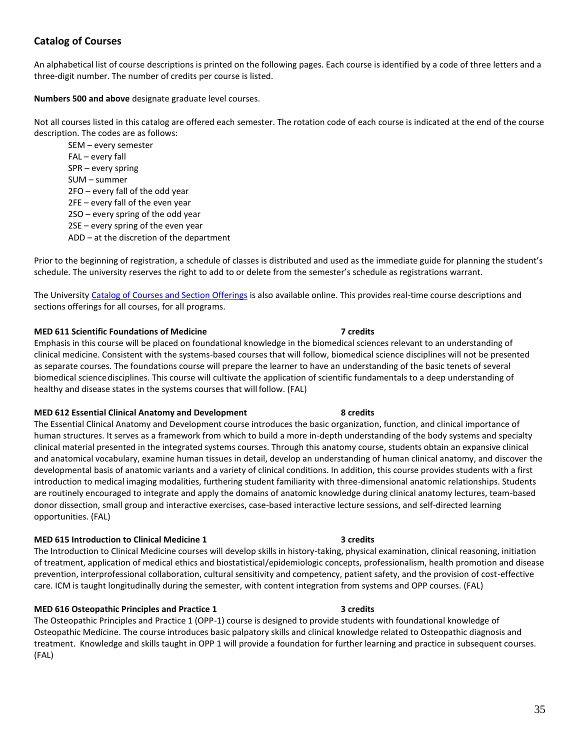## Catalog of Courses

An alphabetical list of course descriptions is printed on the following pages. Each course is identified by a code of three letters and a three-digit number. The number of credits per course is listed.

**Numbers 500 and above** designate graduate level courses.

Not all courses listed in this catalog are offered each semester. The rotation code of each course is indicated at the end of the course description. The codes are as follows:

- SEM – every semester
- FAL – every fall
- SPR – every spring
- SUM – summer
- 2FO – every fall of the odd year
- 2FE – every fall of the even year
- 2SO – every spring of the odd year
- 2SE – every spring of the even year
- ADD – at the discretion of the department

Prior to the beginning of registration, a schedule of classes is distributed and used as the immediate guide for planning the student's schedule. The university reserves the right to add to or delete from the semester's schedule as registrations warrant.

The University Catalog of Courses and Section Offerings is also available online. This provides real-time course descriptions and sections offerings for all courses, for all programs.

**MED 611 Scientific Foundations of Medicine 7 credits**

Emphasis in this course will be placed on foundational knowledge in the biomedical sciences relevant to an understanding of clinical medicine. Consistent with the systems-based courses that will follow, biomedical science disciplines will not be presented as separate courses. The foundations course will prepare the learner to have an understanding of the basic tenets of several biomedical science disciplines. This course will cultivate the application of scientific fundamentals to a deep understanding of healthy and disease states in the systems courses that will follow. (FAL)

**MED 612 Essential Clinical Anatomy and Development 8 credits**

The Essential Clinical Anatomy and Development course introduces the basic organization, function, and clinical importance of human structures. It serves as a framework from which to build a more in-depth understanding of the body systems and specialty clinical material presented in the integrated systems courses. Through this anatomy course, students obtain an expansive clinical and anatomical vocabulary, examine human tissues in detail, develop an understanding of human clinical anatomy, and discover the developmental basis of anatomic variants and a variety of clinical conditions. In addition, this course provides students with a first introduction to medical imaging modalities, furthering student familiarity with three-dimensional anatomic relationships. Students are routinely encouraged to integrate and apply the domains of anatomic knowledge during clinical anatomy lectures, team-based donor dissection, small group and interactive exercises, case-based interactive lecture sessions, and self-directed learning opportunities. (FAL)

**MED 615 Introduction to Clinical Medicine 1 3 credits**

The Introduction to Clinical Medicine courses will develop skills in history-taking, physical examination, clinical reasoning, initiation of treatment, application of medical ethics and biostatistical/epidemiologic concepts, professionalism, health promotion and disease prevention, interprofessional collaboration, cultural sensitivity and competency, patient safety, and the provision of cost-effective care. ICM is taught longitudinally during the semester, with content integration from systems and OPP courses. (FAL)

**MED 616 Osteopathic Principles and Practice 1 3 credits**

The Osteopathic Principles and Practice 1 (OPP-1) course is designed to provide students with foundational knowledge of Osteopathic Medicine. The course introduces basic palpatory skills and clinical knowledge related to Osteopathic diagnosis and treatment. Knowledge and skills taught in OPP 1 will provide a foundation for further learning and practice in subsequent courses. (FAL)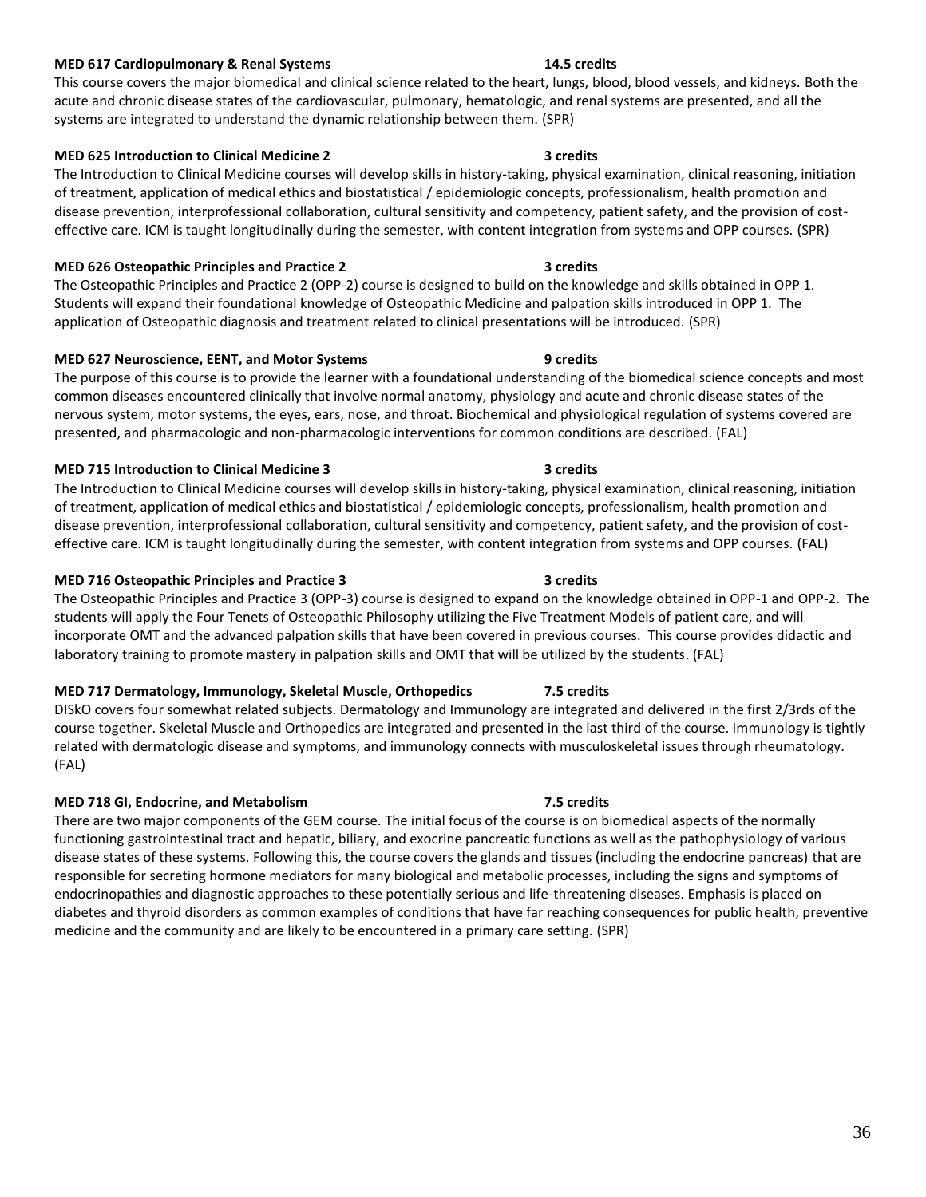**MED 617 Cardiopulmonary & Renal Systems** **14.5 credits**

This course covers the major biomedical and clinical science related to the heart, lungs, blood, blood vessels, and kidneys. Both the acute and chronic disease states of the cardiovascular, pulmonary, hematologic, and renal systems are presented, and all the systems are integrated to understand the dynamic relationship between them. (SPR)

**MED 625 Introduction to Clinical Medicine 2** **3 credits**

The Introduction to Clinical Medicine courses will develop skills in history-taking, physical examination, clinical reasoning, initiation of treatment, application of medical ethics and biostatistical / epidemiologic concepts, professionalism, health promotion and disease prevention, interprofessional collaboration, cultural sensitivity and competency, patient safety, and the provision of cost-effective care. ICM is taught longitudinally during the semester, with content integration from systems and OPP courses. (SPR)

**MED 626 Osteopathic Principles and Practice 2** **3 credits**

The Osteopathic Principles and Practice 2 (OPP-2) course is designed to build on the knowledge and skills obtained in OPP 1. Students will expand their foundational knowledge of Osteopathic Medicine and palpation skills introduced in OPP 1. The application of Osteopathic diagnosis and treatment related to clinical presentations will be introduced. (SPR)

**MED 627 Neuroscience, EENT, and Motor Systems** **9 credits**

The purpose of this course is to provide the learner with a foundational understanding of the biomedical science concepts and most common diseases encountered clinically that involve normal anatomy, physiology and acute and chronic disease states of the nervous system, motor systems, the eyes, ears, nose, and throat. Biochemical and physiological regulation of systems covered are presented, and pharmacologic and non-pharmacologic interventions for common conditions are described. (FAL)

**MED 715 Introduction to Clinical Medicine 3** **3 credits**

The Introduction to Clinical Medicine courses will develop skills in history-taking, physical examination, clinical reasoning, initiation of treatment, application of medical ethics and biostatistical / epidemiologic concepts, professionalism, health promotion and disease prevention, interprofessional collaboration, cultural sensitivity and competency, patient safety, and the provision of cost-effective care. ICM is taught longitudinally during the semester, with content integration from systems and OPP courses. (FAL)

**MED 716 Osteopathic Principles and Practice 3** **3 credits**

The Osteopathic Principles and Practice 3 (OPP-3) course is designed to expand on the knowledge obtained in OPP-1 and OPP-2. The students will apply the Four Tenets of Osteopathic Philosophy utilizing the Five Treatment Models of patient care, and will incorporate OMT and the advanced palpation skills that have been covered in previous courses. This course provides didactic and laboratory training to promote mastery in palpation skills and OMT that will be utilized by the students. (FAL)

**MED 717 Dermatology, Immunology, Skeletal Muscle, Orthopedics** **7.5 credits**

DISkO covers four somewhat related subjects. Dermatology and Immunology are integrated and delivered in the first 2/3rds of the course together. Skeletal Muscle and Orthopedics are integrated and presented in the last third of the course. Immunology is tightly related with dermatologic disease and symptoms, and immunology connects with musculoskeletal issues through rheumatology. (FAL)

**MED 718 GI, Endocrine, and Metabolism** **7.5 credits**

There are two major components of the GEM course. The initial focus of the course is on biomedical aspects of the normally functioning gastrointestinal tract and hepatic, biliary, and exocrine pancreatic functions as well as the pathophysiology of various disease states of these systems. Following this, the course covers the glands and tissues (including the endocrine pancreas) that are responsible for secreting hormone mediators for many biological and metabolic processes, including the signs and symptoms of endocrinopathies and diagnostic approaches to these potentially serious and life-threatening diseases. Emphasis is placed on diabetes and thyroid disorders as common examples of conditions that have far reaching consequences for public health, preventive medicine and the community and are likely to be encountered in a primary care setting. (SPR)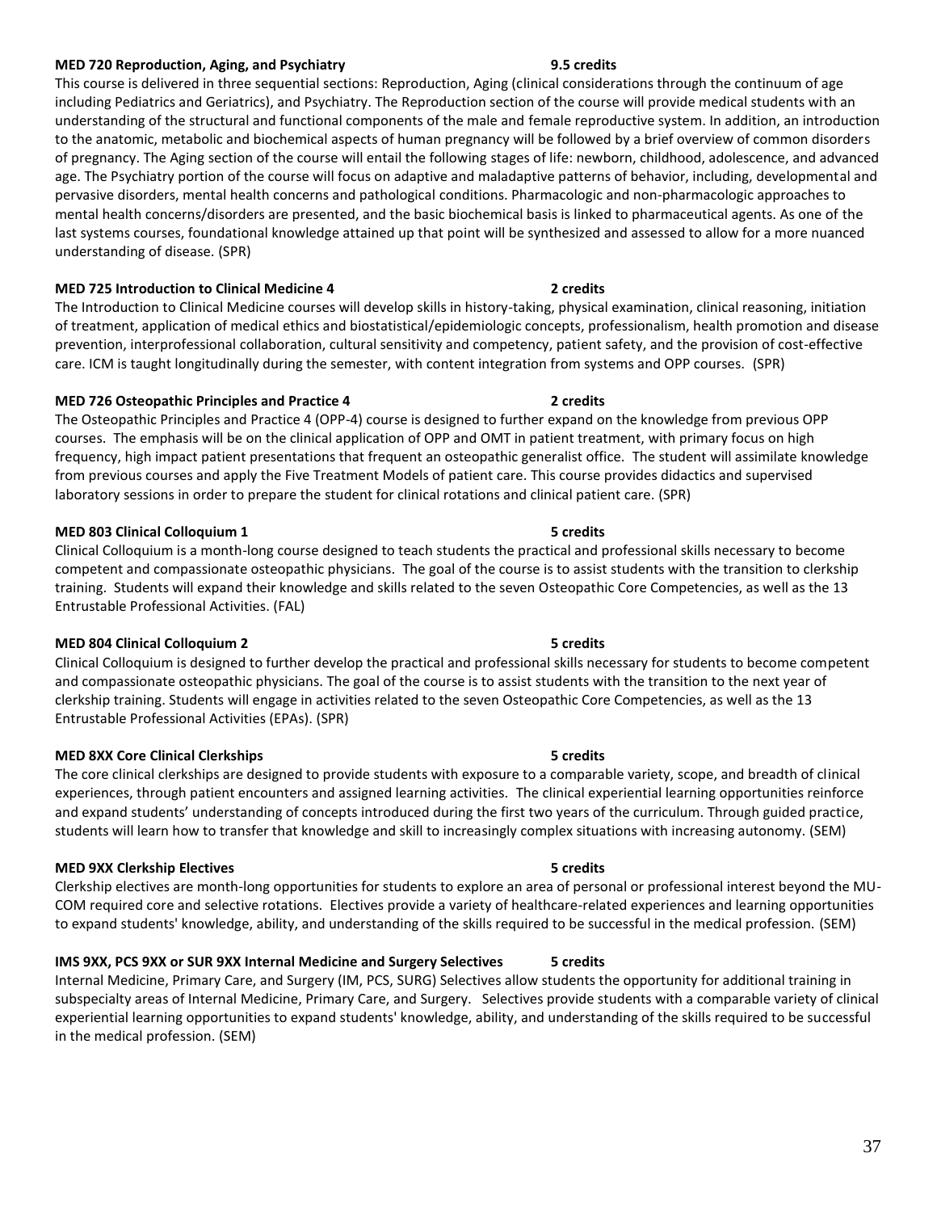**MED 720 Reproduction, Aging, and Psychiatry** **9.5 credits**

This course is delivered in three sequential sections: Reproduction, Aging (clinical considerations through the continuum of age including Pediatrics and Geriatrics), and Psychiatry. The Reproduction section of the course will provide medical students with an understanding of the structural and functional components of the male and female reproductive system. In addition, an introduction to the anatomic, metabolic and biochemical aspects of human pregnancy will be followed by a brief overview of common disorders of pregnancy. The Aging section of the course will entail the following stages of life: newborn, childhood, adolescence, and advanced age. The Psychiatry portion of the course will focus on adaptive and maladaptive patterns of behavior, including, developmental and pervasive disorders, mental health concerns and pathological conditions. Pharmacologic and non-pharmacologic approaches to mental health concerns/disorders are presented, and the basic biochemical basis is linked to pharmaceutical agents. As one of the last systems courses, foundational knowledge attained up that point will be synthesized and assessed to allow for a more nuanced understanding of disease. (SPR)

**MED 725 Introduction to Clinical Medicine 4** **2 credits**

The Introduction to Clinical Medicine courses will develop skills in history-taking, physical examination, clinical reasoning, initiation of treatment, application of medical ethics and biostatistical/epidemiologic concepts, professionalism, health promotion and disease prevention, interprofessional collaboration, cultural sensitivity and competency, patient safety, and the provision of cost-effective care. ICM is taught longitudinally during the semester, with content integration from systems and OPP courses. (SPR)

**MED 726 Osteopathic Principles and Practice 4** **2 credits**

The Osteopathic Principles and Practice 4 (OPP-4) course is designed to further expand on the knowledge from previous OPP courses. The emphasis will be on the clinical application of OPP and OMT in patient treatment, with primary focus on high frequency, high impact patient presentations that frequent an osteopathic generalist office. The student will assimilate knowledge from previous courses and apply the Five Treatment Models of patient care. This course provides didactics and supervised laboratory sessions in order to prepare the student for clinical rotations and clinical patient care. (SPR)

**MED 803 Clinical Colloquium 1** **5 credits**

Clinical Colloquium is a month-long course designed to teach students the practical and professional skills necessary to become competent and compassionate osteopathic physicians. The goal of the course is to assist students with the transition to clerkship training. Students will expand their knowledge and skills related to the seven Osteopathic Core Competencies, as well as the 13 Entrustable Professional Activities. (FAL)

**MED 804 Clinical Colloquium 2** **5 credits**

Clinical Colloquium is designed to further develop the practical and professional skills necessary for students to become competent and compassionate osteopathic physicians. The goal of the course is to assist students with the transition to the next year of clerkship training. Students will engage in activities related to the seven Osteopathic Core Competencies, as well as the 13 Entrustable Professional Activities (EPAs). (SPR)

**MED 8XX Core Clinical Clerkships** **5 credits**

The core clinical clerkships are designed to provide students with exposure to a comparable variety, scope, and breadth of clinical experiences, through patient encounters and assigned learning activities. The clinical experiential learning opportunities reinforce and expand students' understanding of concepts introduced during the first two years of the curriculum. Through guided practice, students will learn how to transfer that knowledge and skill to increasingly complex situations with increasing autonomy. (SEM)

**MED 9XX Clerkship Electives** **5 credits**

Clerkship electives are month-long opportunities for students to explore an area of personal or professional interest beyond the MU-COM required core and selective rotations. Electives provide a variety of healthcare-related experiences and learning opportunities to expand students' knowledge, ability, and understanding of the skills required to be successful in the medical profession. (SEM)

**IMS 9XX, PCS 9XX or SUR 9XX Internal Medicine and Surgery Selectives** **5 credits**

Internal Medicine, Primary Care, and Surgery (IM, PCS, SURG) Selectives allow students the opportunity for additional training in subspecialty areas of Internal Medicine, Primary Care, and Surgery. Selectives provide students with a comparable variety of clinical experiential learning opportunities to expand students' knowledge, ability, and understanding of the skills required to be successful in the medical profession. (SEM)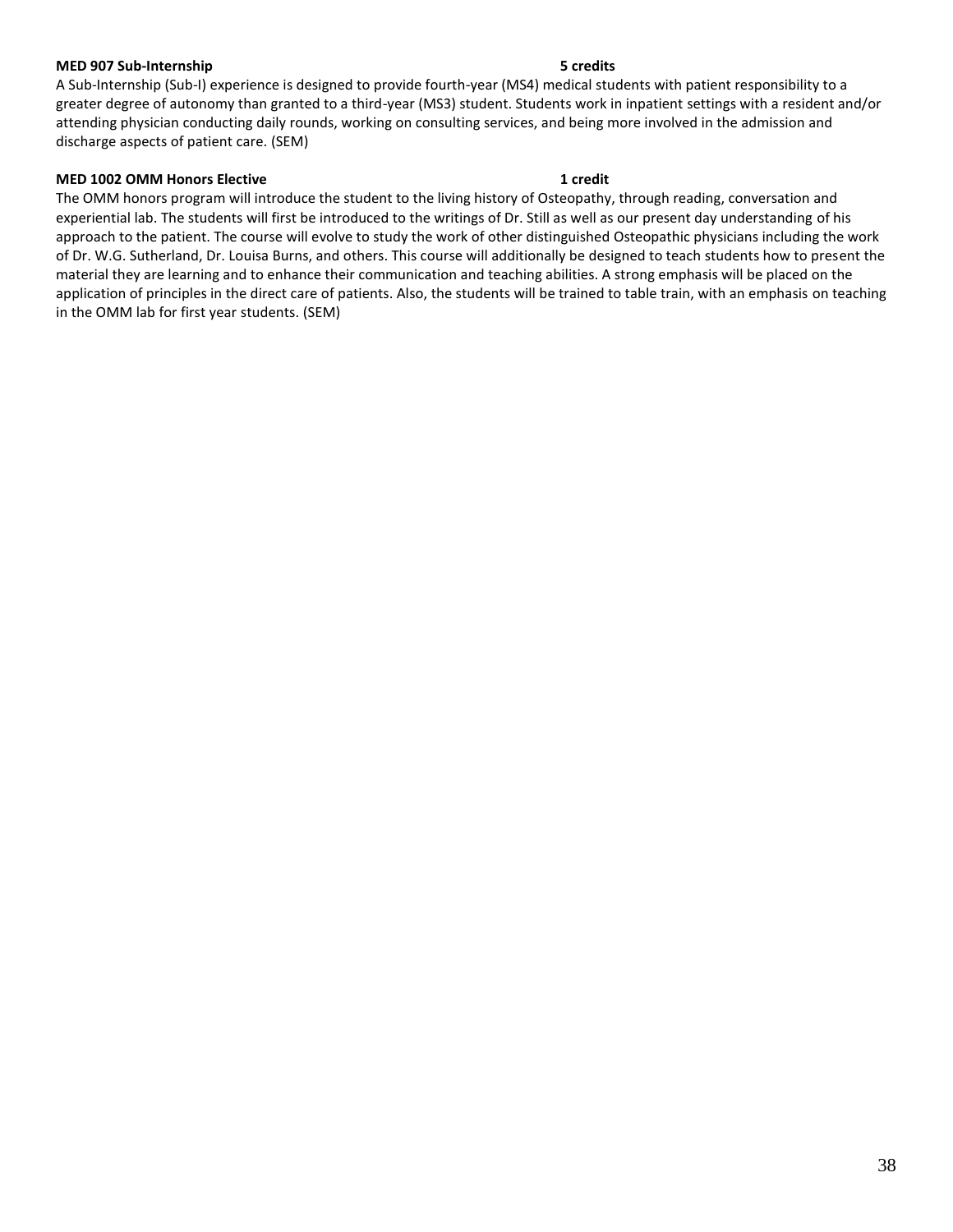**MED 907 Sub-Internship** **5 credits**

A Sub-Internship (Sub-I) experience is designed to provide fourth-year (MS4) medical students with patient responsibility to a greater degree of autonomy than granted to a third-year (MS3) student. Students work in inpatient settings with a resident and/or attending physician conducting daily rounds, working on consulting services, and being more involved in the admission and discharge aspects of patient care. (SEM)

**MED 1002 OMM Honors Elective** **1 credit**

The OMM honors program will introduce the student to the living history of Osteopathy, through reading, conversation and experiential lab. The students will first be introduced to the writings of Dr. Still as well as our present day understanding of his approach to the patient. The course will evolve to study the work of other distinguished Osteopathic physicians including the work of Dr. W.G. Sutherland, Dr. Louisa Burns, and others. This course will additionally be designed to teach students how to present the material they are learning and to enhance their communication and teaching abilities. A strong emphasis will be placed on the application of principles in the direct care of patients. Also, the students will be trained to table train, with an emphasis on teaching in the OMM lab for first year students. (SEM)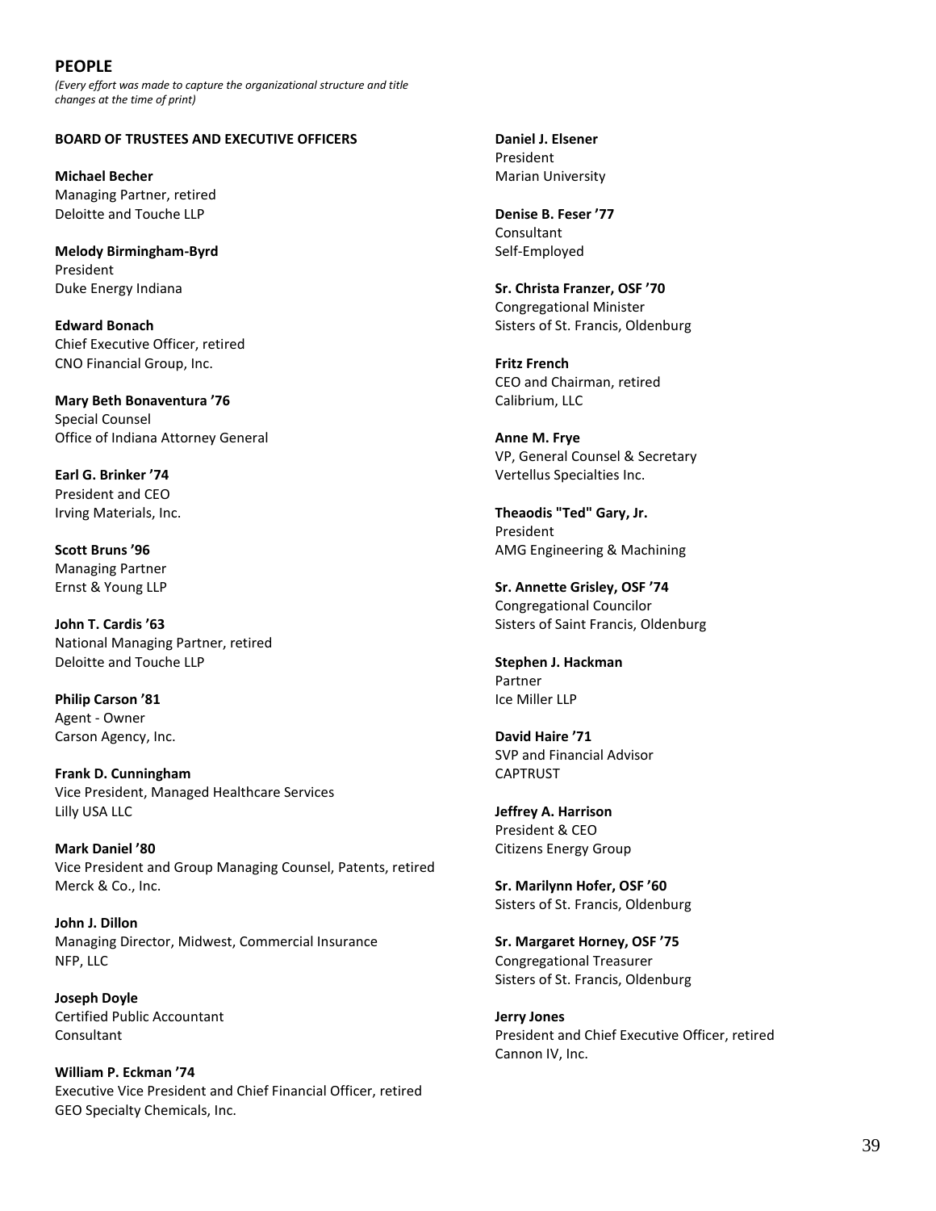## PEOPLE

*(Every effort was made to capture the organizational structure and title changes at the time of print)*

### BOARD OF TRUSTEES AND EXECUTIVE OFFICERS

**Michael Becher**
Managing Partner, retired
Deloitte and Touche LLP

**Melody Birmingham-Byrd**
President
Duke Energy Indiana

**Edward Bonach**
Chief Executive Officer, retired
CNO Financial Group, Inc.

**Mary Beth Bonaventura '76**
Special Counsel
Office of Indiana Attorney General

**Earl G. Brinker '74**
President and CEO
Irving Materials, Inc.

**Scott Bruns '96**
Managing Partner
Ernst & Young LLP

**John T. Cardis '63**
National Managing Partner, retired
Deloitte and Touche LLP

**Philip Carson '81**
Agent - Owner
Carson Agency, Inc.

**Frank D. Cunningham**
Vice President, Managed Healthcare Services
Lilly USA LLC

**Mark Daniel '80**
Vice President and Group Managing Counsel, Patents, retired
Merck & Co., Inc.

**John J. Dillon**
Managing Director, Midwest, Commercial Insurance
NFP, LLC

**Joseph Doyle**
Certified Public Accountant
Consultant

**William P. Eckman '74**
Executive Vice President and Chief Financial Officer, retired
GEO Specialty Chemicals, Inc.

**Daniel J. Elsener**
President
Marian University

**Denise B. Feser '77**
Consultant
Self-Employed

**Sr. Christa Franzer, OSF '70**
Congregational Minister
Sisters of St. Francis, Oldenburg

**Fritz French**
CEO and Chairman, retired
Calibrium, LLC

**Anne M. Frye**
VP, General Counsel & Secretary
Vertellus Specialties Inc.

**Theaodis "Ted" Gary, Jr.**
President
AMG Engineering & Machining

**Sr. Annette Grisley, OSF '74**
Congregational Councilor
Sisters of Saint Francis, Oldenburg

**Stephen J. Hackman**
Partner
Ice Miller LLP

**David Haire '71**
SVP and Financial Advisor
CAPTRUST

**Jeffrey A. Harrison**
President & CEO
Citizens Energy Group

**Sr. Marilynn Hofer, OSF '60**
Sisters of St. Francis, Oldenburg

**Sr. Margaret Horney, OSF '75**
Congregational Treasurer
Sisters of St. Francis, Oldenburg

**Jerry Jones**
President and Chief Executive Officer, retired
Cannon IV, Inc.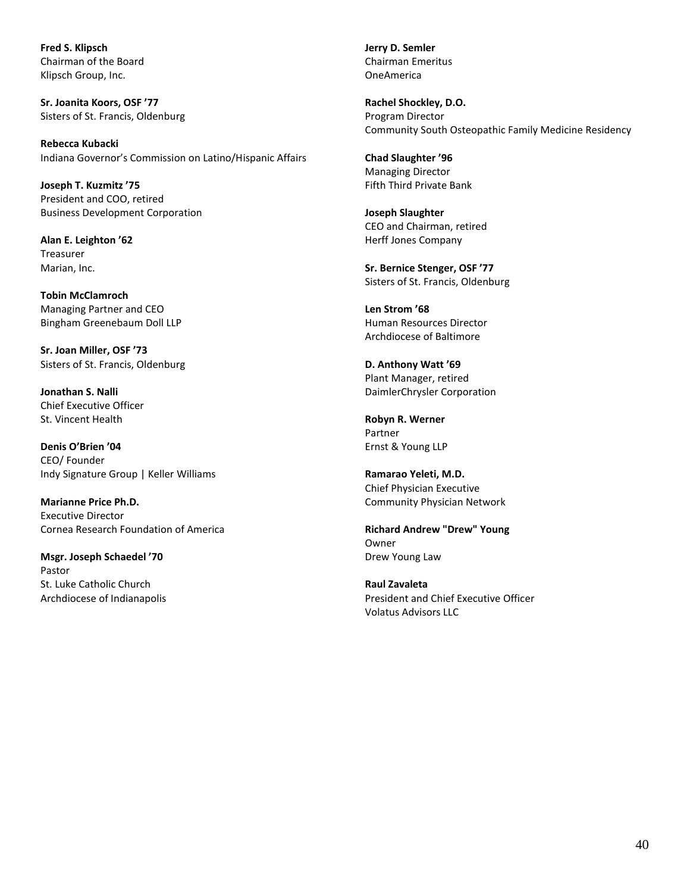**Fred S. Klipsch**
Chairman of the Board
Klipsch Group, Inc.

**Sr. Joanita Koors, OSF '77**
Sisters of St. Francis, Oldenburg

**Rebecca Kubacki**
Indiana Governor's Commission on Latino/Hispanic Affairs

**Joseph T. Kuzmitz '75**
President and COO, retired
Business Development Corporation

**Alan E. Leighton '62**
Treasurer
Marian, Inc.

**Tobin McClamroch**
Managing Partner and CEO
Bingham Greenebaum Doll LLP

**Sr. Joan Miller, OSF '73**
Sisters of St. Francis, Oldenburg

**Jonathan S. Nalli**
Chief Executive Officer
St. Vincent Health

**Denis O'Brien '04**
CEO/ Founder
Indy Signature Group | Keller Williams

**Marianne Price Ph.D.**
Executive Director
Cornea Research Foundation of America

**Msgr. Joseph Schaedel '70**
Pastor
St. Luke Catholic Church
Archdiocese of Indianapolis

**Jerry D. Semler**
Chairman Emeritus
OneAmerica

**Rachel Shockley, D.O.**
Program Director
Community South Osteopathic Family Medicine Residency

**Chad Slaughter '96**
Managing Director
Fifth Third Private Bank

**Joseph Slaughter**
CEO and Chairman, retired
Herff Jones Company

**Sr. Bernice Stenger, OSF '77**
Sisters of St. Francis, Oldenburg

**Len Strom '68**
Human Resources Director
Archdiocese of Baltimore

**D. Anthony Watt '69**
Plant Manager, retired
DaimlerChrysler Corporation

**Robyn R. Werner**
Partner
Ernst & Young LLP

**Ramarao Yeleti, M.D.**
Chief Physician Executive
Community Physician Network

**Richard Andrew "Drew" Young**
Owner
Drew Young Law

**Raul Zavaleta**
President and Chief Executive Officer
Volatus Advisors LLC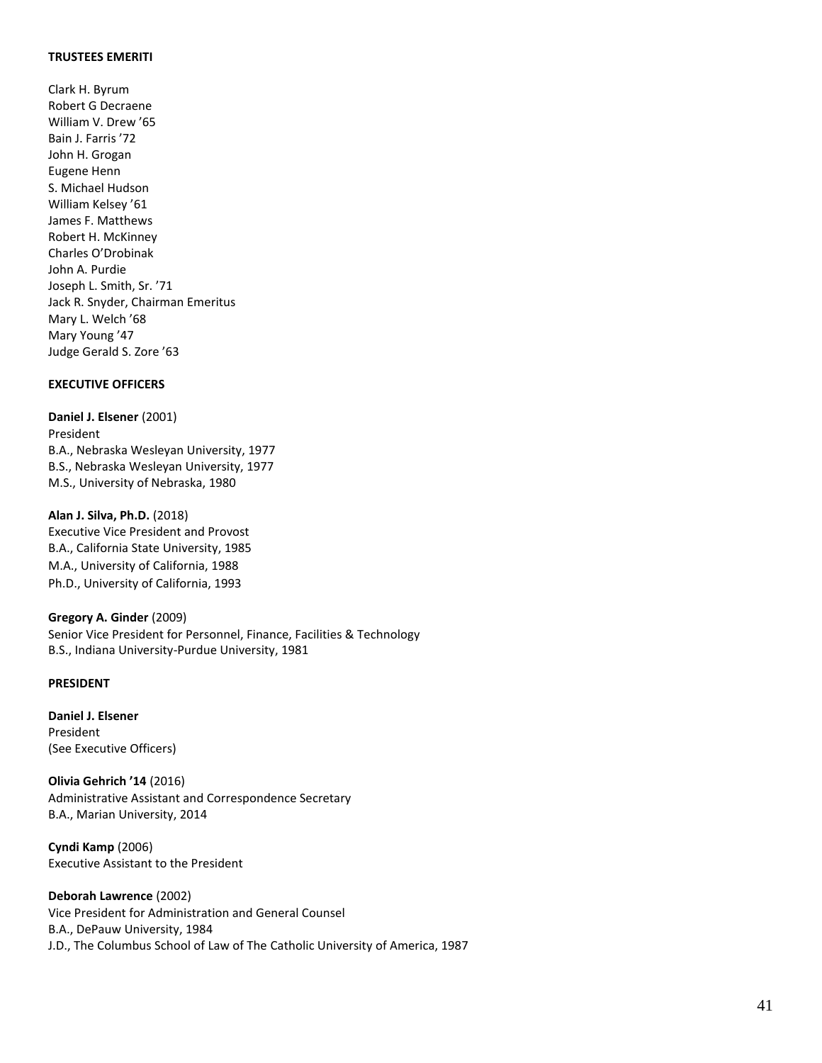## TRUSTEES EMERITI

Clark H. Byrum
Robert G Decraene
William V. Drew ’65
Bain J. Farris ’72
John H. Grogan
Eugene Henn
S. Michael Hudson
William Kelsey ’61
James F. Matthews
Robert H. McKinney
Charles O’Drobinak
John A. Purdie
Joseph L. Smith, Sr. ’71
Jack R. Snyder, Chairman Emeritus
Mary L. Welch ’68
Mary Young ’47
Judge Gerald S. Zore ’63

## EXECUTIVE OFFICERS

**Daniel J. Elsener** (2001)
President
B.A., Nebraska Wesleyan University, 1977
B.S., Nebraska Wesleyan University, 1977
M.S., University of Nebraska, 1980

**Alan J. Silva, Ph.D.** (2018)
Executive Vice President and Provost
B.A., California State University, 1985
M.A., University of California, 1988
Ph.D., University of California, 1993

**Gregory A. Ginder** (2009)
Senior Vice President for Personnel, Finance, Facilities & Technology
B.S., Indiana University-Purdue University, 1981

## PRESIDENT

**Daniel J. Elsener**
President
(See Executive Officers)

**Olivia Gehrich ’14** (2016)
Administrative Assistant and Correspondence Secretary
B.A., Marian University, 2014

**Cyndi Kamp** (2006)
Executive Assistant to the President

**Deborah Lawrence** (2002)
Vice President for Administration and General Counsel
B.A., DePauw University, 1984
J.D., The Columbus School of Law of The Catholic University of America, 1987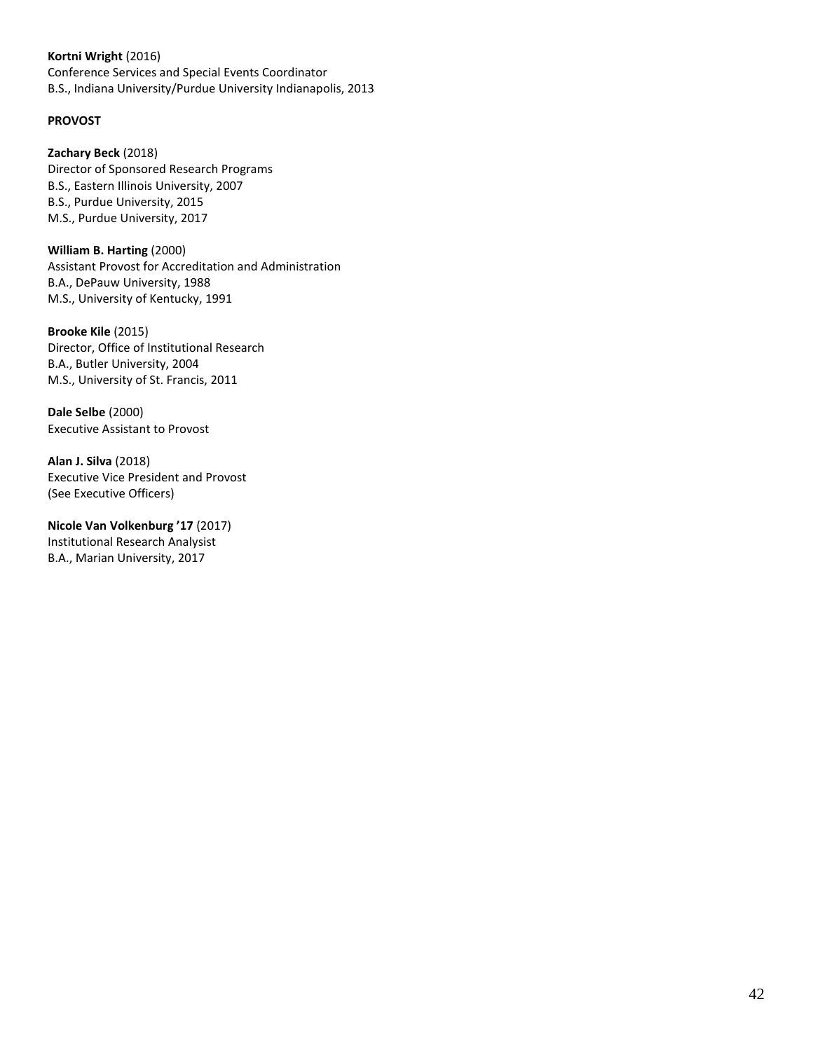**Kortni Wright** (2016)
Conference Services and Special Events Coordinator
B.S., Indiana University/Purdue University Indianapolis, 2013

**PROVOST**

**Zachary Beck** (2018)
Director of Sponsored Research Programs
B.S., Eastern Illinois University, 2007
B.S., Purdue University, 2015
M.S., Purdue University, 2017

**William B. Harting** (2000)
Assistant Provost for Accreditation and Administration
B.A., DePauw University, 1988
M.S., University of Kentucky, 1991

**Brooke Kile** (2015)
Director, Office of Institutional Research
B.A., Butler University, 2004
M.S., University of St. Francis, 2011

**Dale Selbe** (2000)
Executive Assistant to Provost

**Alan J. Silva** (2018)
Executive Vice President and Provost
(See Executive Officers)

**Nicole Van Volkenburg '17** (2017)
Institutional Research Analysist
B.A., Marian University, 2017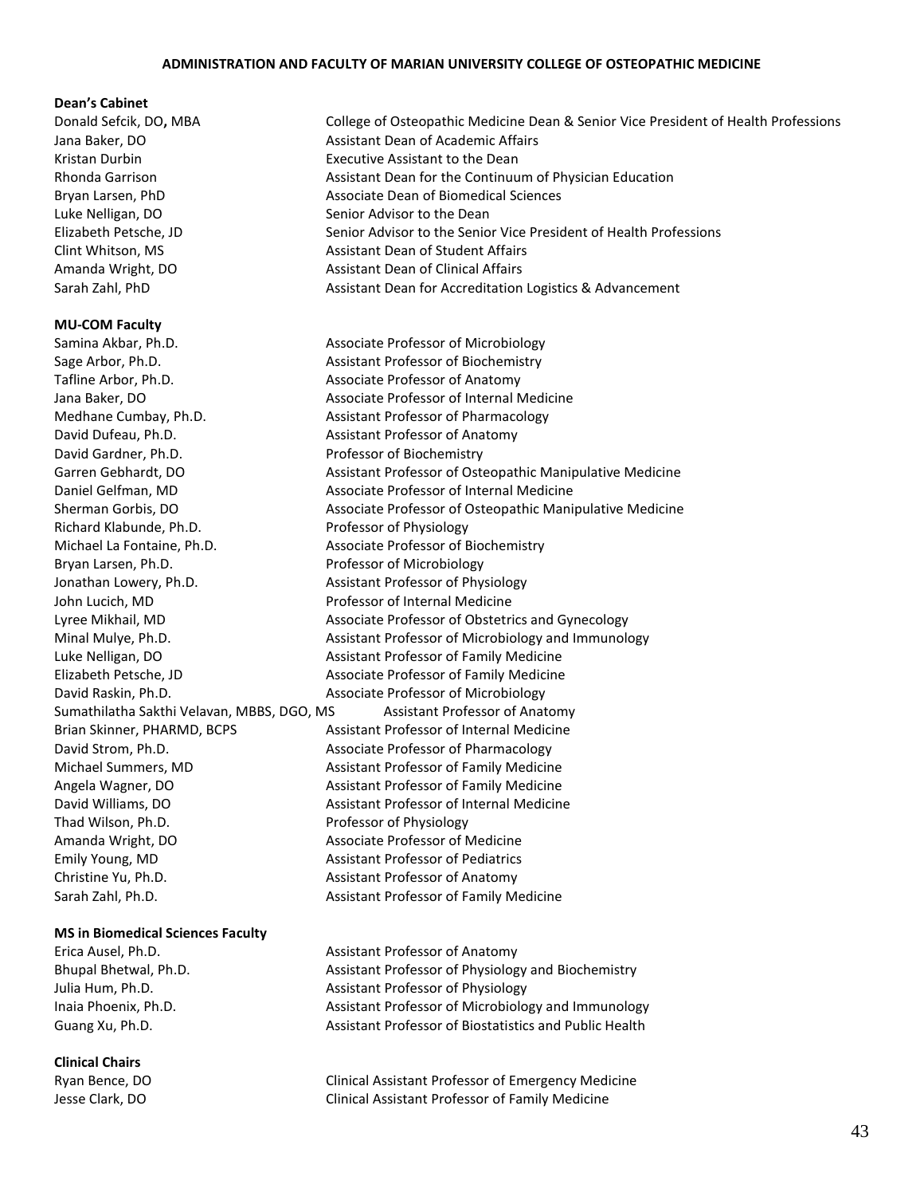**ADMINISTRATION AND FACULTY OF MARIAN UNIVERSITY COLLEGE OF OSTEOPATHIC MEDICINE**

**Dean's Cabinet**

| | |
|---|---|
| Donald Sefcik, DO, MBA | College of Osteopathic Medicine Dean & Senior Vice President of Health Professions |
| Jana Baker, DO | Assistant Dean of Academic Affairs |
| Kristan Durbin | Executive Assistant to the Dean |
| Rhonda Garrison | Assistant Dean for the Continuum of Physician Education |
| Bryan Larsen, PhD | Associate Dean of Biomedical Sciences |
| Luke Nelligan, DO | Senior Advisor to the Dean |
| Elizabeth Petsche, JD | Senior Advisor to the Senior Vice President of Health Professions |
| Clint Whitson, MS | Assistant Dean of Student Affairs |
| Amanda Wright, DO | Assistant Dean of Clinical Affairs |
| Sarah Zahl, PhD | Assistant Dean for Accreditation Logistics & Advancement |

**MU-COM Faculty**

| | |
|---|---|
| Samina Akbar, Ph.D. | Associate Professor of Microbiology |
| Sage Arbor, Ph.D. | Assistant Professor of Biochemistry |
| Tafline Arbor, Ph.D. | Associate Professor of Anatomy |
| Jana Baker, DO | Associate Professor of Internal Medicine |
| Medhane Cumbay, Ph.D. | Assistant Professor of Pharmacology |
| David Dufeau, Ph.D. | Assistant Professor of Anatomy |
| David Gardner, Ph.D. | Professor of Biochemistry |
| Garren Gebhardt, DO | Assistant Professor of Osteopathic Manipulative Medicine |
| Daniel Gelfman, MD | Associate Professor of Internal Medicine |
| Sherman Gorbis, DO | Associate Professor of Osteopathic Manipulative Medicine |
| Richard Klabunde, Ph.D. | Professor of Physiology |
| Michael La Fontaine, Ph.D. | Associate Professor of Biochemistry |
| Bryan Larsen, Ph.D. | Professor of Microbiology |
| Jonathan Lowery, Ph.D. | Assistant Professor of Physiology |
| John Lucich, MD | Professor of Internal Medicine |
| Lyree Mikhail, MD | Associate Professor of Obstetrics and Gynecology |
| Minal Mulye, Ph.D. | Assistant Professor of Microbiology and Immunology |
| Luke Nelligan, DO | Assistant Professor of Family Medicine |
| Elizabeth Petsche, JD | Associate Professor of Family Medicine |
| David Raskin, Ph.D. | Associate Professor of Microbiology |
| Sumathilatha Sakthi Velavan, MBBS, DGO, MS | Assistant Professor of Anatomy |
| Brian Skinner, PHARMD, BCPS | Assistant Professor of Internal Medicine |
| David Strom, Ph.D. | Associate Professor of Pharmacology |
| Michael Summers, MD | Assistant Professor of Family Medicine |
| Angela Wagner, DO | Assistant Professor of Family Medicine |
| David Williams, DO | Assistant Professor of Internal Medicine |
| Thad Wilson, Ph.D. | Professor of Physiology |
| Amanda Wright, DO | Associate Professor of Medicine |
| Emily Young, MD | Assistant Professor of Pediatrics |
| Christine Yu, Ph.D. | Assistant Professor of Anatomy |
| Sarah Zahl, Ph.D. | Assistant Professor of Family Medicine |

**MS in Biomedical Sciences Faculty**

| | |
|---|---|
| Erica Ausel, Ph.D. | Assistant Professor of Anatomy |
| Bhupal Bhetwal, Ph.D. | Assistant Professor of Physiology and Biochemistry |
| Julia Hum, Ph.D. | Assistant Professor of Physiology |
| Inaia Phoenix, Ph.D. | Assistant Professor of Microbiology and Immunology |
| Guang Xu, Ph.D. | Assistant Professor of Biostatistics and Public Health |

**Clinical Chairs**

| | |
|---|---|
| Ryan Bence, DO | Clinical Assistant Professor of Emergency Medicine |
| Jesse Clark, DO | Clinical Assistant Professor of Family Medicine |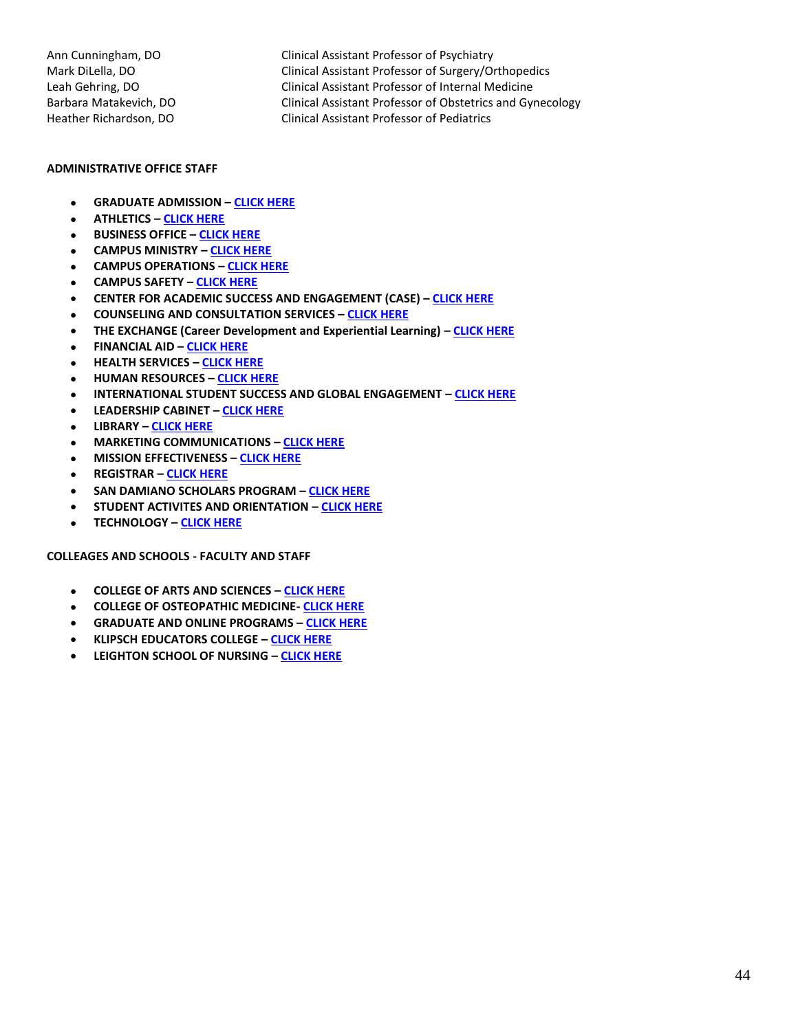| | |
|---|---|
| Ann Cunningham, DO | Clinical Assistant Professor of Psychiatry |
| Mark DiLella, DO | Clinical Assistant Professor of Surgery/Orthopedics |
| Leah Gehring, DO | Clinical Assistant Professor of Internal Medicine |
| Barbara Matakevich, DO | Clinical Assistant Professor of Obstetrics and Gynecology |
| Heather Richardson, DO | Clinical Assistant Professor of Pediatrics |

**ADMINISTRATIVE OFFICE STAFF**

- **GRADUATE ADMISSION –** CLICK HERE
- **ATHLETICS –** CLICK HERE
- **BUSINESS OFFICE –** CLICK HERE
- **CAMPUS MINISTRY –** CLICK HERE
- **CAMPUS OPERATIONS –** CLICK HERE
- **CAMPUS SAFETY –** CLICK HERE
- **CENTER FOR ACADEMIC SUCCESS AND ENGAGEMENT (CASE) –** CLICK HERE
- **COUNSELING AND CONSULTATION SERVICES –** CLICK HERE
- **THE EXCHANGE (Career Development and Experiential Learning) –** CLICK HERE
- **FINANCIAL AID –** CLICK HERE
- **HEALTH SERVICES –** CLICK HERE
- **HUMAN RESOURCES –** CLICK HERE
- **INTERNATIONAL STUDENT SUCCESS AND GLOBAL ENGAGEMENT –** CLICK HERE
- **LEADERSHIP CABINET –** CLICK HERE
- **LIBRARY –** CLICK HERE
- **MARKETING COMMUNICATIONS –** CLICK HERE
- **MISSION EFFECTIVENESS –** CLICK HERE
- **REGISTRAR –** CLICK HERE
- **SAN DAMIANO SCHOLARS PROGRAM –** CLICK HERE
- **STUDENT ACTIVITES AND ORIENTATION –** CLICK HERE
- **TECHNOLOGY –** CLICK HERE

**COLLEAGES AND SCHOOLS - FACULTY AND STAFF**

- **COLLEGE OF ARTS AND SCIENCES –** CLICK HERE
- **COLLEGE OF OSTEOPATHIC MEDICINE-** CLICK HERE
- **GRADUATE AND ONLINE PROGRAMS –** CLICK HERE
- **KLIPSCH EDUCATORS COLLEGE –** CLICK HERE
- **LEIGHTON SCHOOL OF NURSING –** CLICK HERE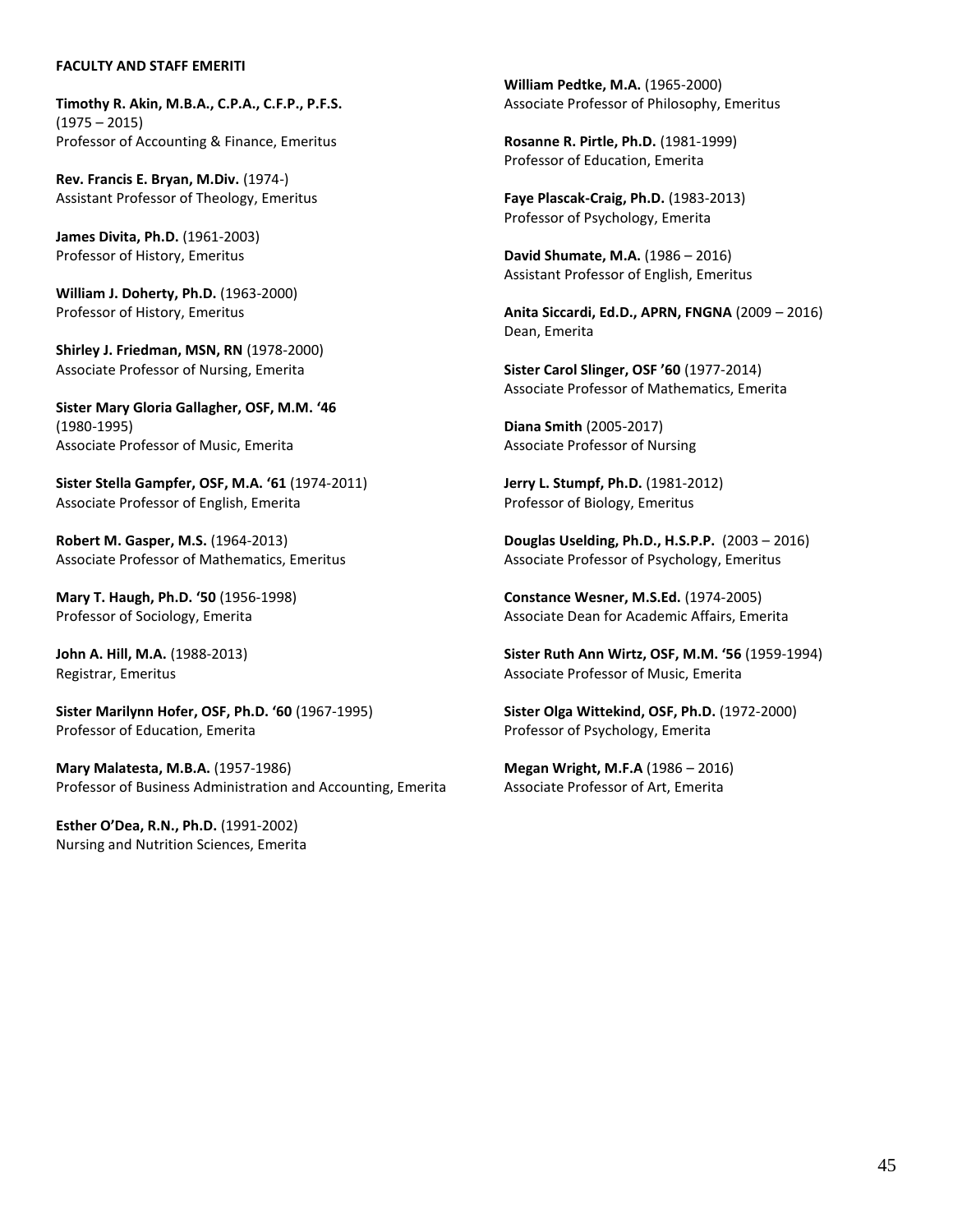**FACULTY AND STAFF EMERITI**

**Timothy R. Akin, M.B.A., C.P.A., C.F.P., P.F.S.** (1975 – 2015)
Professor of Accounting & Finance, Emeritus

**Rev. Francis E. Bryan, M.Div.** (1974-)
Assistant Professor of Theology, Emeritus

**James Divita, Ph.D.** (1961-2003)
Professor of History, Emeritus

**William J. Doherty, Ph.D.** (1963-2000)
Professor of History, Emeritus

**Shirley J. Friedman, MSN, RN** (1978-2000)
Associate Professor of Nursing, Emerita

**Sister Mary Gloria Gallagher, OSF, M.M. '46** (1980-1995)
Associate Professor of Music, Emerita

**Sister Stella Gampfer, OSF, M.A. '61** (1974-2011)
Associate Professor of English, Emerita

**Robert M. Gasper, M.S.** (1964-2013)
Associate Professor of Mathematics, Emeritus

**Mary T. Haugh, Ph.D. '50** (1956-1998)
Professor of Sociology, Emerita

**John A. Hill, M.A.** (1988-2013)
Registrar, Emeritus

**Sister Marilynn Hofer, OSF, Ph.D. '60** (1967-1995)
Professor of Education, Emerita

**Mary Malatesta, M.B.A.** (1957-1986)
Professor of Business Administration and Accounting, Emerita

**Esther O'Dea, R.N., Ph.D.** (1991-2002)
Nursing and Nutrition Sciences, Emerita

**William Pedtke, M.A.** (1965-2000)
Associate Professor of Philosophy, Emeritus

**Rosanne R. Pirtle, Ph.D.** (1981-1999)
Professor of Education, Emerita

**Faye Plascak-Craig, Ph.D.** (1983-2013)
Professor of Psychology, Emerita

**David Shumate, M.A.** (1986 – 2016)
Assistant Professor of English, Emeritus

**Anita Siccardi, Ed.D., APRN, FNGNA** (2009 – 2016)
Dean, Emerita

**Sister Carol Slinger, OSF '60** (1977-2014)
Associate Professor of Mathematics, Emerita

**Diana Smith** (2005-2017)
Associate Professor of Nursing

**Jerry L. Stumpf, Ph.D.** (1981-2012)
Professor of Biology, Emeritus

**Douglas Uselding, Ph.D., H.S.P.P.** (2003 – 2016)
Associate Professor of Psychology, Emeritus

**Constance Wesner, M.S.Ed.** (1974-2005)
Associate Dean for Academic Affairs, Emerita

**Sister Ruth Ann Wirtz, OSF, M.M. '56** (1959-1994)
Associate Professor of Music, Emerita

**Sister Olga Wittekind, OSF, Ph.D.** (1972-2000)
Professor of Psychology, Emerita

**Megan Wright, M.F.A** (1986 – 2016)
Associate Professor of Art, Emerita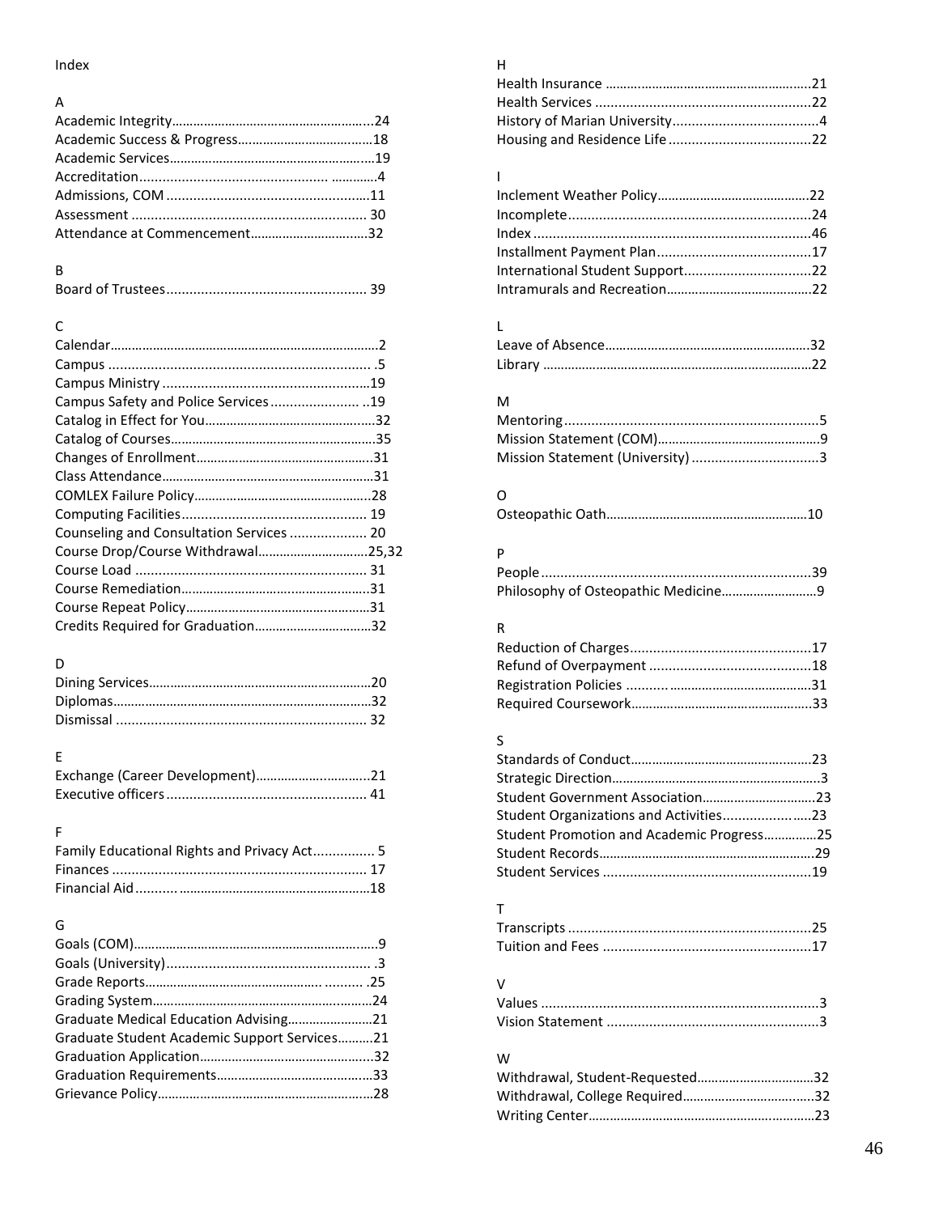# Index

## A

- Academic Integrity........................................................24
- Academic Success & Progress......................................18
- Academic Services.........................................................19
- Accreditation............................................... ............4
- Admissions, COM ....................................................11
- Assessment ............................................................ 30
- Attendance at Commencement................................32

## B

- Board of Trustees.................................................... 39

## C

- Calendar...........................................................................2
- Campus ................................................................... .5
- Campus Ministry ......................................................19
- Campus Safety and Police Services ....................... ..19
- Catalog in Effect for You..............................................32
- Catalog of Courses.........................................................35
- Changes of Enrollment.................................................31
- Class Attendance...........................................................31
- COMLEX Failure Policy.................................................28
- Computing Facilities................................................ 19
- Counseling and Consultation Services .................... 20
- Course Drop/Course Withdrawal...............................25,32
- Course Load ............................................................ 31
- Course Remediation....................................................31
- Course Repeat Policy...................................................31
- Credits Required for Graduation................................32

## D

- Dining Services..............................................................20
- Diplomas........................................................................32
- Dismissal ................................................................. 32

## E

- Exchange (Career Development)...............................21
- Executive officers .................................................... 41

## F

- Family Educational Rights and Privacy Act................ 5
- Finances .................................................................. 17
- Financial Aid........... .....................................................18

## G

- Goals (COM)....................................................................9
- Goals (University)..................................................... .3
- Grade Reports.............................................. .......... .25
- Grading System.............................................................24
- Graduate Medical Education Advising........................21
- Graduate Student Academic Support Services..........21
- Graduation Application................................................32
- Graduation Requirements...........................................33
- Grievance Policy............................................................28

## H

- Health Insurance ..........................................................21
- Health Services .........................................................22
- History of Marian University......................................4
- Housing and Residence Life .....................................22

## I

- Inclement Weather Policy..........................................22
- Incomplete...............................................................24
- Index .........................................................................46
- Installment Payment Plan.........................................17
- International Student Support.................................22
- Intramurals and Recreation........................................22

## L

- Leave of Absence.........................................................32
- Library ..........................................................................22

## M

- Mentoring..................................................................5
- Mission Statement (COM).............................................9
- Mission Statement (University) .................................3

## O

- Osteopathic Oath........................................................10

## P

- People .......................................................................39
- Philosophy of Osteopathic Medicine..........................9

## R

- Reduction of Charges...............................................17
- Refund of Overpayment ..........................................18
- Registration Policies ........... .......................................31
- Required Coursework..................................................33

## S

- Standards of Conduct..................................................23
- Strategic Direction..........................................................3
- Student Government Association................................23
- Student Organizations and Activities.....................23
- Student Promotion and Academic Progress...............25
- Student Records............................................................29
- Student Services ......................................................19

## T

- Transcripts ...............................................................25
- Tuition and Fees ......................................................17

## V

- Values .........................................................................3
- Vision Statement .......................................................3

## W

- Withdrawal, Student-Requested................................32
- Withdrawal, College Required....................................32
- Writing Center...............................................................23